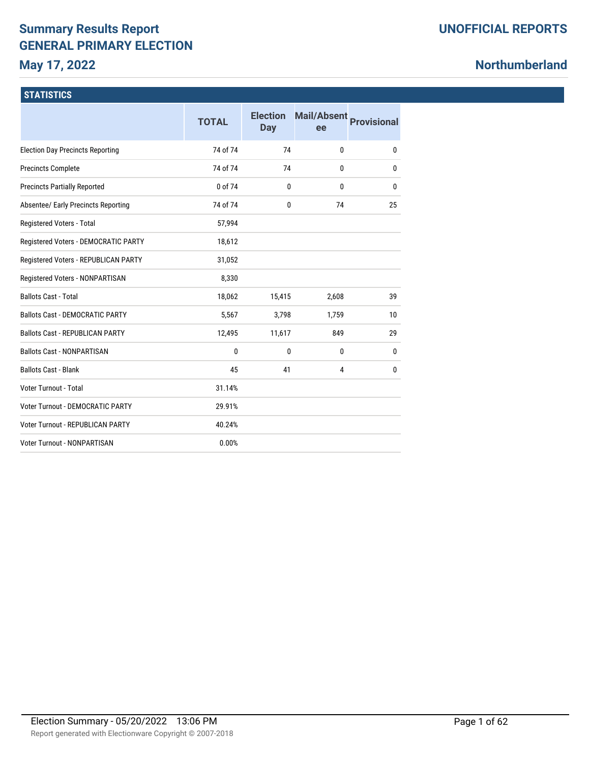# Summary Results Report
## GENERAL PRIMARY ELECTION
## May 17, 2022

**UNOFFICIAL REPORTS**

**Northumberland**

### STATISTICS

| | TOTAL | Election Day | Mail/Absentee | Provisional |
|---|---|---|---|---|
| Election Day Precincts Reporting | 74 of 74 | 74 | 0 | 0 |
| Precincts Complete | 74 of 74 | 74 | 0 | 0 |
| Precincts Partially Reported | 0 of 74 | 0 | 0 | 0 |
| Absentee/ Early Precincts Reporting | 74 of 74 | 0 | 74 | 25 |
| Registered Voters - Total | 57,994 | | | |
| Registered Voters - DEMOCRATIC PARTY | 18,612 | | | |
| Registered Voters - REPUBLICAN PARTY | 31,052 | | | |
| Registered Voters - NONPARTISAN | 8,330 | | | |
| Ballots Cast - Total | 18,062 | 15,415 | 2,608 | 39 |
| Ballots Cast - DEMOCRATIC PARTY | 5,567 | 3,798 | 1,759 | 10 |
| Ballots Cast - REPUBLICAN PARTY | 12,495 | 11,617 | 849 | 29 |
| Ballots Cast - NONPARTISAN | 0 | 0 | 0 | 0 |
| Ballots Cast - Blank | 45 | 41 | 4 | 0 |
| Voter Turnout - Total | 31.14% | | | |
| Voter Turnout - DEMOCRATIC PARTY | 29.91% | | | |
| Voter Turnout - REPUBLICAN PARTY | 40.24% | | | |
| Voter Turnout - NONPARTISAN | 0.00% | | | |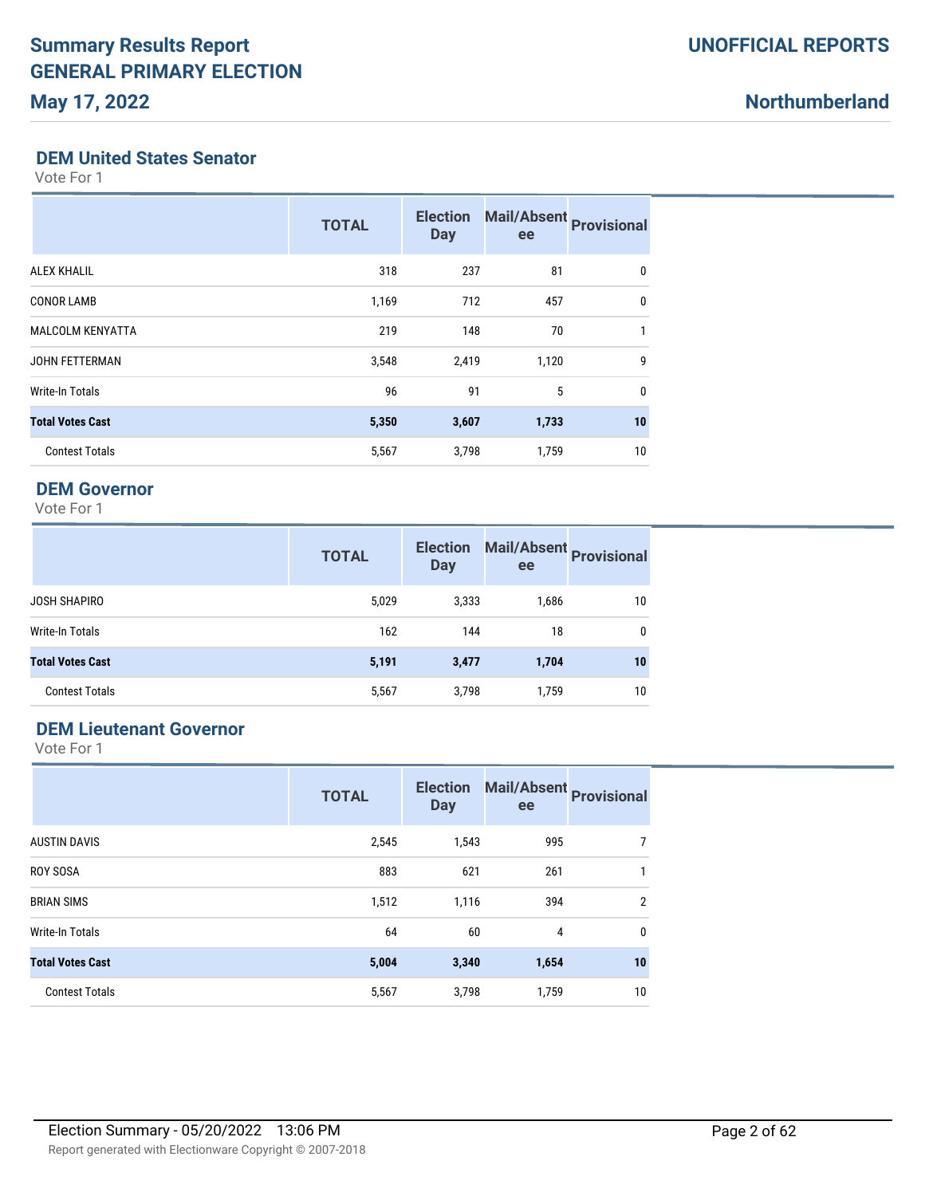# Summary Results Report
# GENERAL PRIMARY ELECTION
## May 17, 2022

**UNOFFICIAL REPORTS**

**Northumberland**

### DEM United States Senator

Vote For 1

| | TOTAL | Election Day | Mail/Absentee | Provisional |
|---|---|---|---|---|
| ALEX KHALIL | 318 | 237 | 81 | 0 |
| CONOR LAMB | 1,169 | 712 | 457 | 0 |
| MALCOLM KENYATTA | 219 | 148 | 70 | 1 |
| JOHN FETTERMAN | 3,548 | 2,419 | 1,120 | 9 |
| Write-In Totals | 96 | 91 | 5 | 0 |
| **Total Votes Cast** | **5,350** | **3,607** | **1,733** | **10** |
| Contest Totals | 5,567 | 3,798 | 1,759 | 10 |

### DEM Governor

Vote For 1

| | TOTAL | Election Day | Mail/Absentee | Provisional |
|---|---|---|---|---|
| JOSH SHAPIRO | 5,029 | 3,333 | 1,686 | 10 |
| Write-In Totals | 162 | 144 | 18 | 0 |
| **Total Votes Cast** | **5,191** | **3,477** | **1,704** | **10** |
| Contest Totals | 5,567 | 3,798 | 1,759 | 10 |

### DEM Lieutenant Governor

Vote For 1

| | TOTAL | Election Day | Mail/Absentee | Provisional |
|---|---|---|---|---|
| AUSTIN DAVIS | 2,545 | 1,543 | 995 | 7 |
| ROY SOSA | 883 | 621 | 261 | 1 |
| BRIAN SIMS | 1,512 | 1,116 | 394 | 2 |
| Write-In Totals | 64 | 60 | 4 | 0 |
| **Total Votes Cast** | **5,004** | **3,340** | **1,654** | **10** |
| Contest Totals | 5,567 | 3,798 | 1,759 | 10 |

Election Summary - 05/20/2022 13:06 PM

Report generated with Electionware Copyright © 2007-2018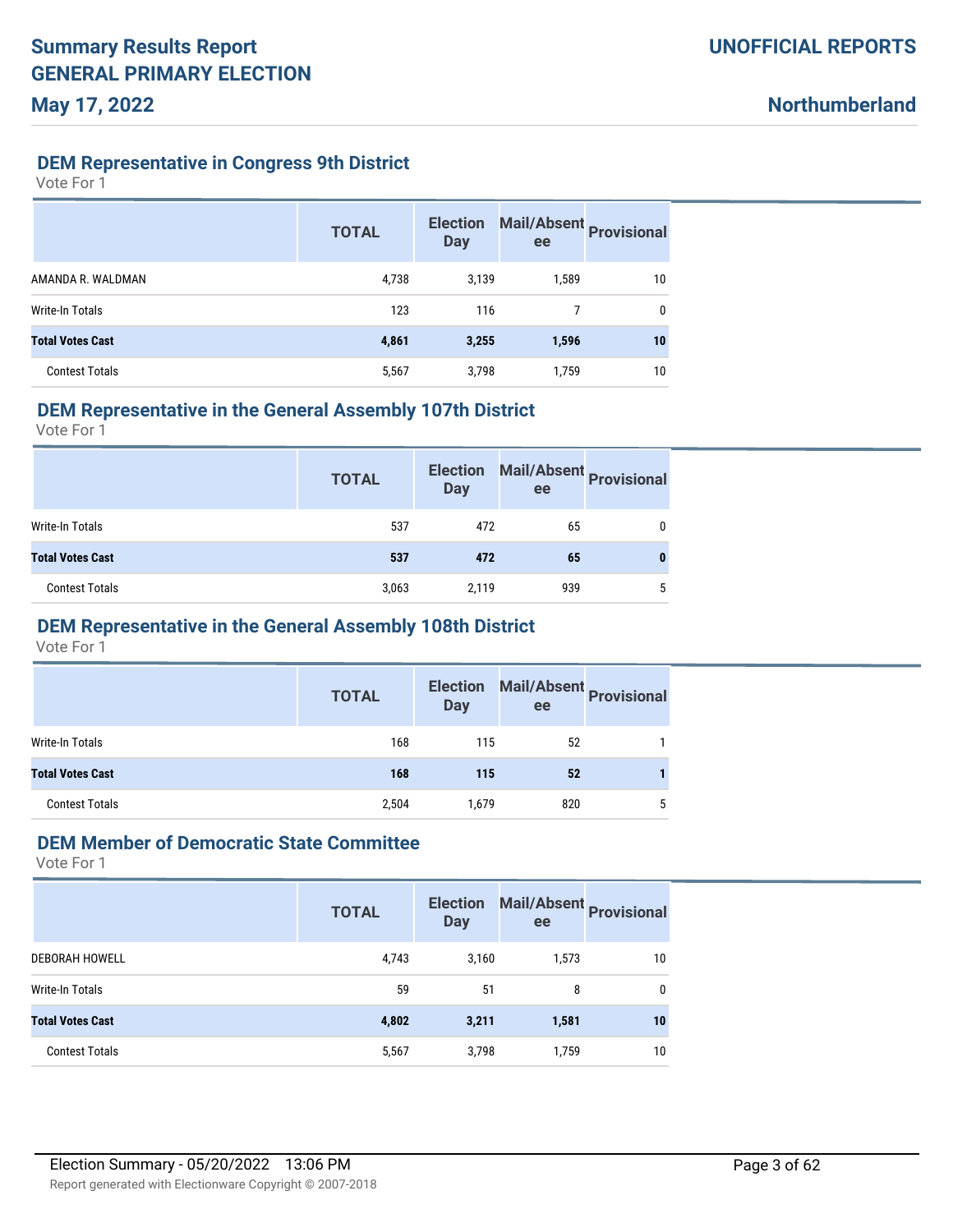# Summary Results Report GENERAL PRIMARY ELECTION

**May 17, 2022**

**UNOFFICIAL REPORTS**

**Northumberland**

## DEM Representative in Congress 9th District

Vote For 1

| | TOTAL | Election Day | Mail/Absentee | Provisional |
|---|---|---|---|---|
| AMANDA R. WALDMAN | 4,738 | 3,139 | 1,589 | 10 |
| Write-In Totals | 123 | 116 | 7 | 0 |
| **Total Votes Cast** | **4,861** | **3,255** | **1,596** | **10** |
| Contest Totals | 5,567 | 3,798 | 1,759 | 10 |

## DEM Representative in the General Assembly 107th District

Vote For 1

| | TOTAL | Election Day | Mail/Absentee | Provisional |
|---|---|---|---|---|
| Write-In Totals | 537 | 472 | 65 | 0 |
| **Total Votes Cast** | **537** | **472** | **65** | **0** |
| Contest Totals | 3,063 | 2,119 | 939 | 5 |

## DEM Representative in the General Assembly 108th District

Vote For 1

| | TOTAL | Election Day | Mail/Absentee | Provisional |
|---|---|---|---|---|
| Write-In Totals | 168 | 115 | 52 | 1 |
| **Total Votes Cast** | **168** | **115** | **52** | **1** |
| Contest Totals | 2,504 | 1,679 | 820 | 5 |

## DEM Member of Democratic State Committee

Vote For 1

| | TOTAL | Election Day | Mail/Absentee | Provisional |
|---|---|---|---|---|
| DEBORAH HOWELL | 4,743 | 3,160 | 1,573 | 10 |
| Write-In Totals | 59 | 51 | 8 | 0 |
| **Total Votes Cast** | **4,802** | **3,211** | **1,581** | **10** |
| Contest Totals | 5,567 | 3,798 | 1,759 | 10 |

Election Summary - 05/20/2022 13:06 PM

Report generated with Electionware Copyright © 2007-2018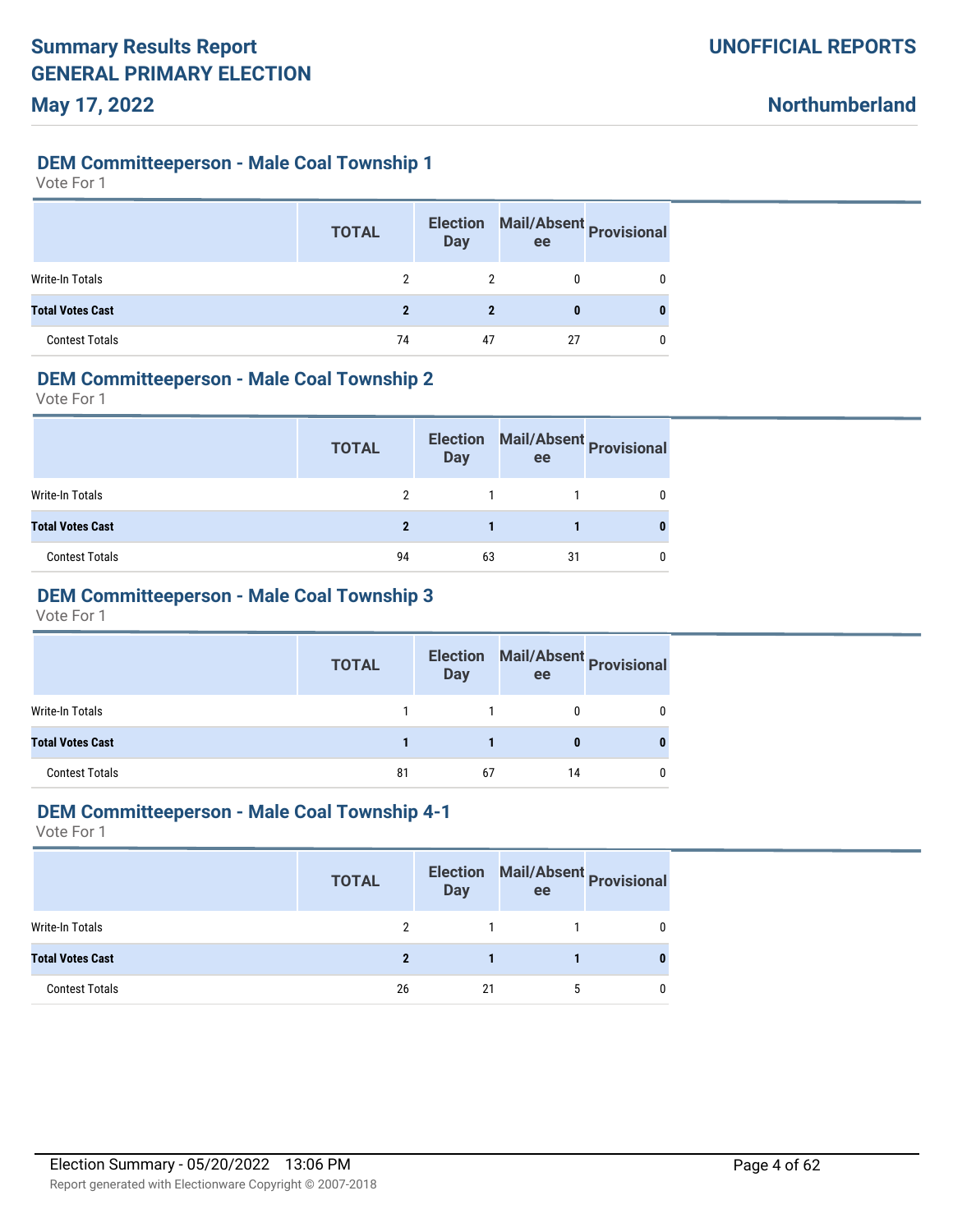# Summary Results Report
# GENERAL PRIMARY ELECTION
## May 17, 2022

**UNOFFICIAL REPORTS**

**Northumberland**

### DEM Committeeperson - Male Coal Township 1

Vote For 1

| | TOTAL | Election Day | Mail/Absentee | Provisional |
|---|---|---|---|---|
| Write-In Totals | 2 | 2 | 0 | 0 |
| **Total Votes Cast** | **2** | **2** | **0** | **0** |
| Contest Totals | 74 | 47 | 27 | 0 |

### DEM Committeeperson - Male Coal Township 2

Vote For 1

| | TOTAL | Election Day | Mail/Absentee | Provisional |
|---|---|---|---|---|
| Write-In Totals | 2 | 1 | 1 | 0 |
| **Total Votes Cast** | **2** | **1** | **1** | **0** |
| Contest Totals | 94 | 63 | 31 | 0 |

### DEM Committeeperson - Male Coal Township 3

Vote For 1

| | TOTAL | Election Day | Mail/Absentee | Provisional |
|---|---|---|---|---|
| Write-In Totals | 1 | 1 | 0 | 0 |
| **Total Votes Cast** | **1** | **1** | **0** | **0** |
| Contest Totals | 81 | 67 | 14 | 0 |

### DEM Committeeperson - Male Coal Township 4-1

Vote For 1

| | TOTAL | Election Day | Mail/Absentee | Provisional |
|---|---|---|---|---|
| Write-In Totals | 2 | 1 | 1 | 0 |
| **Total Votes Cast** | **2** | **1** | **1** | **0** |
| Contest Totals | 26 | 21 | 5 | 0 |

Election Summary - 05/20/2022 13:06 PM

Report generated with Electionware Copyright © 2007-2018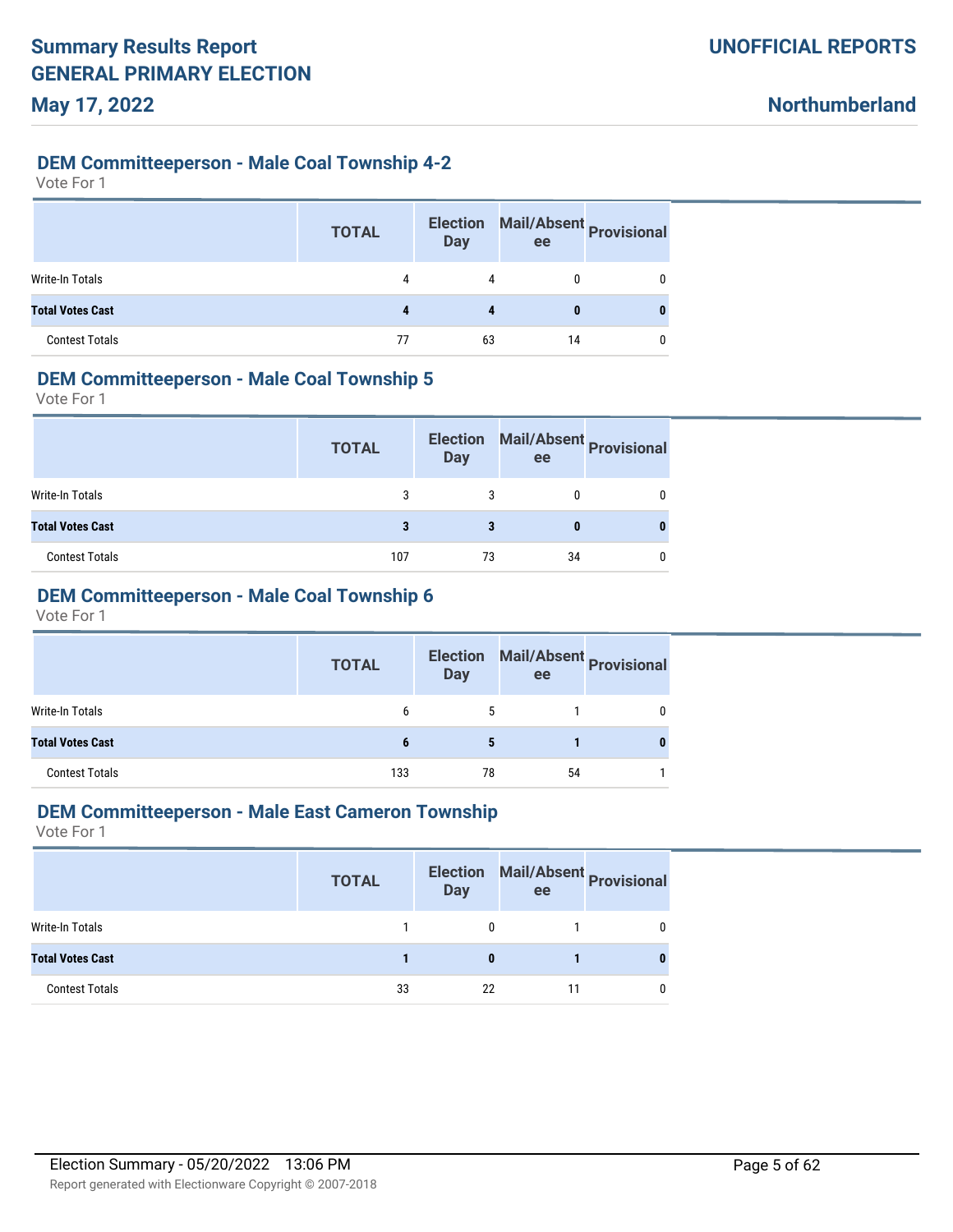## DEM Committeeperson - Male Coal Township 4-2

Vote For 1

| | TOTAL | Election Day | Mail/Absentee | Provisional |
|---|---|---|---|---|
| Write-In Totals | 4 | 4 | 0 | 0 |
| **Total Votes Cast** | **4** | **4** | **0** | **0** |
| Contest Totals | 77 | 63 | 14 | 0 |

## DEM Committeeperson - Male Coal Township 5

Vote For 1

| | TOTAL | Election Day | Mail/Absentee | Provisional |
|---|---|---|---|---|
| Write-In Totals | 3 | 3 | 0 | 0 |
| **Total Votes Cast** | **3** | **3** | **0** | **0** |
| Contest Totals | 107 | 73 | 34 | 0 |

## DEM Committeeperson - Male Coal Township 6

Vote For 1

| | TOTAL | Election Day | Mail/Absentee | Provisional |
|---|---|---|---|---|
| Write-In Totals | 6 | 5 | 1 | 0 |
| **Total Votes Cast** | **6** | **5** | **1** | **0** |
| Contest Totals | 133 | 78 | 54 | 1 |

## DEM Committeeperson - Male East Cameron Township

Vote For 1

| | TOTAL | Election Day | Mail/Absentee | Provisional |
|---|---|---|---|---|
| Write-In Totals | 1 | 0 | 1 | 0 |
| **Total Votes Cast** | **1** | **0** | **1** | **0** |
| Contest Totals | 33 | 22 | 11 | 0 |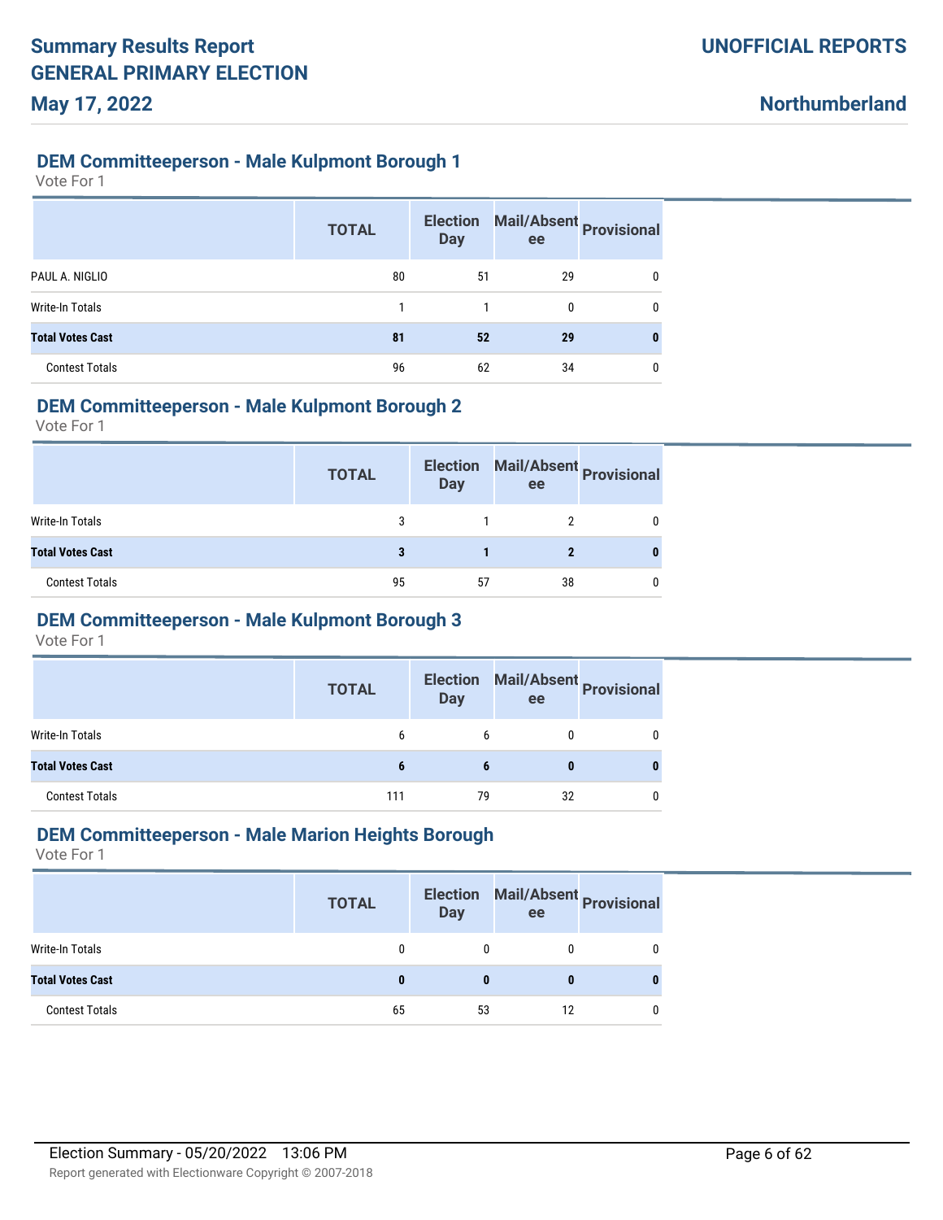### DEM Committeeperson - Male Kulpmont Borough 1

Vote For 1

| | TOTAL | Election Day | Mail/Absentee | Provisional |
|---|---|---|---|---|
| PAUL A. NIGLIO | 80 | 51 | 29 | 0 |
| Write-In Totals | 1 | 1 | 0 | 0 |
| **Total Votes Cast** | **81** | **52** | **29** | **0** |
| Contest Totals | 96 | 62 | 34 | 0 |

### DEM Committeeperson - Male Kulpmont Borough 2

Vote For 1

| | TOTAL | Election Day | Mail/Absentee | Provisional |
|---|---|---|---|---|
| Write-In Totals | 3 | 1 | 2 | 0 |
| **Total Votes Cast** | **3** | **1** | **2** | **0** |
| Contest Totals | 95 | 57 | 38 | 0 |

### DEM Committeeperson - Male Kulpmont Borough 3

Vote For 1

| | TOTAL | Election Day | Mail/Absentee | Provisional |
|---|---|---|---|---|
| Write-In Totals | 6 | 6 | 0 | 0 |
| **Total Votes Cast** | **6** | **6** | **0** | **0** |
| Contest Totals | 111 | 79 | 32 | 0 |

### DEM Committeeperson - Male Marion Heights Borough

Vote For 1

| | TOTAL | Election Day | Mail/Absentee | Provisional |
|---|---|---|---|---|
| Write-In Totals | 0 | 0 | 0 | 0 |
| **Total Votes Cast** | **0** | **0** | **0** | **0** |
| Contest Totals | 65 | 53 | 12 | 0 |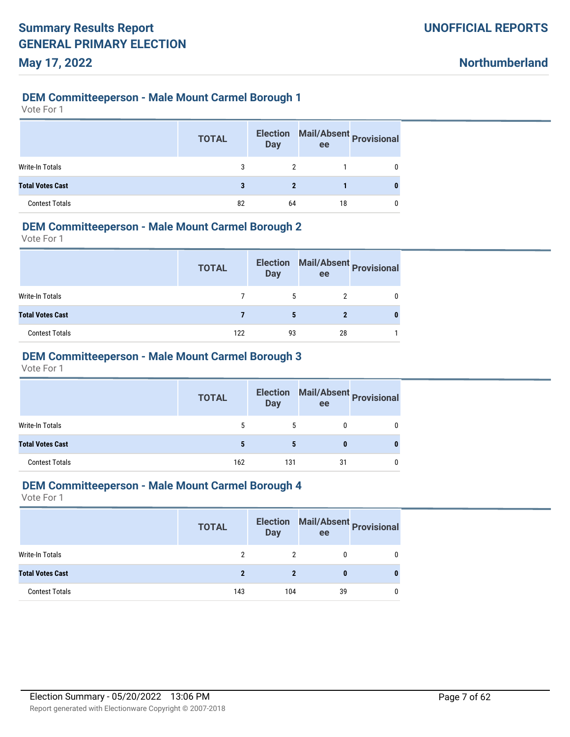### DEM Committeeperson - Male Mount Carmel Borough 1

Vote For 1

| | TOTAL | Election Day | Mail/Absentee | Provisional |
|---|---|---|---|---|
| Write-In Totals | 3 | 2 | 1 | 0 |
| **Total Votes Cast** | **3** | **2** | **1** | **0** |
| Contest Totals | 82 | 64 | 18 | 0 |

### DEM Committeeperson - Male Mount Carmel Borough 2

Vote For 1

| | TOTAL | Election Day | Mail/Absentee | Provisional |
|---|---|---|---|---|
| Write-In Totals | 7 | 5 | 2 | 0 |
| **Total Votes Cast** | **7** | **5** | **2** | **0** |
| Contest Totals | 122 | 93 | 28 | 1 |

### DEM Committeeperson - Male Mount Carmel Borough 3

Vote For 1

| | TOTAL | Election Day | Mail/Absentee | Provisional |
|---|---|---|---|---|
| Write-In Totals | 5 | 5 | 0 | 0 |
| **Total Votes Cast** | **5** | **5** | **0** | **0** |
| Contest Totals | 162 | 131 | 31 | 0 |

### DEM Committeeperson - Male Mount Carmel Borough 4

Vote For 1

| | TOTAL | Election Day | Mail/Absentee | Provisional |
|---|---|---|---|---|
| Write-In Totals | 2 | 2 | 0 | 0 |
| **Total Votes Cast** | **2** | **2** | **0** | **0** |
| Contest Totals | 143 | 104 | 39 | 0 |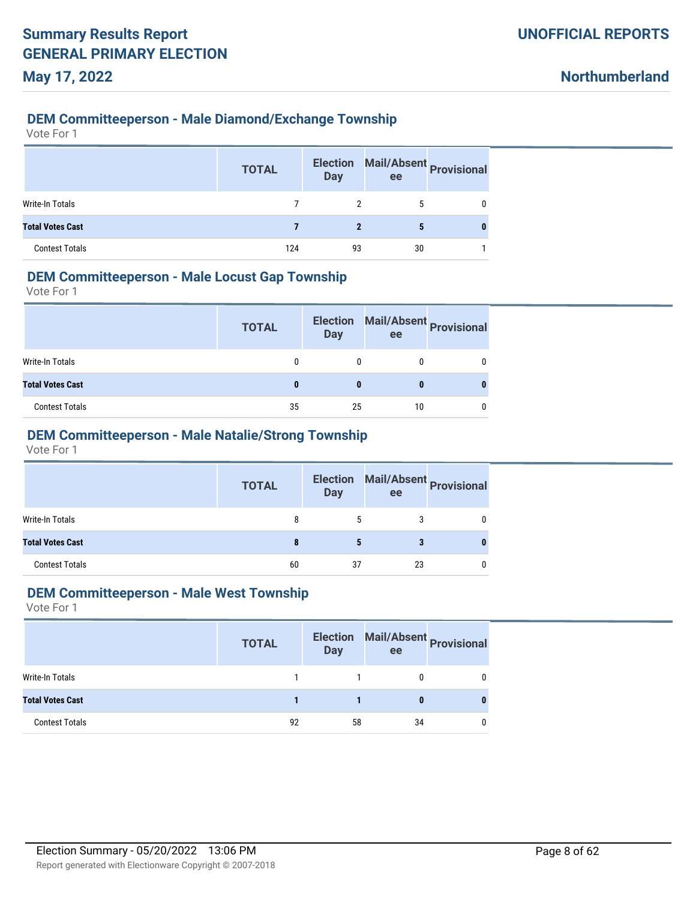## DEM Committeeperson - Male Diamond/Exchange Township

Vote For 1

| | TOTAL | Election Day | Mail/Absentee | Provisional |
|---|---|---|---|---|
| Write-In Totals | 7 | 2 | 5 | 0 |
| **Total Votes Cast** | **7** | **2** | **5** | **0** |
| Contest Totals | 124 | 93 | 30 | 1 |

## DEM Committeeperson - Male Locust Gap Township

Vote For 1

| | TOTAL | Election Day | Mail/Absentee | Provisional |
|---|---|---|---|---|
| Write-In Totals | 0 | 0 | 0 | 0 |
| **Total Votes Cast** | **0** | **0** | **0** | **0** |
| Contest Totals | 35 | 25 | 10 | 0 |

## DEM Committeeperson - Male Natalie/Strong Township

Vote For 1

| | TOTAL | Election Day | Mail/Absentee | Provisional |
|---|---|---|---|---|
| Write-In Totals | 8 | 5 | 3 | 0 |
| **Total Votes Cast** | **8** | **5** | **3** | **0** |
| Contest Totals | 60 | 37 | 23 | 0 |

## DEM Committeeperson - Male West Township

Vote For 1

| | TOTAL | Election Day | Mail/Absentee | Provisional |
|---|---|---|---|---|
| Write-In Totals | 1 | 1 | 0 | 0 |
| **Total Votes Cast** | **1** | **1** | **0** | **0** |
| Contest Totals | 92 | 58 | 34 | 0 |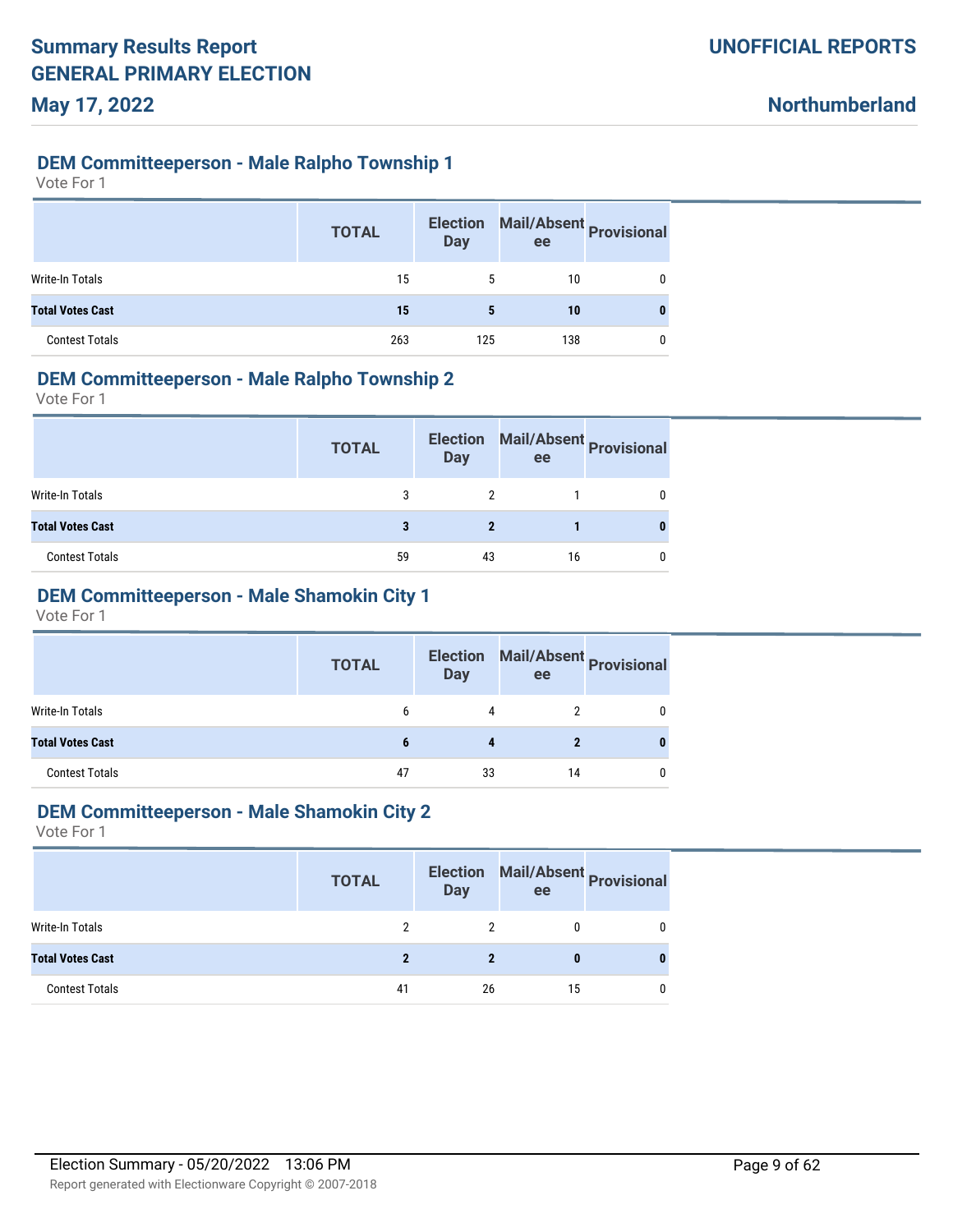### DEM Committeeperson - Male Ralpho Township 1

Vote For 1

| | TOTAL | Election Day | Mail/Absentee | Provisional |
|---|---|---|---|---|
| Write-In Totals | 15 | 5 | 10 | 0 |
| **Total Votes Cast** | **15** | **5** | **10** | **0** |
| Contest Totals | 263 | 125 | 138 | 0 |

### DEM Committeeperson - Male Ralpho Township 2

Vote For 1

| | TOTAL | Election Day | Mail/Absentee | Provisional |
|---|---|---|---|---|
| Write-In Totals | 3 | 2 | 1 | 0 |
| **Total Votes Cast** | **3** | **2** | **1** | **0** |
| Contest Totals | 59 | 43 | 16 | 0 |

### DEM Committeeperson - Male Shamokin City 1

Vote For 1

| | TOTAL | Election Day | Mail/Absentee | Provisional |
|---|---|---|---|---|
| Write-In Totals | 6 | 4 | 2 | 0 |
| **Total Votes Cast** | **6** | **4** | **2** | **0** |
| Contest Totals | 47 | 33 | 14 | 0 |

### DEM Committeeperson - Male Shamokin City 2

Vote For 1

| | TOTAL | Election Day | Mail/Absentee | Provisional |
|---|---|---|---|---|
| Write-In Totals | 2 | 2 | 0 | 0 |
| **Total Votes Cast** | **2** | **2** | **0** | **0** |
| Contest Totals | 41 | 26 | 15 | 0 |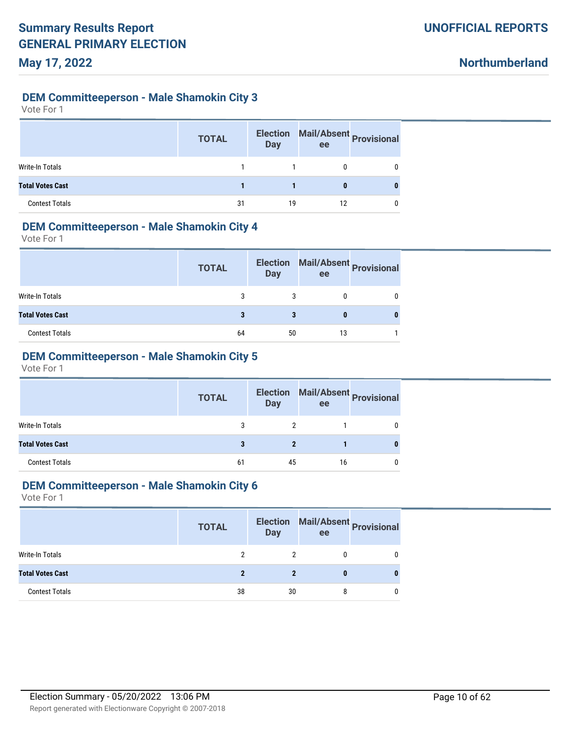## DEM Committeeperson - Male Shamokin City 3

Vote For 1

| | TOTAL | Election Day | Mail/Absentee | Provisional |
|---|---|---|---|---|
| Write-In Totals | 1 | 1 | 0 | 0 |
| **Total Votes Cast** | **1** | **1** | **0** | **0** |
| Contest Totals | 31 | 19 | 12 | 0 |

## DEM Committeeperson - Male Shamokin City 4

Vote For 1

| | TOTAL | Election Day | Mail/Absentee | Provisional |
|---|---|---|---|---|
| Write-In Totals | 3 | 3 | 0 | 0 |
| **Total Votes Cast** | **3** | **3** | **0** | **0** |
| Contest Totals | 64 | 50 | 13 | 1 |

## DEM Committeeperson - Male Shamokin City 5

Vote For 1

| | TOTAL | Election Day | Mail/Absentee | Provisional |
|---|---|---|---|---|
| Write-In Totals | 3 | 2 | 1 | 0 |
| **Total Votes Cast** | **3** | **2** | **1** | **0** |
| Contest Totals | 61 | 45 | 16 | 0 |

## DEM Committeeperson - Male Shamokin City 6

Vote For 1

| | TOTAL | Election Day | Mail/Absentee | Provisional |
|---|---|---|---|---|
| Write-In Totals | 2 | 2 | 0 | 0 |
| **Total Votes Cast** | **2** | **2** | **0** | **0** |
| Contest Totals | 38 | 30 | 8 | 0 |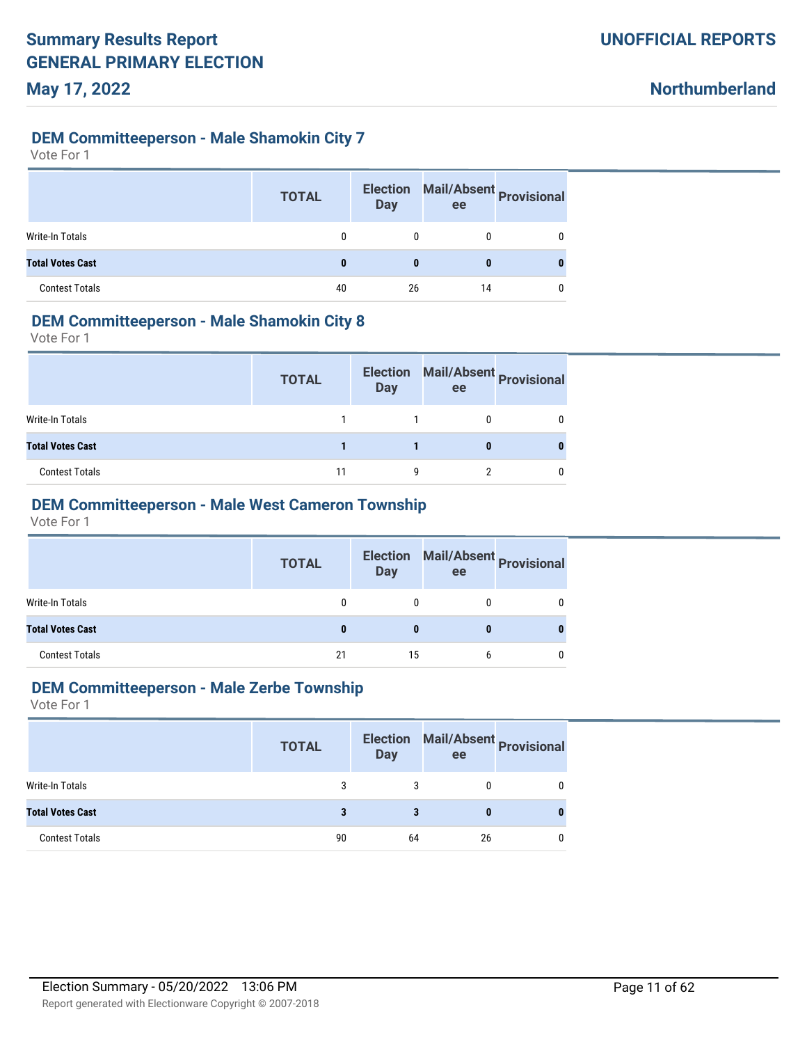## DEM Committeeperson - Male Shamokin City 7

Vote For 1

| | TOTAL | Election Day | Mail/Absentee | Provisional |
|---|---|---|---|---|
| Write-In Totals | 0 | 0 | 0 | 0 |
| **Total Votes Cast** | **0** | **0** | **0** | **0** |
| Contest Totals | 40 | 26 | 14 | 0 |

## DEM Committeeperson - Male Shamokin City 8

Vote For 1

| | TOTAL | Election Day | Mail/Absentee | Provisional |
|---|---|---|---|---|
| Write-In Totals | 1 | 1 | 0 | 0 |
| **Total Votes Cast** | **1** | **1** | **0** | **0** |
| Contest Totals | 11 | 9 | 2 | 0 |

## DEM Committeeperson - Male West Cameron Township

Vote For 1

| | TOTAL | Election Day | Mail/Absentee | Provisional |
|---|---|---|---|---|
| Write-In Totals | 0 | 0 | 0 | 0 |
| **Total Votes Cast** | **0** | **0** | **0** | **0** |
| Contest Totals | 21 | 15 | 6 | 0 |

## DEM Committeeperson - Male Zerbe Township

Vote For 1

| | TOTAL | Election Day | Mail/Absentee | Provisional |
|---|---|---|---|---|
| Write-In Totals | 3 | 3 | 0 | 0 |
| **Total Votes Cast** | **3** | **3** | **0** | **0** |
| Contest Totals | 90 | 64 | 26 | 0 |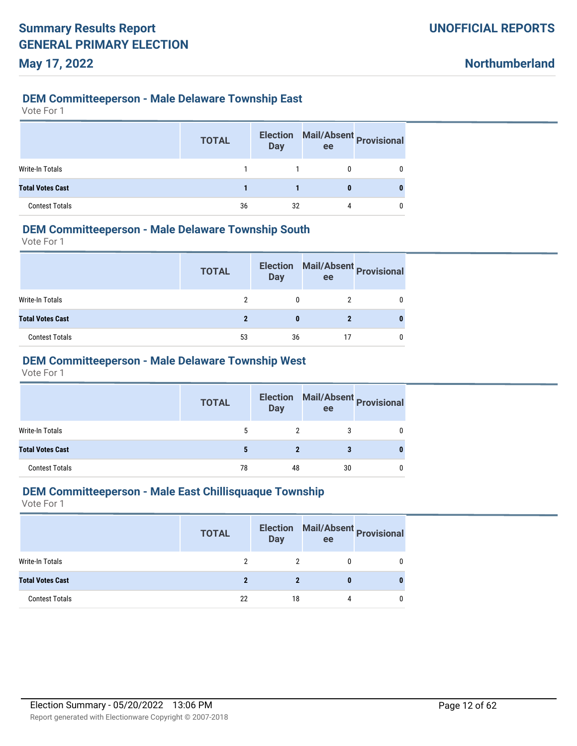## DEM Committeeperson - Male Delaware Township East

Vote For 1

| | TOTAL | Election Day | Mail/Absentee | Provisional |
|---|---|---|---|---|
| Write-In Totals | 1 | 1 | 0 | 0 |
| **Total Votes Cast** | **1** | **1** | **0** | **0** |
| Contest Totals | 36 | 32 | 4 | 0 |

## DEM Committeeperson - Male Delaware Township South

Vote For 1

| | TOTAL | Election Day | Mail/Absentee | Provisional |
|---|---|---|---|---|
| Write-In Totals | 2 | 0 | 2 | 0 |
| **Total Votes Cast** | **2** | **0** | **2** | **0** |
| Contest Totals | 53 | 36 | 17 | 0 |

## DEM Committeeperson - Male Delaware Township West

Vote For 1

| | TOTAL | Election Day | Mail/Absentee | Provisional |
|---|---|---|---|---|
| Write-In Totals | 5 | 2 | 3 | 0 |
| **Total Votes Cast** | **5** | **2** | **3** | **0** |
| Contest Totals | 78 | 48 | 30 | 0 |

## DEM Committeeperson - Male East Chillisquaque Township

Vote For 1

| | TOTAL | Election Day | Mail/Absentee | Provisional |
|---|---|---|---|---|
| Write-In Totals | 2 | 2 | 0 | 0 |
| **Total Votes Cast** | **2** | **2** | **0** | **0** |
| Contest Totals | 22 | 18 | 4 | 0 |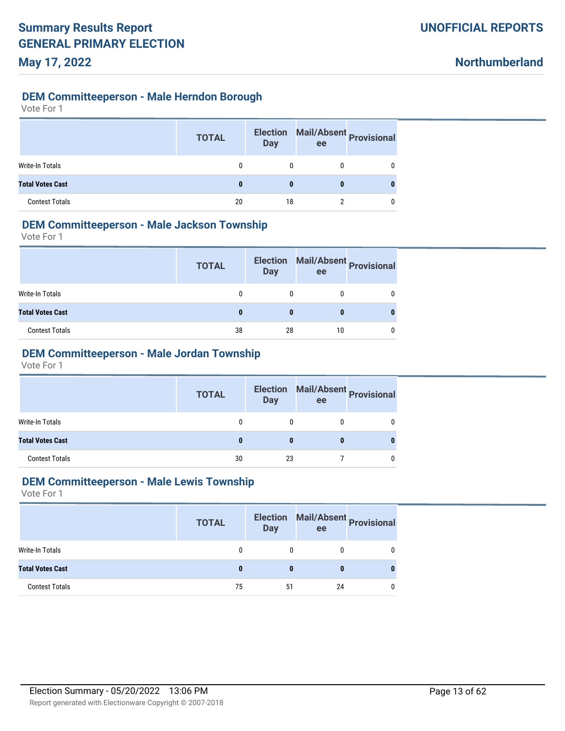## DEM Committeeperson - Male Herndon Borough

Vote For 1

| | TOTAL | Election Day | Mail/Absentee | Provisional |
|---|---|---|---|---|
| Write-In Totals | 0 | 0 | 0 | 0 |
| **Total Votes Cast** | **0** | **0** | **0** | **0** |
| Contest Totals | 20 | 18 | 2 | 0 |

## DEM Committeeperson - Male Jackson Township

Vote For 1

| | TOTAL | Election Day | Mail/Absentee | Provisional |
|---|---|---|---|---|
| Write-In Totals | 0 | 0 | 0 | 0 |
| **Total Votes Cast** | **0** | **0** | **0** | **0** |
| Contest Totals | 38 | 28 | 10 | 0 |

## DEM Committeeperson - Male Jordan Township

Vote For 1

| | TOTAL | Election Day | Mail/Absentee | Provisional |
|---|---|---|---|---|
| Write-In Totals | 0 | 0 | 0 | 0 |
| **Total Votes Cast** | **0** | **0** | **0** | **0** |
| Contest Totals | 30 | 23 | 7 | 0 |

## DEM Committeeperson - Male Lewis Township

Vote For 1

| | TOTAL | Election Day | Mail/Absentee | Provisional |
|---|---|---|---|---|
| Write-In Totals | 0 | 0 | 0 | 0 |
| **Total Votes Cast** | **0** | **0** | **0** | **0** |
| Contest Totals | 75 | 51 | 24 | 0 |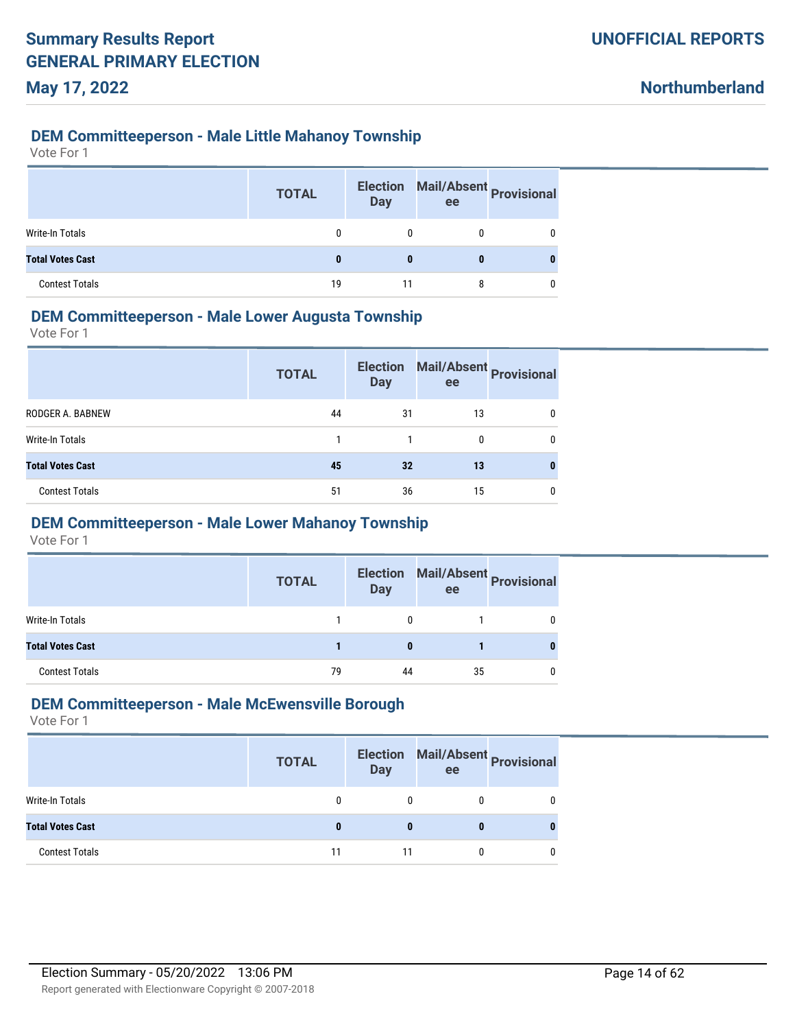### DEM Committeeperson - Male Little Mahanoy Township

Vote For 1

| | TOTAL | Election Day | Mail/Absentee | Provisional |
|---|---|---|---|---|
| Write-In Totals | 0 | 0 | 0 | 0 |
| **Total Votes Cast** | **0** | **0** | **0** | **0** |
| Contest Totals | 19 | 11 | 8 | 0 |

### DEM Committeeperson - Male Lower Augusta Township

Vote For 1

| | TOTAL | Election Day | Mail/Absentee | Provisional |
|---|---|---|---|---|
| RODGER A. BABNEW | 44 | 31 | 13 | 0 |
| Write-In Totals | 1 | 1 | 0 | 0 |
| **Total Votes Cast** | **45** | **32** | **13** | **0** |
| Contest Totals | 51 | 36 | 15 | 0 |

### DEM Committeeperson - Male Lower Mahanoy Township

Vote For 1

| | TOTAL | Election Day | Mail/Absentee | Provisional |
|---|---|---|---|---|
| Write-In Totals | 1 | 0 | 1 | 0 |
| **Total Votes Cast** | **1** | **0** | **1** | **0** |
| Contest Totals | 79 | 44 | 35 | 0 |

### DEM Committeeperson - Male McEwensville Borough

Vote For 1

| | TOTAL | Election Day | Mail/Absentee | Provisional |
|---|---|---|---|---|
| Write-In Totals | 0 | 0 | 0 | 0 |
| **Total Votes Cast** | **0** | **0** | **0** | **0** |
| Contest Totals | 11 | 11 | 0 | 0 |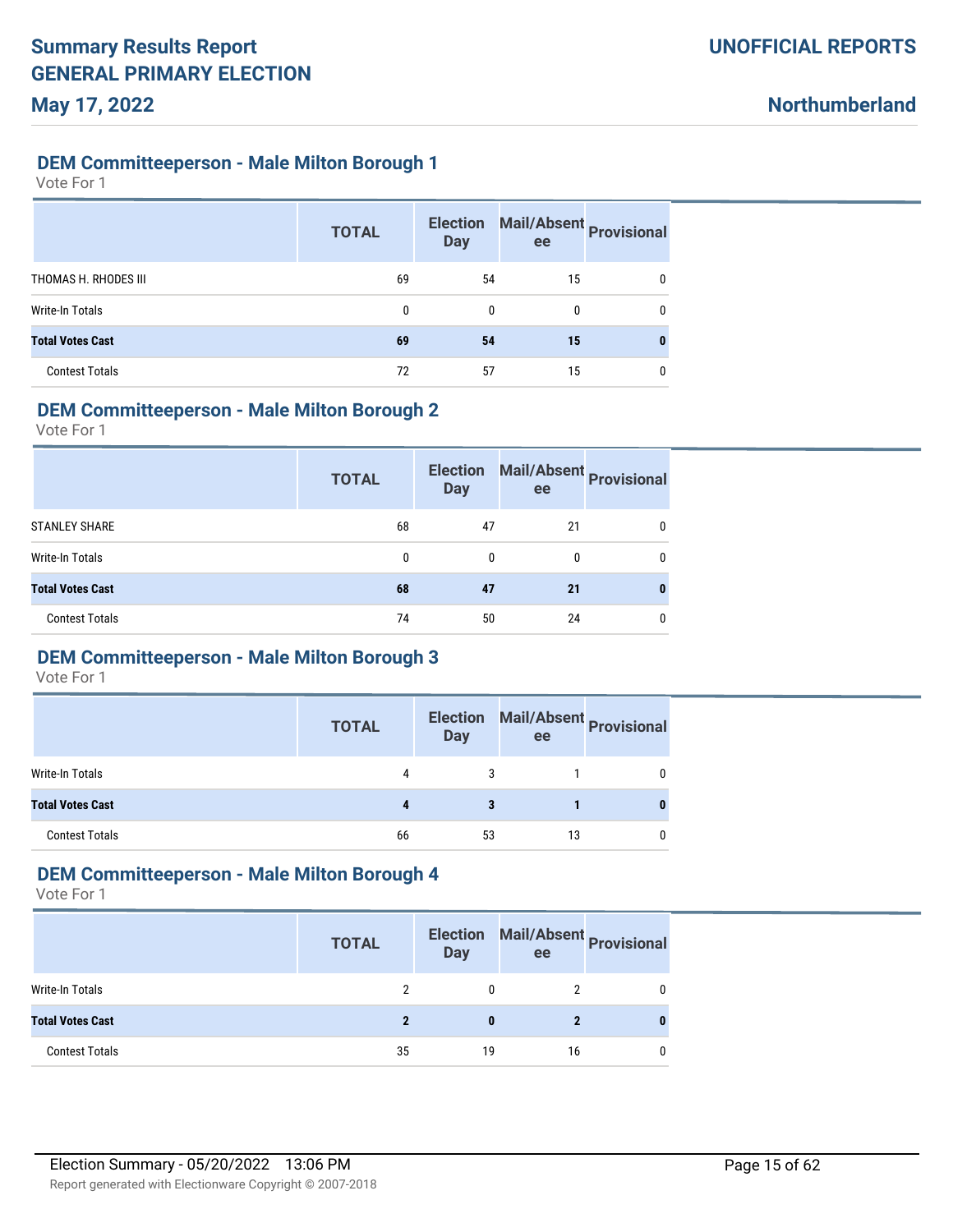# Summary Results Report
# GENERAL PRIMARY ELECTION
# May 17, 2022

**UNOFFICIAL REPORTS**

**Northumberland**

### DEM Committeeperson - Male Milton Borough 1

Vote For 1

| | TOTAL | Election Day | Mail/Absentee | Provisional |
|---|---|---|---|---|
| THOMAS H. RHODES III | 69 | 54 | 15 | 0 |
| Write-In Totals | 0 | 0 | 0 | 0 |
| **Total Votes Cast** | **69** | **54** | **15** | **0** |
| Contest Totals | 72 | 57 | 15 | 0 |

### DEM Committeeperson - Male Milton Borough 2

Vote For 1

| | TOTAL | Election Day | Mail/Absentee | Provisional |
|---|---|---|---|---|
| STANLEY SHARE | 68 | 47 | 21 | 0 |
| Write-In Totals | 0 | 0 | 0 | 0 |
| **Total Votes Cast** | **68** | **47** | **21** | **0** |
| Contest Totals | 74 | 50 | 24 | 0 |

### DEM Committeeperson - Male Milton Borough 3

Vote For 1

| | TOTAL | Election Day | Mail/Absentee | Provisional |
|---|---|---|---|---|
| Write-In Totals | 4 | 3 | 1 | 0 |
| **Total Votes Cast** | **4** | **3** | **1** | **0** |
| Contest Totals | 66 | 53 | 13 | 0 |

### DEM Committeeperson - Male Milton Borough 4

Vote For 1

| | TOTAL | Election Day | Mail/Absentee | Provisional |
|---|---|---|---|---|
| Write-In Totals | 2 | 0 | 2 | 0 |
| **Total Votes Cast** | **2** | **0** | **2** | **0** |
| Contest Totals | 35 | 19 | 16 | 0 |

Election Summary - 05/20/2022 13:06 PM

Report generated with Electionware Copyright © 2007-2018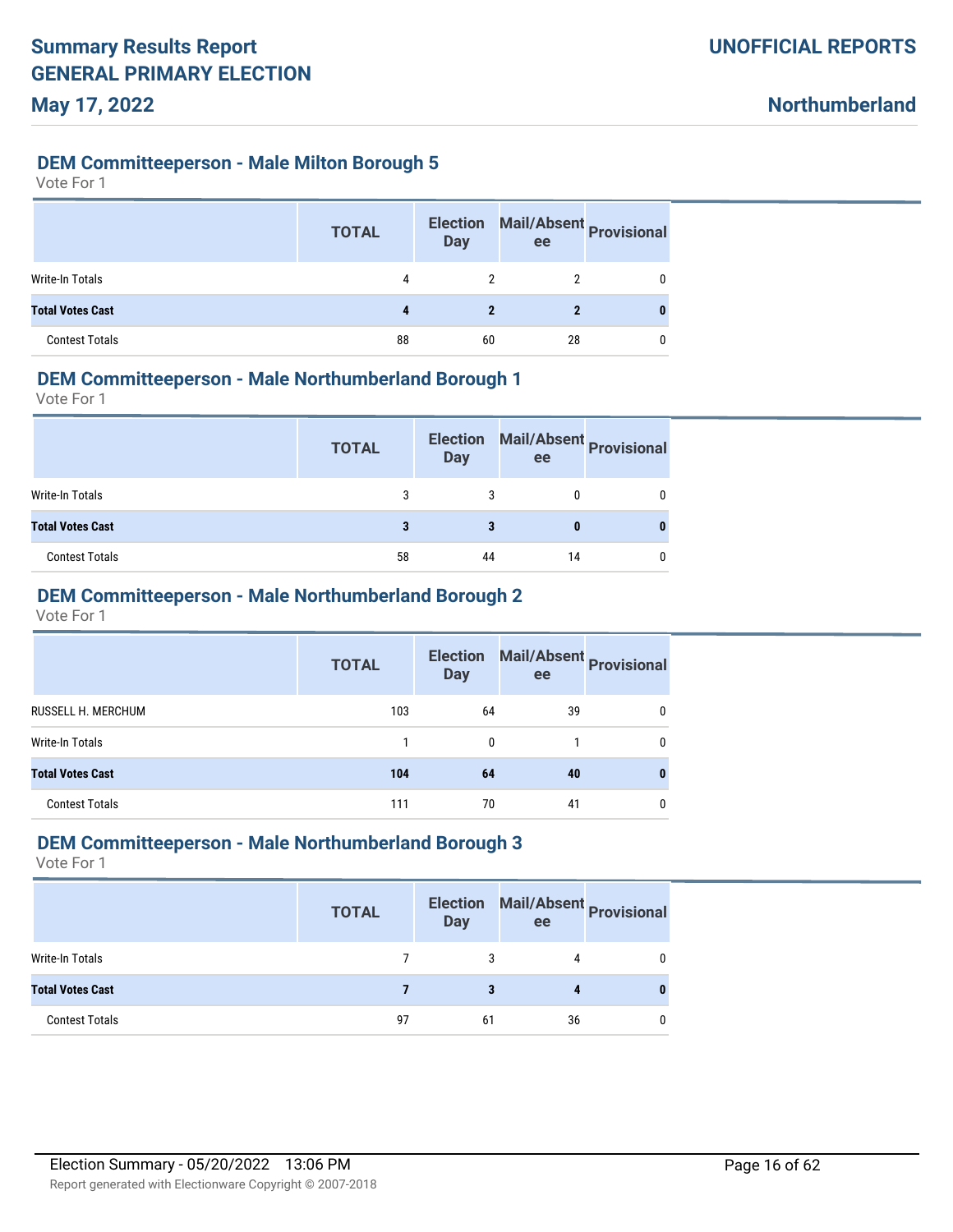## DEM Committeeperson - Male Milton Borough 5

Vote For 1

| | TOTAL | Election Day | Mail/Absentee | Provisional |
|---|---|---|---|---|
| Write-In Totals | 4 | 2 | 2 | 0 |
| **Total Votes Cast** | **4** | **2** | **2** | **0** |
| Contest Totals | 88 | 60 | 28 | 0 |

## DEM Committeeperson - Male Northumberland Borough 1

Vote For 1

| | TOTAL | Election Day | Mail/Absentee | Provisional |
|---|---|---|---|---|
| Write-In Totals | 3 | 3 | 0 | 0 |
| **Total Votes Cast** | **3** | **3** | **0** | **0** |
| Contest Totals | 58 | 44 | 14 | 0 |

## DEM Committeeperson - Male Northumberland Borough 2

Vote For 1

| | TOTAL | Election Day | Mail/Absentee | Provisional |
|---|---|---|---|---|
| RUSSELL H. MERCHUM | 103 | 64 | 39 | 0 |
| Write-In Totals | 1 | 0 | 1 | 0 |
| **Total Votes Cast** | **104** | **64** | **40** | **0** |
| Contest Totals | 111 | 70 | 41 | 0 |

## DEM Committeeperson - Male Northumberland Borough 3

Vote For 1

| | TOTAL | Election Day | Mail/Absentee | Provisional |
|---|---|---|---|---|
| Write-In Totals | 7 | 3 | 4 | 0 |
| **Total Votes Cast** | **7** | **3** | **4** | **0** |
| Contest Totals | 97 | 61 | 36 | 0 |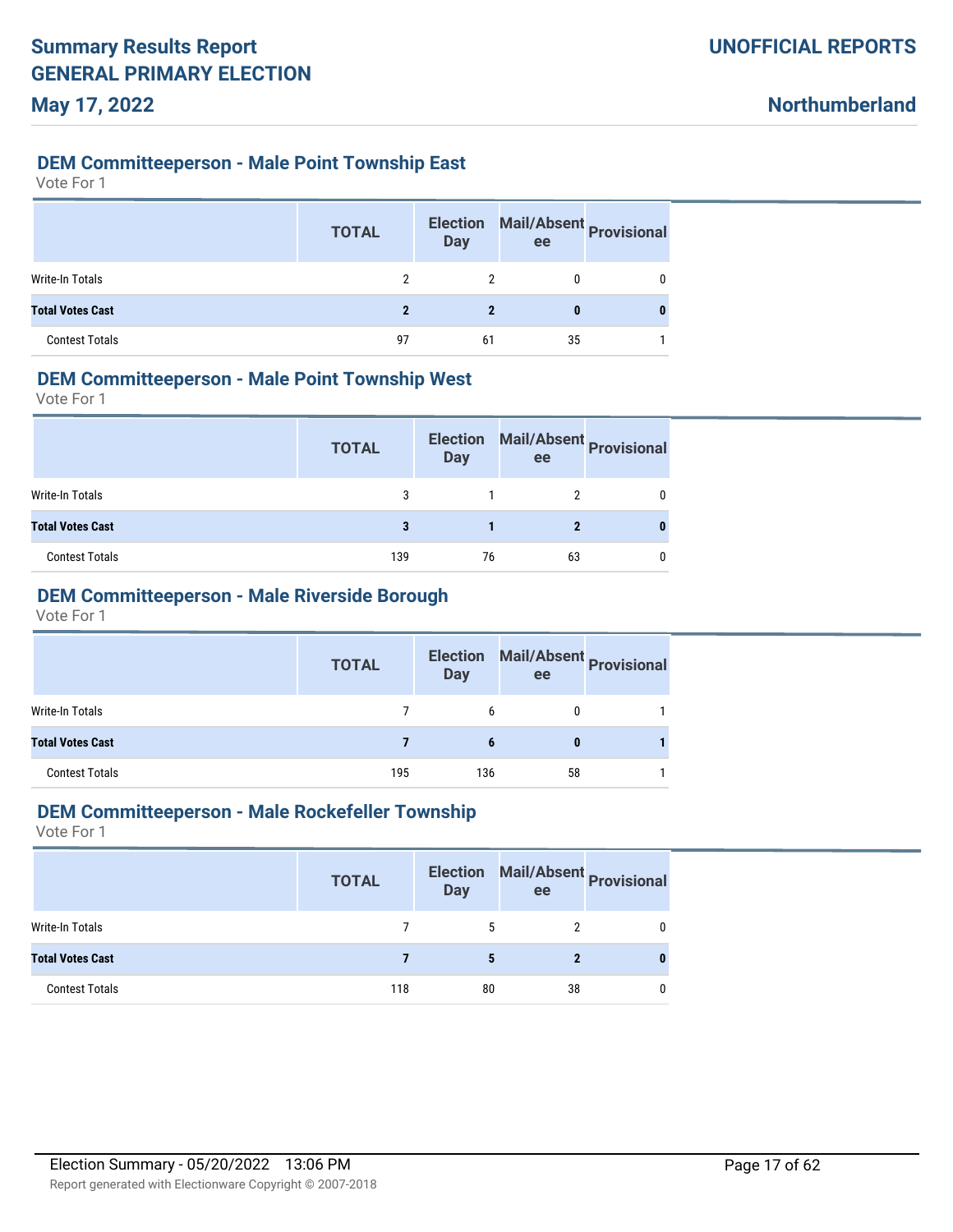## DEM Committeeperson - Male Point Township East

Vote For 1

| | TOTAL | Election Day | Mail/Absentee | Provisional |
|---|---|---|---|---|
| Write-In Totals | 2 | 2 | 0 | 0 |
| **Total Votes Cast** | **2** | **2** | **0** | **0** |
| Contest Totals | 97 | 61 | 35 | 1 |

## DEM Committeeperson - Male Point Township West

Vote For 1

| | TOTAL | Election Day | Mail/Absentee | Provisional |
|---|---|---|---|---|
| Write-In Totals | 3 | 1 | 2 | 0 |
| **Total Votes Cast** | **3** | **1** | **2** | **0** |
| Contest Totals | 139 | 76 | 63 | 0 |

## DEM Committeeperson - Male Riverside Borough

Vote For 1

| | TOTAL | Election Day | Mail/Absentee | Provisional |
|---|---|---|---|---|
| Write-In Totals | 7 | 6 | 0 | 1 |
| **Total Votes Cast** | **7** | **6** | **0** | **1** |
| Contest Totals | 195 | 136 | 58 | 1 |

## DEM Committeeperson - Male Rockefeller Township

Vote For 1

| | TOTAL | Election Day | Mail/Absentee | Provisional |
|---|---|---|---|---|
| Write-In Totals | 7 | 5 | 2 | 0 |
| **Total Votes Cast** | **7** | **5** | **2** | **0** |
| Contest Totals | 118 | 80 | 38 | 0 |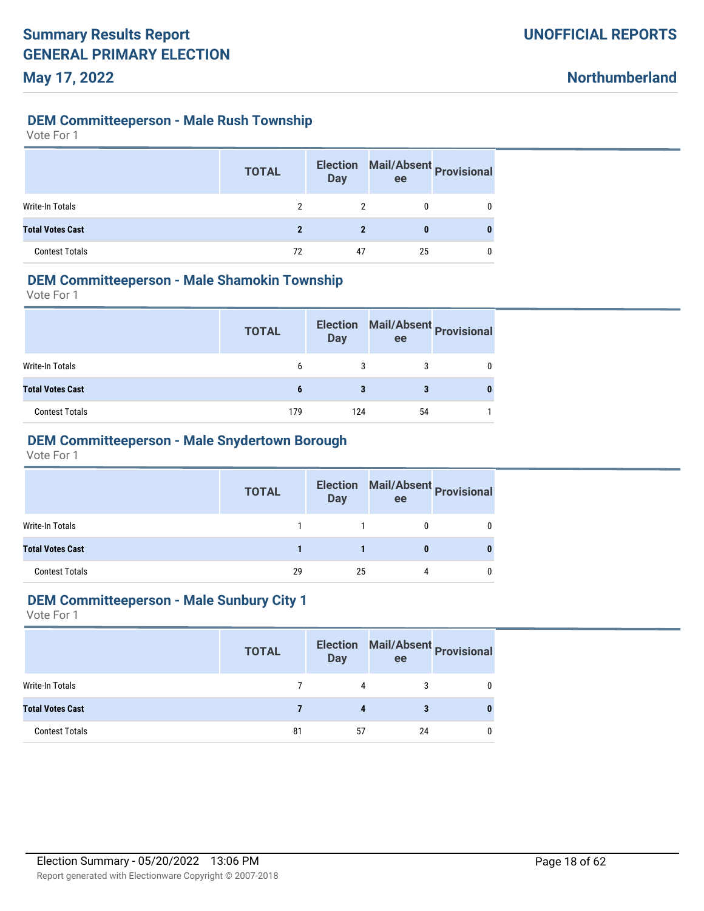## DEM Committeeperson - Male Rush Township

Vote For 1

| | TOTAL | Election Day | Mail/Absentee | Provisional |
|---|---|---|---|---|
| Write-In Totals | 2 | 2 | 0 | 0 |
| **Total Votes Cast** | **2** | **2** | **0** | **0** |
| Contest Totals | 72 | 47 | 25 | 0 |

## DEM Committeeperson - Male Shamokin Township

Vote For 1

| | TOTAL | Election Day | Mail/Absentee | Provisional |
|---|---|---|---|---|
| Write-In Totals | 6 | 3 | 3 | 0 |
| **Total Votes Cast** | **6** | **3** | **3** | **0** |
| Contest Totals | 179 | 124 | 54 | 1 |

## DEM Committeeperson - Male Snydertown Borough

Vote For 1

| | TOTAL | Election Day | Mail/Absentee | Provisional |
|---|---|---|---|---|
| Write-In Totals | 1 | 1 | 0 | 0 |
| **Total Votes Cast** | **1** | **1** | **0** | **0** |
| Contest Totals | 29 | 25 | 4 | 0 |

## DEM Committeeperson - Male Sunbury City 1

Vote For 1

| | TOTAL | Election Day | Mail/Absentee | Provisional |
|---|---|---|---|---|
| Write-In Totals | 7 | 4 | 3 | 0 |
| **Total Votes Cast** | **7** | **4** | **3** | **0** |
| Contest Totals | 81 | 57 | 24 | 0 |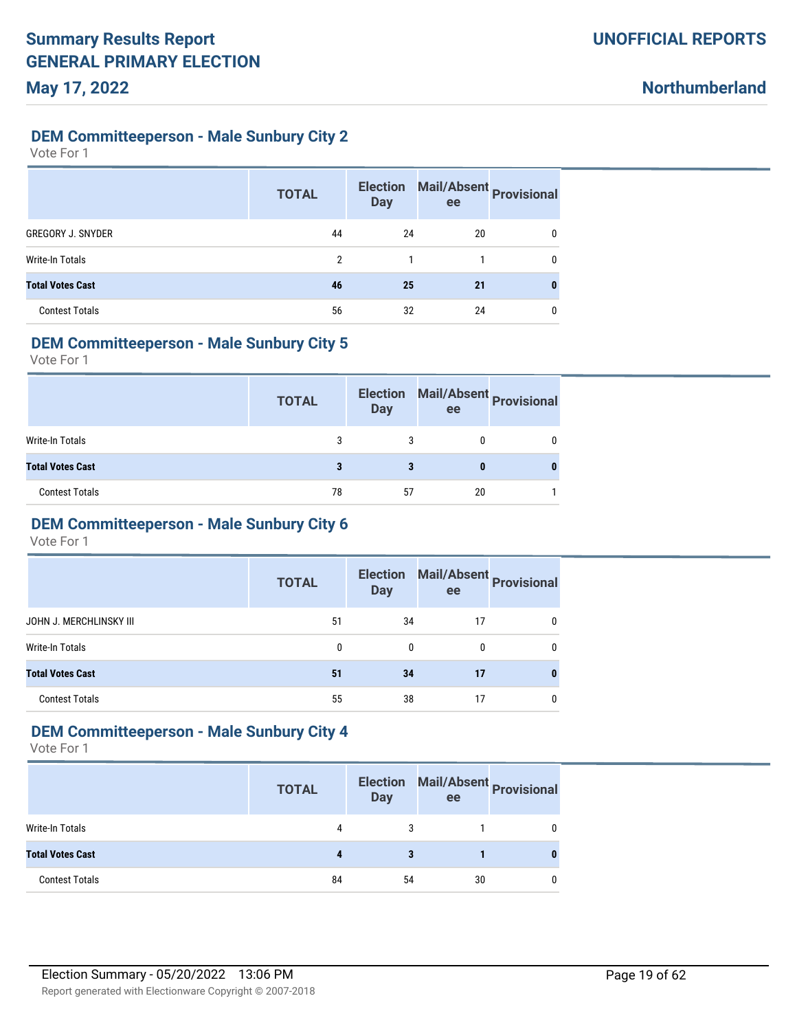## DEM Committeeperson - Male Sunbury City 2

Vote For 1

| | TOTAL | Election Day | Mail/Absentee | Provisional |
|---|---|---|---|---|
| GREGORY J. SNYDER | 44 | 24 | 20 | 0 |
| Write-In Totals | 2 | 1 | 1 | 0 |
| **Total Votes Cast** | **46** | **25** | **21** | **0** |
| Contest Totals | 56 | 32 | 24 | 0 |

## DEM Committeeperson - Male Sunbury City 5

Vote For 1

| | TOTAL | Election Day | Mail/Absentee | Provisional |
|---|---|---|---|---|
| Write-In Totals | 3 | 3 | 0 | 0 |
| **Total Votes Cast** | **3** | **3** | **0** | **0** |
| Contest Totals | 78 | 57 | 20 | 1 |

## DEM Committeeperson - Male Sunbury City 6

Vote For 1

| | TOTAL | Election Day | Mail/Absentee | Provisional |
|---|---|---|---|---|
| JOHN J. MERCHLINSKY III | 51 | 34 | 17 | 0 |
| Write-In Totals | 0 | 0 | 0 | 0 |
| **Total Votes Cast** | **51** | **34** | **17** | **0** |
| Contest Totals | 55 | 38 | 17 | 0 |

## DEM Committeeperson - Male Sunbury City 4

Vote For 1

| | TOTAL | Election Day | Mail/Absentee | Provisional |
|---|---|---|---|---|
| Write-In Totals | 4 | 3 | 1 | 0 |
| **Total Votes Cast** | **4** | **3** | **1** | **0** |
| Contest Totals | 84 | 54 | 30 | 0 |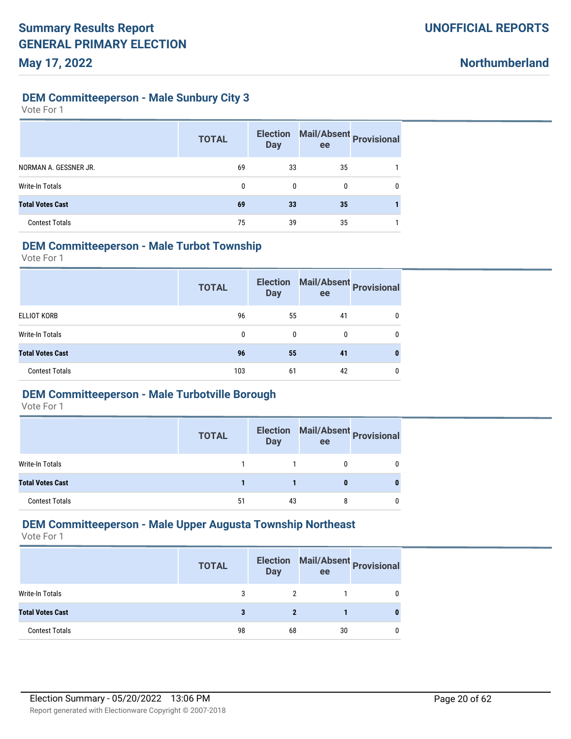## DEM Committeeperson - Male Sunbury City 3

Vote For 1

| | TOTAL | Election Day | Mail/Absentee | Provisional |
|---|---|---|---|---|
| NORMAN A. GESSNER JR. | 69 | 33 | 35 | 1 |
| Write-In Totals | 0 | 0 | 0 | 0 |
| **Total Votes Cast** | **69** | **33** | **35** | **1** |
| Contest Totals | 75 | 39 | 35 | 1 |

## DEM Committeeperson - Male Turbot Township

Vote For 1

| | TOTAL | Election Day | Mail/Absentee | Provisional |
|---|---|---|---|---|
| ELLIOT KORB | 96 | 55 | 41 | 0 |
| Write-In Totals | 0 | 0 | 0 | 0 |
| **Total Votes Cast** | **96** | **55** | **41** | **0** |
| Contest Totals | 103 | 61 | 42 | 0 |

## DEM Committeeperson - Male Turbotville Borough

Vote For 1

| | TOTAL | Election Day | Mail/Absentee | Provisional |
|---|---|---|---|---|
| Write-In Totals | 1 | 1 | 0 | 0 |
| **Total Votes Cast** | **1** | **1** | **0** | **0** |
| Contest Totals | 51 | 43 | 8 | 0 |

## DEM Committeeperson - Male Upper Augusta Township Northeast

Vote For 1

| | TOTAL | Election Day | Mail/Absentee | Provisional |
|---|---|---|---|---|
| Write-In Totals | 3 | 2 | 1 | 0 |
| **Total Votes Cast** | **3** | **2** | **1** | **0** |
| Contest Totals | 98 | 68 | 30 | 0 |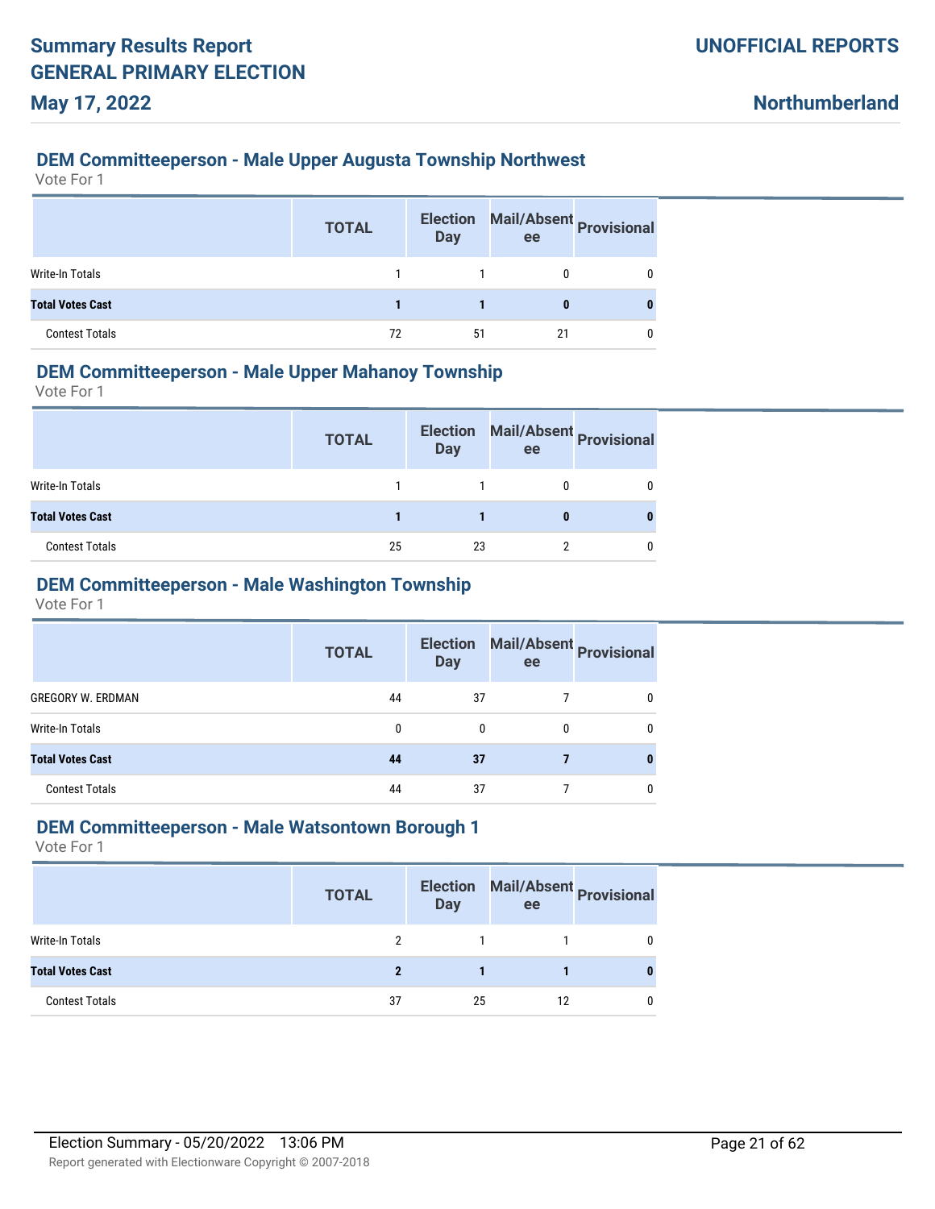## DEM Committeeperson - Male Upper Augusta Township Northwest

Vote For 1

| | TOTAL | Election Day | Mail/Absentee | Provisional |
|---|---|---|---|---|
| Write-In Totals | 1 | 1 | 0 | 0 |
| **Total Votes Cast** | **1** | **1** | **0** | **0** |
| Contest Totals | 72 | 51 | 21 | 0 |

## DEM Committeeperson - Male Upper Mahanoy Township

Vote For 1

| | TOTAL | Election Day | Mail/Absentee | Provisional |
|---|---|---|---|---|
| Write-In Totals | 1 | 1 | 0 | 0 |
| **Total Votes Cast** | **1** | **1** | **0** | **0** |
| Contest Totals | 25 | 23 | 2 | 0 |

## DEM Committeeperson - Male Washington Township

Vote For 1

| | TOTAL | Election Day | Mail/Absentee | Provisional |
|---|---|---|---|---|
| GREGORY W. ERDMAN | 44 | 37 | 7 | 0 |
| Write-In Totals | 0 | 0 | 0 | 0 |
| **Total Votes Cast** | **44** | **37** | **7** | **0** |
| Contest Totals | 44 | 37 | 7 | 0 |

## DEM Committeeperson - Male Watsontown Borough 1

Vote For 1

| | TOTAL | Election Day | Mail/Absentee | Provisional |
|---|---|---|---|---|
| Write-In Totals | 2 | 1 | 1 | 0 |
| **Total Votes Cast** | **2** | **1** | **1** | **0** |
| Contest Totals | 37 | 25 | 12 | 0 |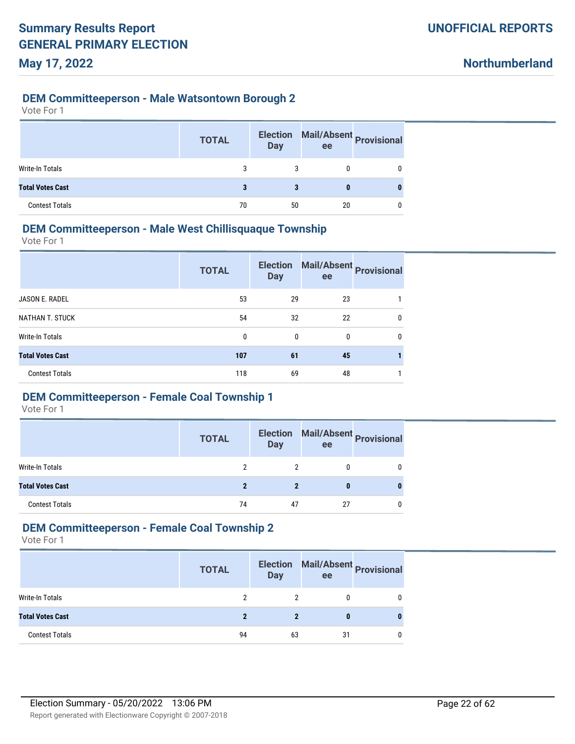### DEM Committeeperson - Male Watsontown Borough 2

Vote For 1

| | TOTAL | Election Day | Mail/Absentee | Provisional |
|---|---|---|---|---|
| Write-In Totals | 3 | 3 | 0 | 0 |
| **Total Votes Cast** | **3** | **3** | **0** | **0** |
| Contest Totals | 70 | 50 | 20 | 0 |

### DEM Committeeperson - Male West Chillisquaque Township

Vote For 1

| | TOTAL | Election Day | Mail/Absentee | Provisional |
|---|---|---|---|---|
| JASON E. RADEL | 53 | 29 | 23 | 1 |
| NATHAN T. STUCK | 54 | 32 | 22 | 0 |
| Write-In Totals | 0 | 0 | 0 | 0 |
| **Total Votes Cast** | **107** | **61** | **45** | **1** |
| Contest Totals | 118 | 69 | 48 | 1 |

### DEM Committeeperson - Female Coal Township 1

Vote For 1

| | TOTAL | Election Day | Mail/Absentee | Provisional |
|---|---|---|---|---|
| Write-In Totals | 2 | 2 | 0 | 0 |
| **Total Votes Cast** | **2** | **2** | **0** | **0** |
| Contest Totals | 74 | 47 | 27 | 0 |

### DEM Committeeperson - Female Coal Township 2

Vote For 1

| | TOTAL | Election Day | Mail/Absentee | Provisional |
|---|---|---|---|---|
| Write-In Totals | 2 | 2 | 0 | 0 |
| **Total Votes Cast** | **2** | **2** | **0** | **0** |
| Contest Totals | 94 | 63 | 31 | 0 |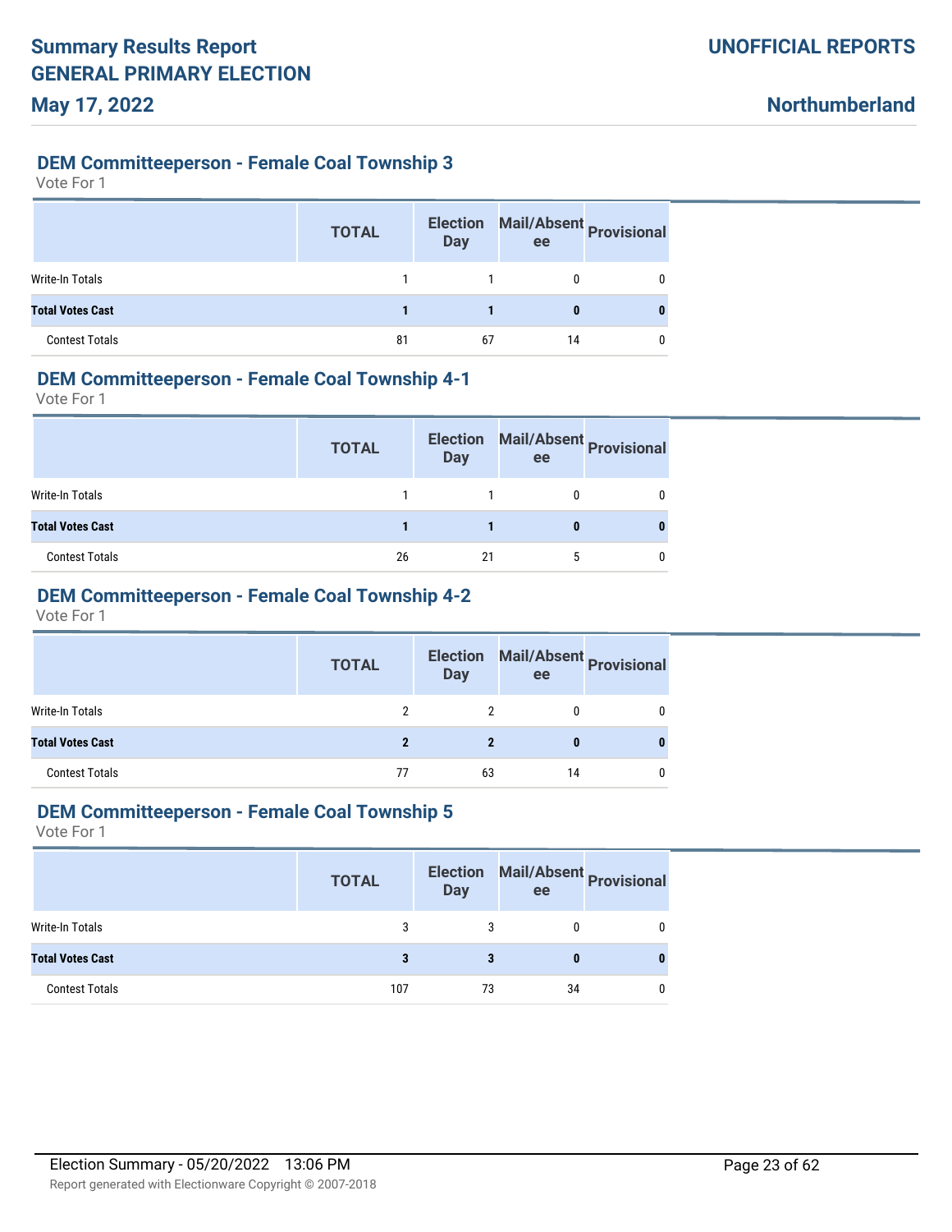### DEM Committeeperson - Female Coal Township 3

Vote For 1

| | TOTAL | Election Day | Mail/Absentee | Provisional |
|---|---|---|---|---|
| Write-In Totals | 1 | 1 | 0 | 0 |
| **Total Votes Cast** | **1** | **1** | **0** | **0** |
| Contest Totals | 81 | 67 | 14 | 0 |

### DEM Committeeperson - Female Coal Township 4-1

Vote For 1

| | TOTAL | Election Day | Mail/Absentee | Provisional |
|---|---|---|---|---|
| Write-In Totals | 1 | 1 | 0 | 0 |
| **Total Votes Cast** | **1** | **1** | **0** | **0** |
| Contest Totals | 26 | 21 | 5 | 0 |

### DEM Committeeperson - Female Coal Township 4-2

Vote For 1

| | TOTAL | Election Day | Mail/Absentee | Provisional |
|---|---|---|---|---|
| Write-In Totals | 2 | 2 | 0 | 0 |
| **Total Votes Cast** | **2** | **2** | **0** | **0** |
| Contest Totals | 77 | 63 | 14 | 0 |

### DEM Committeeperson - Female Coal Township 5

Vote For 1

| | TOTAL | Election Day | Mail/Absentee | Provisional |
|---|---|---|---|---|
| Write-In Totals | 3 | 3 | 0 | 0 |
| **Total Votes Cast** | **3** | **3** | **0** | **0** |
| Contest Totals | 107 | 73 | 34 | 0 |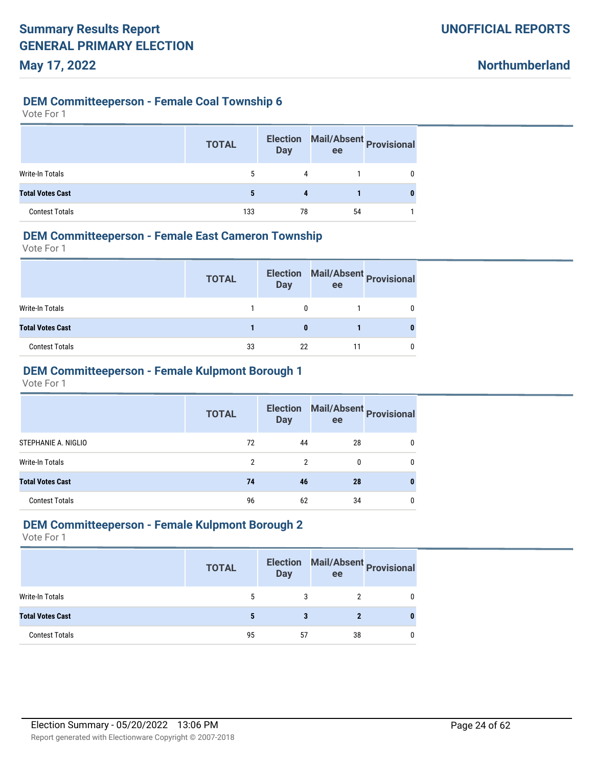### DEM Committeeperson - Female Coal Township 6

Vote For 1

| | TOTAL | Election Day | Mail/Absentee | Provisional |
|---|---|---|---|---|
| Write-In Totals | 5 | 4 | 1 | 0 |
| **Total Votes Cast** | **5** | **4** | **1** | **0** |
| Contest Totals | 133 | 78 | 54 | 1 |

### DEM Committeeperson - Female East Cameron Township

Vote For 1

| | TOTAL | Election Day | Mail/Absentee | Provisional |
|---|---|---|---|---|
| Write-In Totals | 1 | 0 | 1 | 0 |
| **Total Votes Cast** | **1** | **0** | **1** | **0** |
| Contest Totals | 33 | 22 | 11 | 0 |

### DEM Committeeperson - Female Kulpmont Borough 1

Vote For 1

| | TOTAL | Election Day | Mail/Absentee | Provisional |
|---|---|---|---|---|
| STEPHANIE A. NIGLIO | 72 | 44 | 28 | 0 |
| Write-In Totals | 2 | 2 | 0 | 0 |
| **Total Votes Cast** | **74** | **46** | **28** | **0** |
| Contest Totals | 96 | 62 | 34 | 0 |

### DEM Committeeperson - Female Kulpmont Borough 2

Vote For 1

| | TOTAL | Election Day | Mail/Absentee | Provisional |
|---|---|---|---|---|
| Write-In Totals | 5 | 3 | 2 | 0 |
| **Total Votes Cast** | **5** | **3** | **2** | **0** |
| Contest Totals | 95 | 57 | 38 | 0 |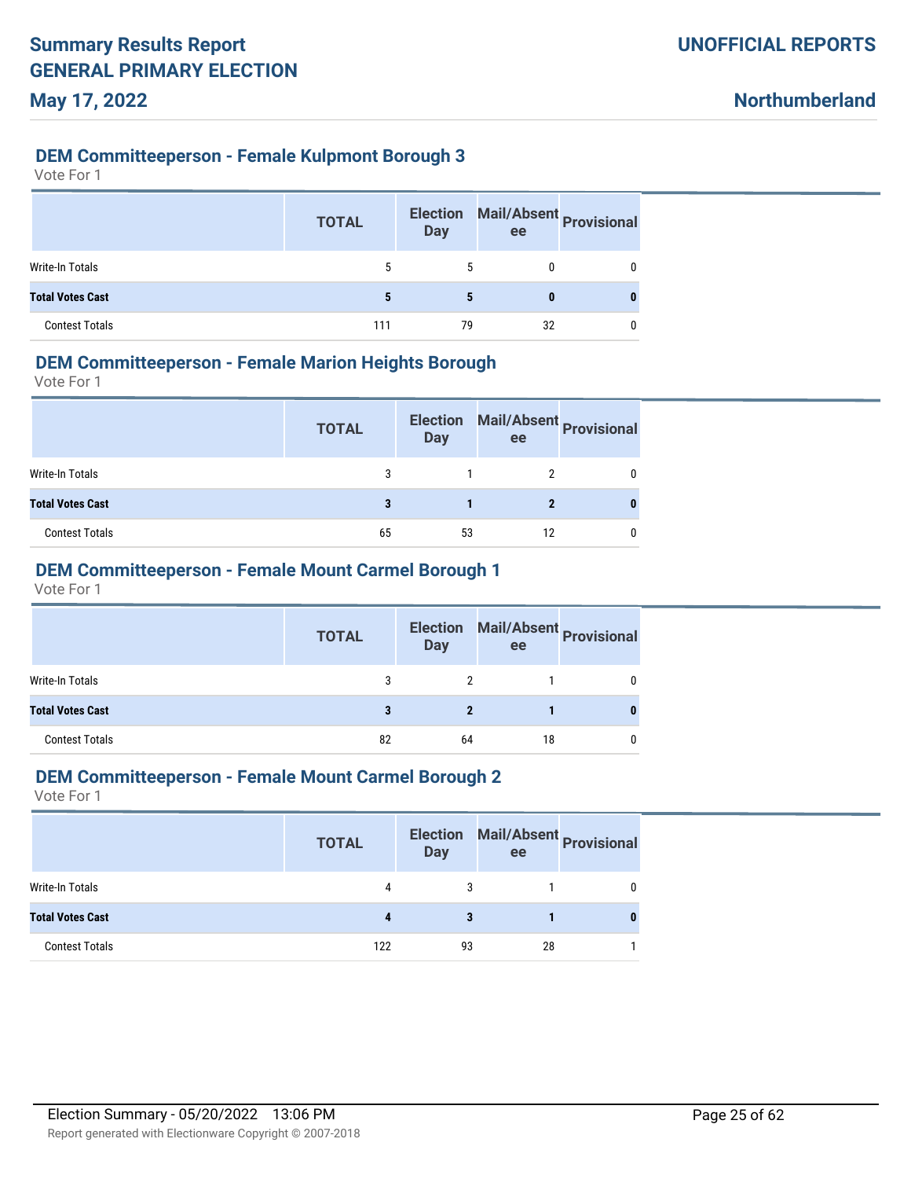### DEM Committeeperson - Female Kulpmont Borough 3

Vote For 1

| | TOTAL | Election Day | Mail/Absentee | Provisional |
|---|---|---|---|---|
| Write-In Totals | 5 | 5 | 0 | 0 |
| **Total Votes Cast** | **5** | **5** | **0** | **0** |
| Contest Totals | 111 | 79 | 32 | 0 |

### DEM Committeeperson - Female Marion Heights Borough

Vote For 1

| | TOTAL | Election Day | Mail/Absentee | Provisional |
|---|---|---|---|---|
| Write-In Totals | 3 | 1 | 2 | 0 |
| **Total Votes Cast** | **3** | **1** | **2** | **0** |
| Contest Totals | 65 | 53 | 12 | 0 |

### DEM Committeeperson - Female Mount Carmel Borough 1

Vote For 1

| | TOTAL | Election Day | Mail/Absentee | Provisional |
|---|---|---|---|---|
| Write-In Totals | 3 | 2 | 1 | 0 |
| **Total Votes Cast** | **3** | **2** | **1** | **0** |
| Contest Totals | 82 | 64 | 18 | 0 |

### DEM Committeeperson - Female Mount Carmel Borough 2

Vote For 1

| | TOTAL | Election Day | Mail/Absentee | Provisional |
|---|---|---|---|---|
| Write-In Totals | 4 | 3 | 1 | 0 |
| **Total Votes Cast** | **4** | **3** | **1** | **0** |
| Contest Totals | 122 | 93 | 28 | 1 |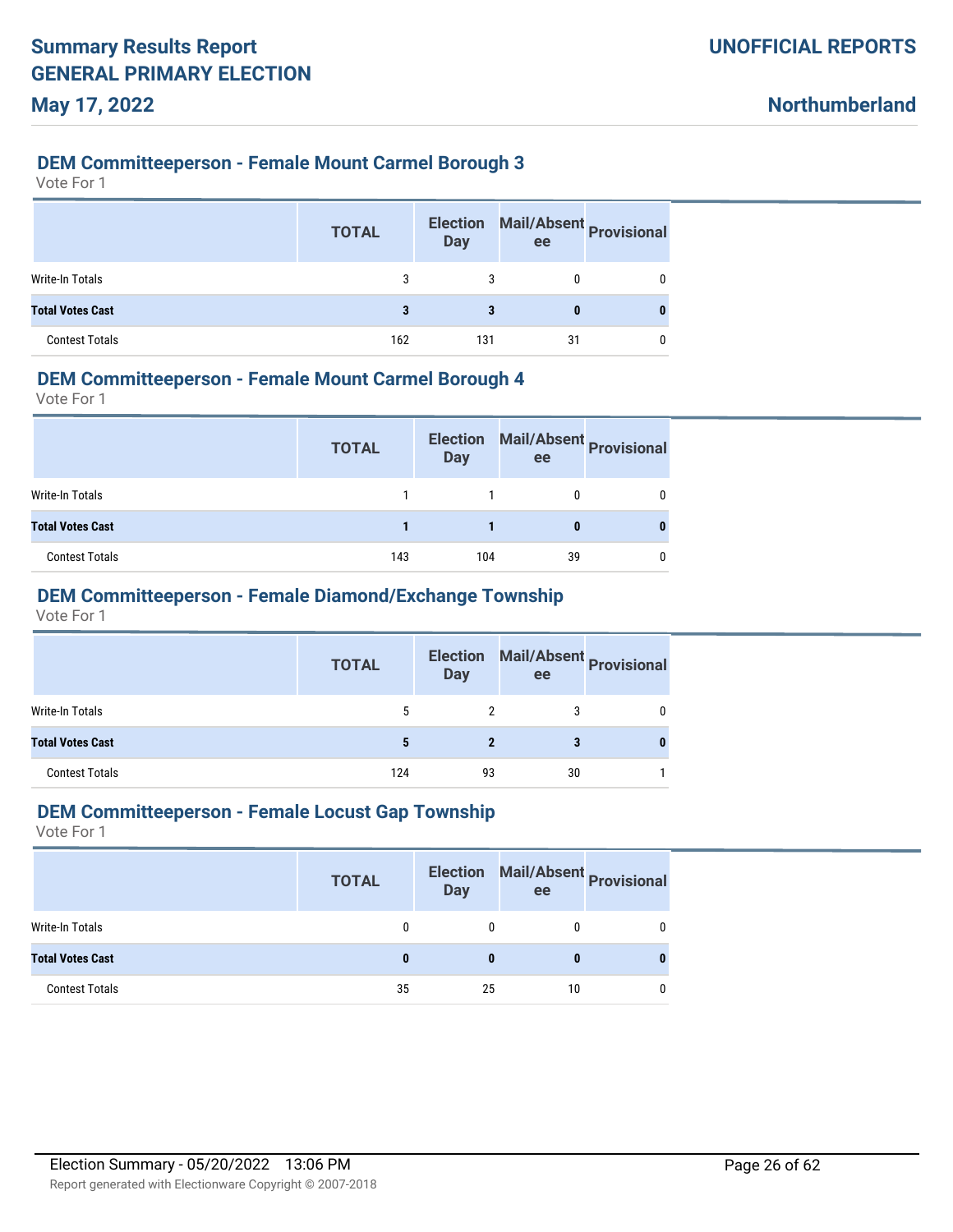# Summary Results Report
# GENERAL PRIMARY ELECTION
## May 17, 2022

**UNOFFICIAL REPORTS**

**Northumberland**

### DEM Committeeperson - Female Mount Carmel Borough 3

Vote For 1

| | TOTAL | Election Day | Mail/Absentee | Provisional |
|---|---|---|---|---|
| Write-In Totals | 3 | 3 | 0 | 0 |
| **Total Votes Cast** | **3** | **3** | **0** | **0** |
| Contest Totals | 162 | 131 | 31 | 0 |

### DEM Committeeperson - Female Mount Carmel Borough 4

Vote For 1

| | TOTAL | Election Day | Mail/Absentee | Provisional |
|---|---|---|---|---|
| Write-In Totals | 1 | 1 | 0 | 0 |
| **Total Votes Cast** | **1** | **1** | **0** | **0** |
| Contest Totals | 143 | 104 | 39 | 0 |

### DEM Committeeperson - Female Diamond/Exchange Township

Vote For 1

| | TOTAL | Election Day | Mail/Absentee | Provisional |
|---|---|---|---|---|
| Write-In Totals | 5 | 2 | 3 | 0 |
| **Total Votes Cast** | **5** | **2** | **3** | **0** |
| Contest Totals | 124 | 93 | 30 | 1 |

### DEM Committeeperson - Female Locust Gap Township

Vote For 1

| | TOTAL | Election Day | Mail/Absentee | Provisional |
|---|---|---|---|---|
| Write-In Totals | 0 | 0 | 0 | 0 |
| **Total Votes Cast** | **0** | **0** | **0** | **0** |
| Contest Totals | 35 | 25 | 10 | 0 |

Election Summary - 05/20/2022 13:06 PM

Report generated with Electionware Copyright © 2007-2018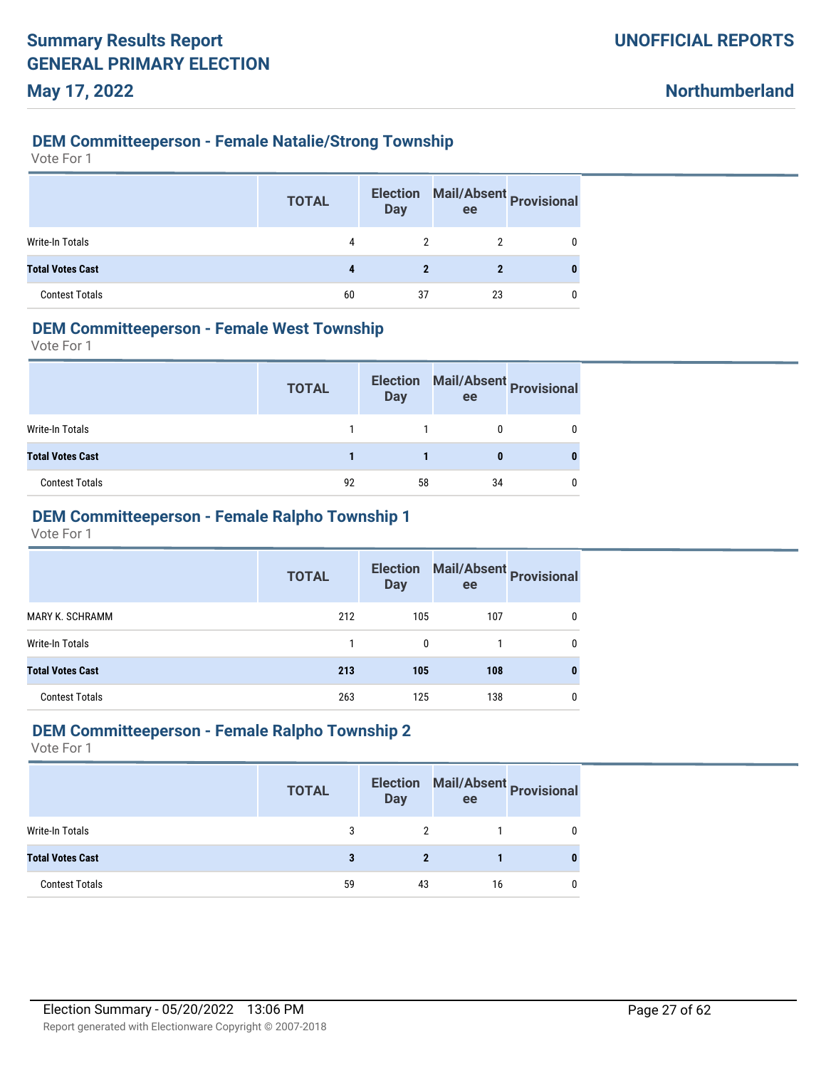## DEM Committeeperson - Female Natalie/Strong Township

Vote For 1

| | TOTAL | Election Day | Mail/Absentee | Provisional |
|---|---|---|---|---|
| Write-In Totals | 4 | 2 | 2 | 0 |
| **Total Votes Cast** | **4** | **2** | **2** | **0** |
| Contest Totals | 60 | 37 | 23 | 0 |

## DEM Committeeperson - Female West Township

Vote For 1

| | TOTAL | Election Day | Mail/Absentee | Provisional |
|---|---|---|---|---|
| Write-In Totals | 1 | 1 | 0 | 0 |
| **Total Votes Cast** | **1** | **1** | **0** | **0** |
| Contest Totals | 92 | 58 | 34 | 0 |

## DEM Committeeperson - Female Ralpho Township 1

Vote For 1

| | TOTAL | Election Day | Mail/Absentee | Provisional |
|---|---|---|---|---|
| MARY K. SCHRAMM | 212 | 105 | 107 | 0 |
| Write-In Totals | 1 | 0 | 1 | 0 |
| **Total Votes Cast** | **213** | **105** | **108** | **0** |
| Contest Totals | 263 | 125 | 138 | 0 |

## DEM Committeeperson - Female Ralpho Township 2

Vote For 1

| | TOTAL | Election Day | Mail/Absentee | Provisional |
|---|---|---|---|---|
| Write-In Totals | 3 | 2 | 1 | 0 |
| **Total Votes Cast** | **3** | **2** | **1** | **0** |
| Contest Totals | 59 | 43 | 16 | 0 |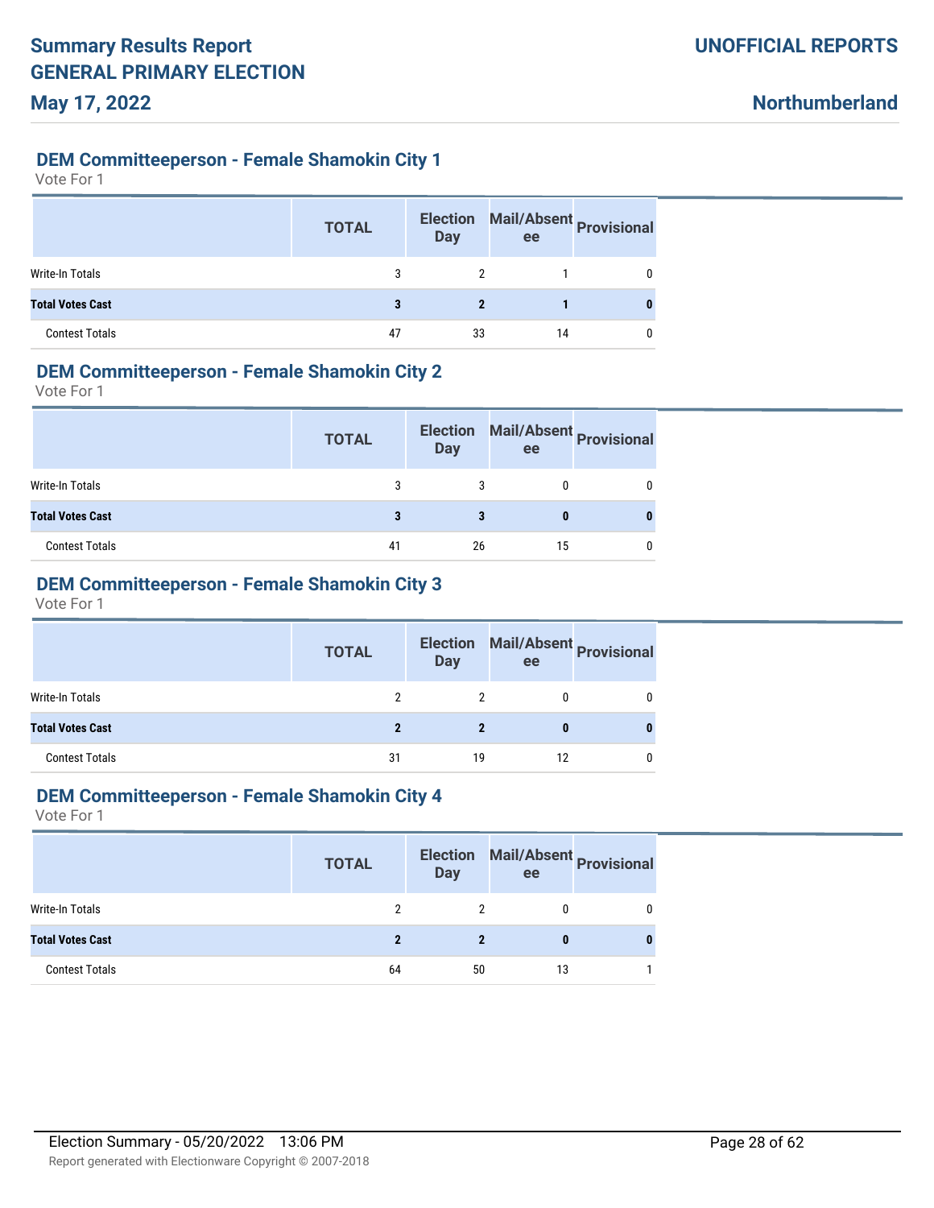## DEM Committeeperson - Female Shamokin City 1

Vote For 1

| | TOTAL | Election Day | Mail/Absentee | Provisional |
|---|---|---|---|---|
| Write-In Totals | 3 | 2 | 1 | 0 |
| **Total Votes Cast** | **3** | **2** | **1** | **0** |
| Contest Totals | 47 | 33 | 14 | 0 |

## DEM Committeeperson - Female Shamokin City 2

Vote For 1

| | TOTAL | Election Day | Mail/Absentee | Provisional |
|---|---|---|---|---|
| Write-In Totals | 3 | 3 | 0 | 0 |
| **Total Votes Cast** | **3** | **3** | **0** | **0** |
| Contest Totals | 41 | 26 | 15 | 0 |

## DEM Committeeperson - Female Shamokin City 3

Vote For 1

| | TOTAL | Election Day | Mail/Absentee | Provisional |
|---|---|---|---|---|
| Write-In Totals | 2 | 2 | 0 | 0 |
| **Total Votes Cast** | **2** | **2** | **0** | **0** |
| Contest Totals | 31 | 19 | 12 | 0 |

## DEM Committeeperson - Female Shamokin City 4

Vote For 1

| | TOTAL | Election Day | Mail/Absentee | Provisional |
|---|---|---|---|---|
| Write-In Totals | 2 | 2 | 0 | 0 |
| **Total Votes Cast** | **2** | **2** | **0** | **0** |
| Contest Totals | 64 | 50 | 13 | 1 |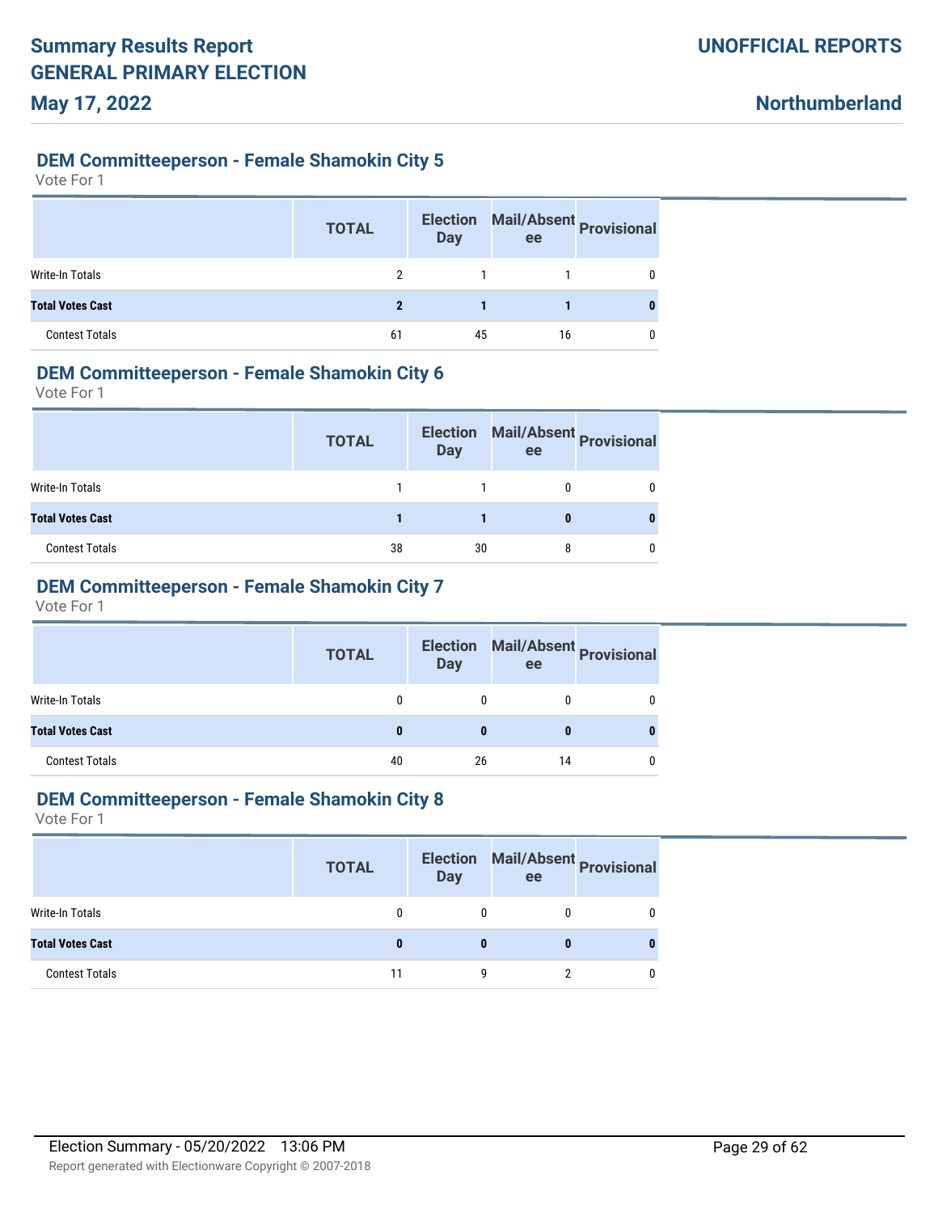## DEM Committeeperson - Female Shamokin City 5

Vote For 1

| | TOTAL | Election Day | Mail/Absentee | Provisional |
|---|---|---|---|---|
| Write-In Totals | 2 | 1 | 1 | 0 |
| **Total Votes Cast** | **2** | **1** | **1** | **0** |
| Contest Totals | 61 | 45 | 16 | 0 |

## DEM Committeeperson - Female Shamokin City 6

Vote For 1

| | TOTAL | Election Day | Mail/Absentee | Provisional |
|---|---|---|---|---|
| Write-In Totals | 1 | 1 | 0 | 0 |
| **Total Votes Cast** | **1** | **1** | **0** | **0** |
| Contest Totals | 38 | 30 | 8 | 0 |

## DEM Committeeperson - Female Shamokin City 7

Vote For 1

| | TOTAL | Election Day | Mail/Absentee | Provisional |
|---|---|---|---|---|
| Write-In Totals | 0 | 0 | 0 | 0 |
| **Total Votes Cast** | **0** | **0** | **0** | **0** |
| Contest Totals | 40 | 26 | 14 | 0 |

## DEM Committeeperson - Female Shamokin City 8

Vote For 1

| | TOTAL | Election Day | Mail/Absentee | Provisional |
|---|---|---|---|---|
| Write-In Totals | 0 | 0 | 0 | 0 |
| **Total Votes Cast** | **0** | **0** | **0** | **0** |
| Contest Totals | 11 | 9 | 2 | 0 |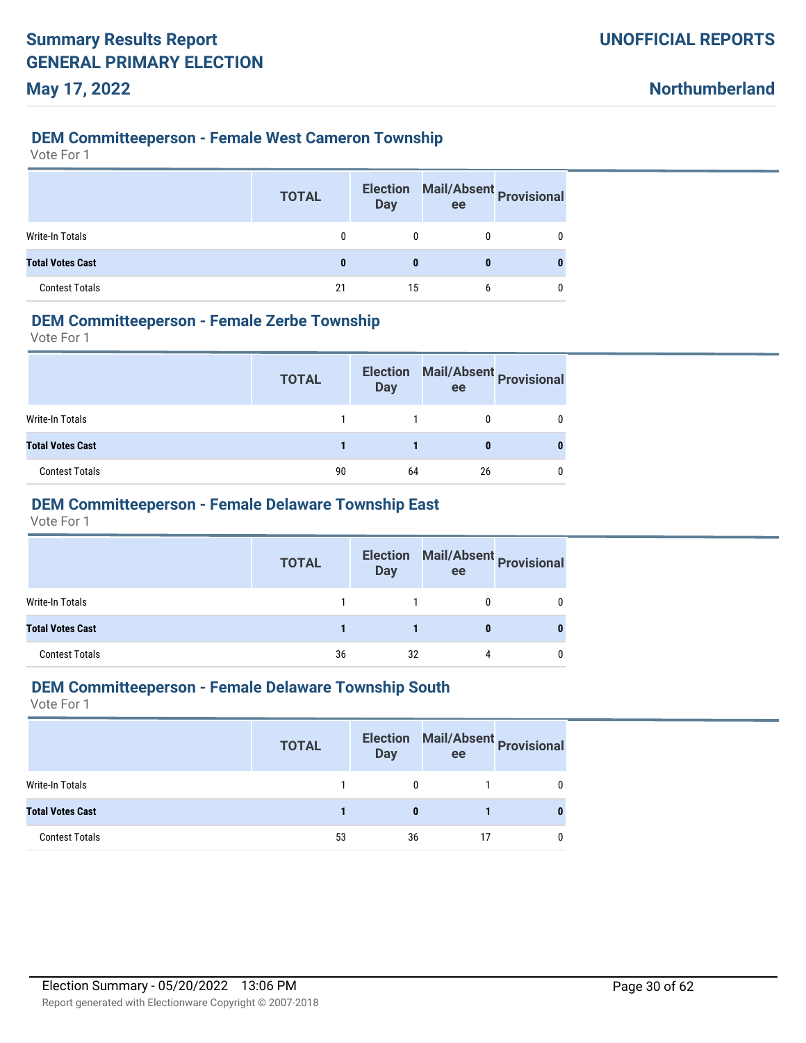## DEM Committeeperson - Female West Cameron Township

Vote For 1

| | TOTAL | Election Day | Mail/Absentee | Provisional |
|---|---|---|---|---|
| Write-In Totals | 0 | 0 | 0 | 0 |
| **Total Votes Cast** | **0** | **0** | **0** | **0** |
| Contest Totals | 21 | 15 | 6 | 0 |

## DEM Committeeperson - Female Zerbe Township

Vote For 1

| | TOTAL | Election Day | Mail/Absentee | Provisional |
|---|---|---|---|---|
| Write-In Totals | 1 | 1 | 0 | 0 |
| **Total Votes Cast** | **1** | **1** | **0** | **0** |
| Contest Totals | 90 | 64 | 26 | 0 |

## DEM Committeeperson - Female Delaware Township East

Vote For 1

| | TOTAL | Election Day | Mail/Absentee | Provisional |
|---|---|---|---|---|
| Write-In Totals | 1 | 1 | 0 | 0 |
| **Total Votes Cast** | **1** | **1** | **0** | **0** |
| Contest Totals | 36 | 32 | 4 | 0 |

## DEM Committeeperson - Female Delaware Township South

Vote For 1

| | TOTAL | Election Day | Mail/Absentee | Provisional |
|---|---|---|---|---|
| Write-In Totals | 1 | 0 | 1 | 0 |
| **Total Votes Cast** | **1** | **0** | **1** | **0** |
| Contest Totals | 53 | 36 | 17 | 0 |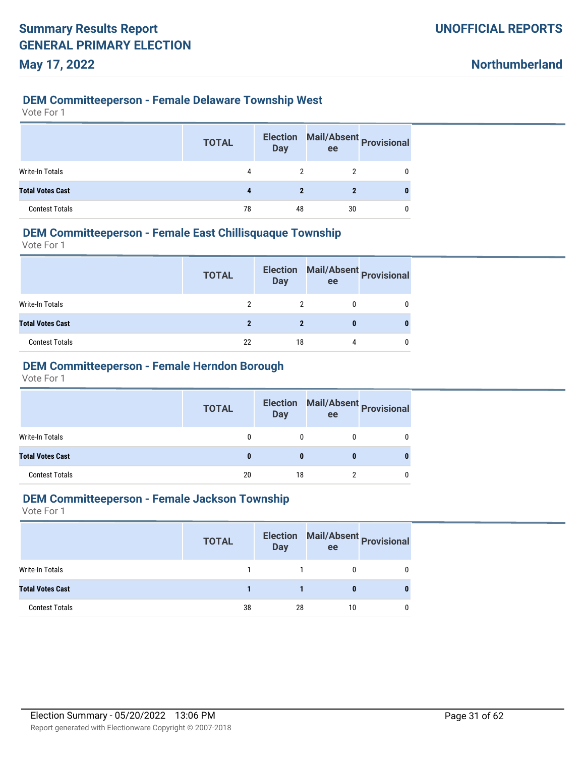## DEM Committeeperson - Female Delaware Township West

Vote For 1

| | TOTAL | Election Day | Mail/Absentee | Provisional |
|---|---|---|---|---|
| Write-In Totals | 4 | 2 | 2 | 0 |
| **Total Votes Cast** | **4** | **2** | **2** | **0** |
| Contest Totals | 78 | 48 | 30 | 0 |

## DEM Committeeperson - Female East Chillisquaque Township

Vote For 1

| | TOTAL | Election Day | Mail/Absentee | Provisional |
|---|---|---|---|---|
| Write-In Totals | 2 | 2 | 0 | 0 |
| **Total Votes Cast** | **2** | **2** | **0** | **0** |
| Contest Totals | 22 | 18 | 4 | 0 |

## DEM Committeeperson - Female Herndon Borough

Vote For 1

| | TOTAL | Election Day | Mail/Absentee | Provisional |
|---|---|---|---|---|
| Write-In Totals | 0 | 0 | 0 | 0 |
| **Total Votes Cast** | **0** | **0** | **0** | **0** |
| Contest Totals | 20 | 18 | 2 | 0 |

## DEM Committeeperson - Female Jackson Township

Vote For 1

| | TOTAL | Election Day | Mail/Absentee | Provisional |
|---|---|---|---|---|
| Write-In Totals | 1 | 1 | 0 | 0 |
| **Total Votes Cast** | **1** | **1** | **0** | **0** |
| Contest Totals | 38 | 28 | 10 | 0 |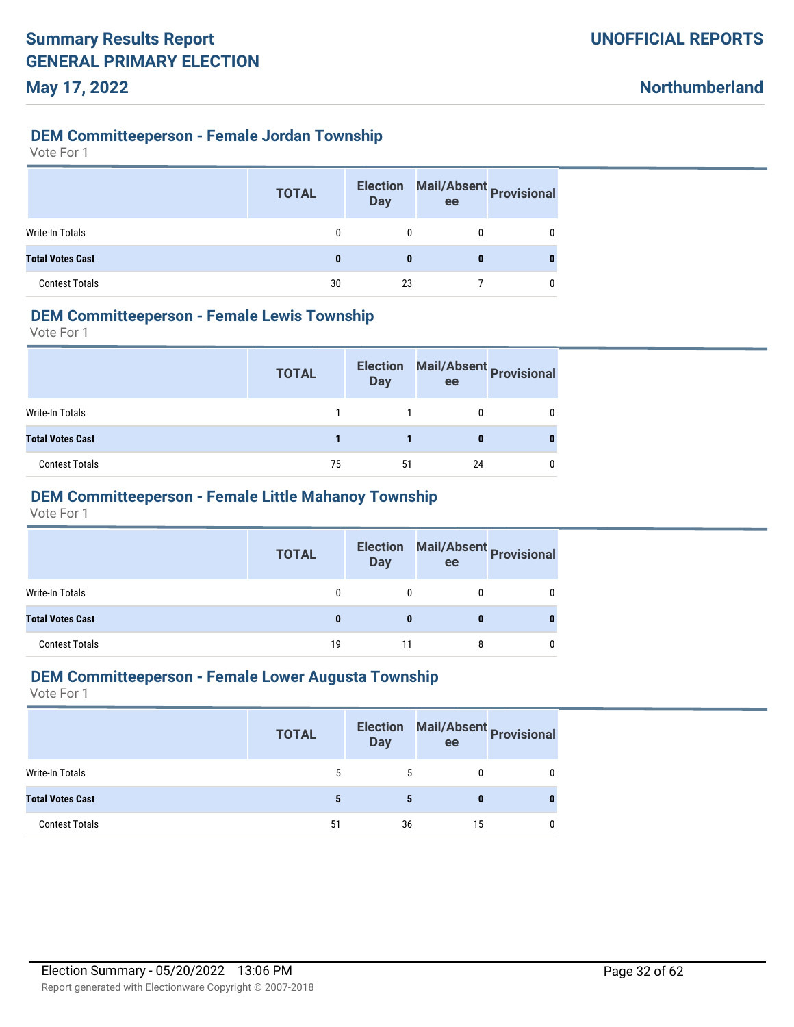## DEM Committeeperson - Female Jordan Township

Vote For 1

| | TOTAL | Election Day | Mail/Absentee | Provisional |
|---|---|---|---|---|
| Write-In Totals | 0 | 0 | 0 | 0 |
| **Total Votes Cast** | **0** | **0** | **0** | **0** |
| Contest Totals | 30 | 23 | 7 | 0 |

## DEM Committeeperson - Female Lewis Township

Vote For 1

| | TOTAL | Election Day | Mail/Absentee | Provisional |
|---|---|---|---|---|
| Write-In Totals | 1 | 1 | 0 | 0 |
| **Total Votes Cast** | **1** | **1** | **0** | **0** |
| Contest Totals | 75 | 51 | 24 | 0 |

## DEM Committeeperson - Female Little Mahanoy Township

Vote For 1

| | TOTAL | Election Day | Mail/Absentee | Provisional |
|---|---|---|---|---|
| Write-In Totals | 0 | 0 | 0 | 0 |
| **Total Votes Cast** | **0** | **0** | **0** | **0** |
| Contest Totals | 19 | 11 | 8 | 0 |

## DEM Committeeperson - Female Lower Augusta Township

Vote For 1

| | TOTAL | Election Day | Mail/Absentee | Provisional |
|---|---|---|---|---|
| Write-In Totals | 5 | 5 | 0 | 0 |
| **Total Votes Cast** | **5** | **5** | **0** | **0** |
| Contest Totals | 51 | 36 | 15 | 0 |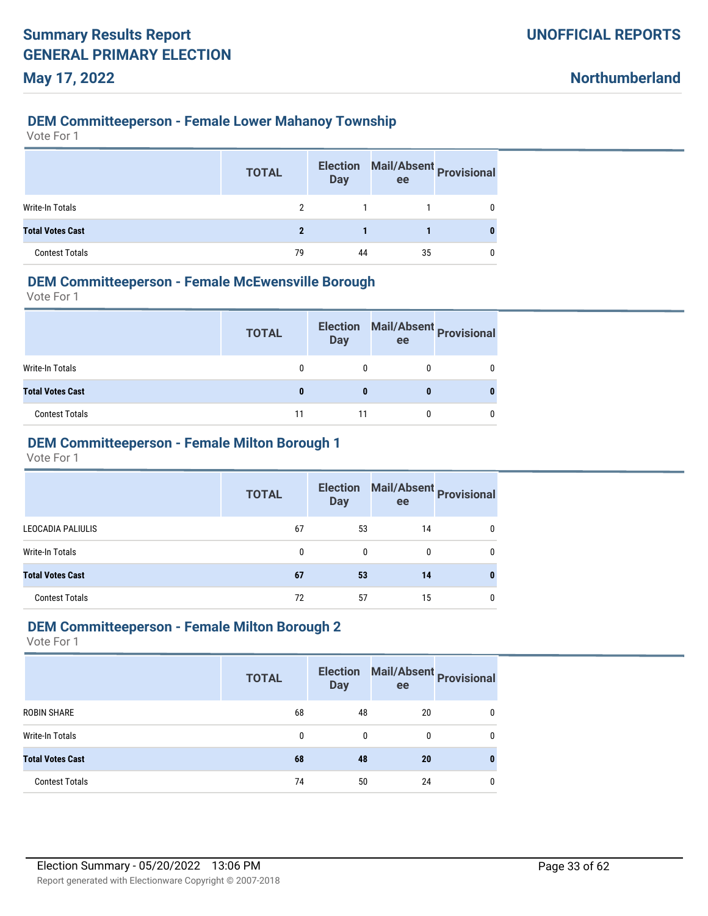### DEM Committeeperson - Female Lower Mahanoy Township

Vote For 1

| | TOTAL | Election Day | Mail/Absentee | Provisional |
|---|---|---|---|---|
| Write-In Totals | 2 | 1 | 1 | 0 |
| **Total Votes Cast** | **2** | **1** | **1** | **0** |
| Contest Totals | 79 | 44 | 35 | 0 |

### DEM Committeeperson - Female McEwensville Borough

Vote For 1

| | TOTAL | Election Day | Mail/Absentee | Provisional |
|---|---|---|---|---|
| Write-In Totals | 0 | 0 | 0 | 0 |
| **Total Votes Cast** | **0** | **0** | **0** | **0** |
| Contest Totals | 11 | 11 | 0 | 0 |

### DEM Committeeperson - Female Milton Borough 1

Vote For 1

| | TOTAL | Election Day | Mail/Absentee | Provisional |
|---|---|---|---|---|
| LEOCADIA PALIULIS | 67 | 53 | 14 | 0 |
| Write-In Totals | 0 | 0 | 0 | 0 |
| **Total Votes Cast** | **67** | **53** | **14** | **0** |
| Contest Totals | 72 | 57 | 15 | 0 |

### DEM Committeeperson - Female Milton Borough 2

Vote For 1

| | TOTAL | Election Day | Mail/Absentee | Provisional |
|---|---|---|---|---|
| ROBIN SHARE | 68 | 48 | 20 | 0 |
| Write-In Totals | 0 | 0 | 0 | 0 |
| **Total Votes Cast** | **68** | **48** | **20** | **0** |
| Contest Totals | 74 | 50 | 24 | 0 |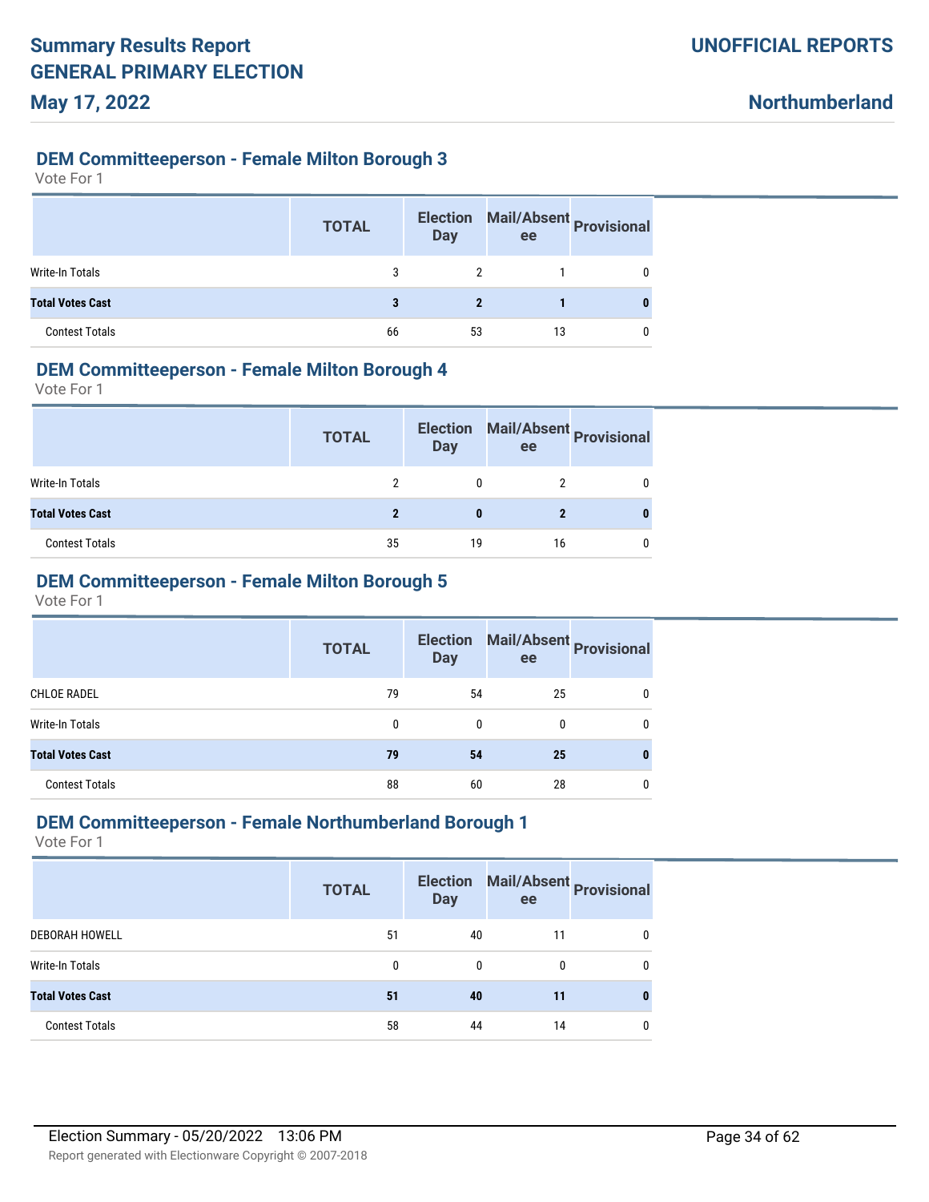### DEM Committeeperson - Female Milton Borough 3

Vote For 1

| | TOTAL | Election Day | Mail/Absentee | Provisional |
|---|---|---|---|---|
| Write-In Totals | 3 | 2 | 1 | 0 |
| **Total Votes Cast** | **3** | **2** | **1** | **0** |
| Contest Totals | 66 | 53 | 13 | 0 |

### DEM Committeeperson - Female Milton Borough 4

Vote For 1

| | TOTAL | Election Day | Mail/Absentee | Provisional |
|---|---|---|---|---|
| Write-In Totals | 2 | 0 | 2 | 0 |
| **Total Votes Cast** | **2** | **0** | **2** | **0** |
| Contest Totals | 35 | 19 | 16 | 0 |

### DEM Committeeperson - Female Milton Borough 5

Vote For 1

| | TOTAL | Election Day | Mail/Absentee | Provisional |
|---|---|---|---|---|
| CHLOE RADEL | 79 | 54 | 25 | 0 |
| Write-In Totals | 0 | 0 | 0 | 0 |
| **Total Votes Cast** | **79** | **54** | **25** | **0** |
| Contest Totals | 88 | 60 | 28 | 0 |

### DEM Committeeperson - Female Northumberland Borough 1

Vote For 1

| | TOTAL | Election Day | Mail/Absentee | Provisional |
|---|---|---|---|---|
| DEBORAH HOWELL | 51 | 40 | 11 | 0 |
| Write-In Totals | 0 | 0 | 0 | 0 |
| **Total Votes Cast** | **51** | **40** | **11** | **0** |
| Contest Totals | 58 | 44 | 14 | 0 |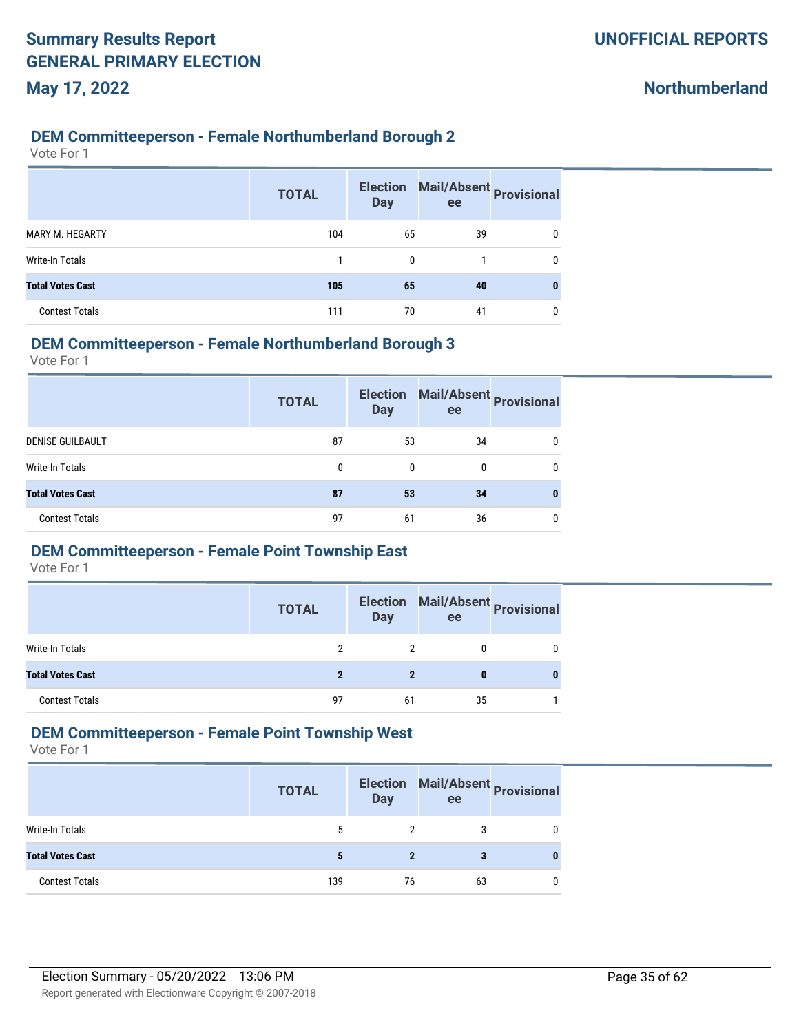## DEM Committeeperson - Female Northumberland Borough 2

Vote For 1

| | TOTAL | Election Day | Mail/Absentee | Provisional |
|---|---|---|---|---|
| MARY M. HEGARTY | 104 | 65 | 39 | 0 |
| Write-In Totals | 1 | 0 | 1 | 0 |
| **Total Votes Cast** | **105** | **65** | **40** | **0** |
| Contest Totals | 111 | 70 | 41 | 0 |

## DEM Committeeperson - Female Northumberland Borough 3

Vote For 1

| | TOTAL | Election Day | Mail/Absentee | Provisional |
|---|---|---|---|---|
| DENISE GUILBAULT | 87 | 53 | 34 | 0 |
| Write-In Totals | 0 | 0 | 0 | 0 |
| **Total Votes Cast** | **87** | **53** | **34** | **0** |
| Contest Totals | 97 | 61 | 36 | 0 |

## DEM Committeeperson - Female Point Township East

Vote For 1

| | TOTAL | Election Day | Mail/Absentee | Provisional |
|---|---|---|---|---|
| Write-In Totals | 2 | 2 | 0 | 0 |
| **Total Votes Cast** | **2** | **2** | **0** | **0** |
| Contest Totals | 97 | 61 | 35 | 1 |

## DEM Committeeperson - Female Point Township West

Vote For 1

| | TOTAL | Election Day | Mail/Absentee | Provisional |
|---|---|---|---|---|
| Write-In Totals | 5 | 2 | 3 | 0 |
| **Total Votes Cast** | **5** | **2** | **3** | **0** |
| Contest Totals | 139 | 76 | 63 | 0 |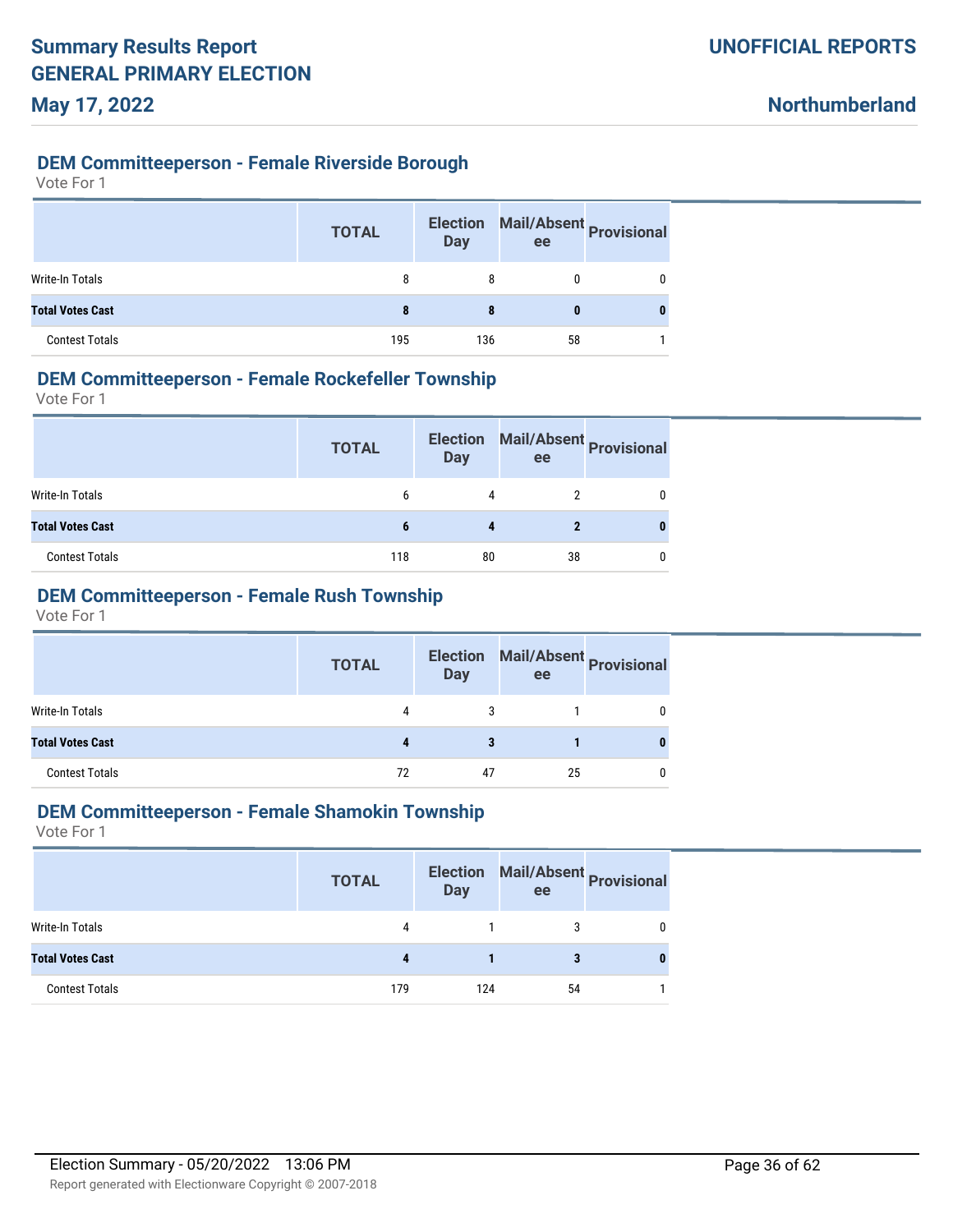## DEM Committeeperson - Female Riverside Borough

Vote For 1

| | TOTAL | Election Day | Mail/Absentee | Provisional |
|---|---|---|---|---|
| Write-In Totals | 8 | 8 | 0 | 0 |
| **Total Votes Cast** | **8** | **8** | **0** | **0** |
| Contest Totals | 195 | 136 | 58 | 1 |

## DEM Committeeperson - Female Rockefeller Township

Vote For 1

| | TOTAL | Election Day | Mail/Absentee | Provisional |
|---|---|---|---|---|
| Write-In Totals | 6 | 4 | 2 | 0 |
| **Total Votes Cast** | **6** | **4** | **2** | **0** |
| Contest Totals | 118 | 80 | 38 | 0 |

## DEM Committeeperson - Female Rush Township

Vote For 1

| | TOTAL | Election Day | Mail/Absentee | Provisional |
|---|---|---|---|---|
| Write-In Totals | 4 | 3 | 1 | 0 |
| **Total Votes Cast** | **4** | **3** | **1** | **0** |
| Contest Totals | 72 | 47 | 25 | 0 |

## DEM Committeeperson - Female Shamokin Township

Vote For 1

| | TOTAL | Election Day | Mail/Absentee | Provisional |
|---|---|---|---|---|
| Write-In Totals | 4 | 1 | 3 | 0 |
| **Total Votes Cast** | **4** | **1** | **3** | **0** |
| Contest Totals | 179 | 124 | 54 | 1 |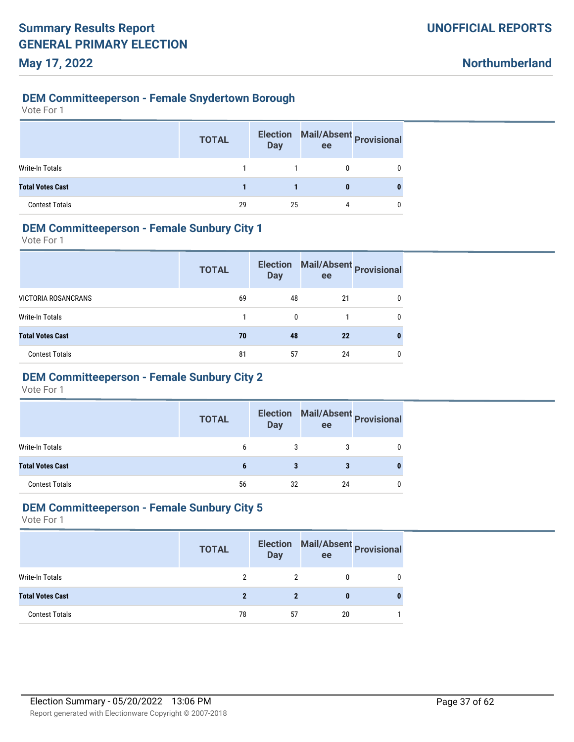## DEM Committeeperson - Female Snydertown Borough

Vote For 1

| | TOTAL | Election Day | Mail/Absentee | Provisional |
|---|---|---|---|---|
| Write-In Totals | 1 | 1 | 0 | 0 |
| **Total Votes Cast** | **1** | **1** | **0** | **0** |
| Contest Totals | 29 | 25 | 4 | 0 |

## DEM Committeeperson - Female Sunbury City 1

Vote For 1

| | TOTAL | Election Day | Mail/Absentee | Provisional |
|---|---|---|---|---|
| VICTORIA ROSANCRANS | 69 | 48 | 21 | 0 |
| Write-In Totals | 1 | 0 | 1 | 0 |
| **Total Votes Cast** | **70** | **48** | **22** | **0** |
| Contest Totals | 81 | 57 | 24 | 0 |

## DEM Committeeperson - Female Sunbury City 2

Vote For 1

| | TOTAL | Election Day | Mail/Absentee | Provisional |
|---|---|---|---|---|
| Write-In Totals | 6 | 3 | 3 | 0 |
| **Total Votes Cast** | **6** | **3** | **3** | **0** |
| Contest Totals | 56 | 32 | 24 | 0 |

## DEM Committeeperson - Female Sunbury City 5

Vote For 1

| | TOTAL | Election Day | Mail/Absentee | Provisional |
|---|---|---|---|---|
| Write-In Totals | 2 | 2 | 0 | 0 |
| **Total Votes Cast** | **2** | **2** | **0** | **0** |
| Contest Totals | 78 | 57 | 20 | 1 |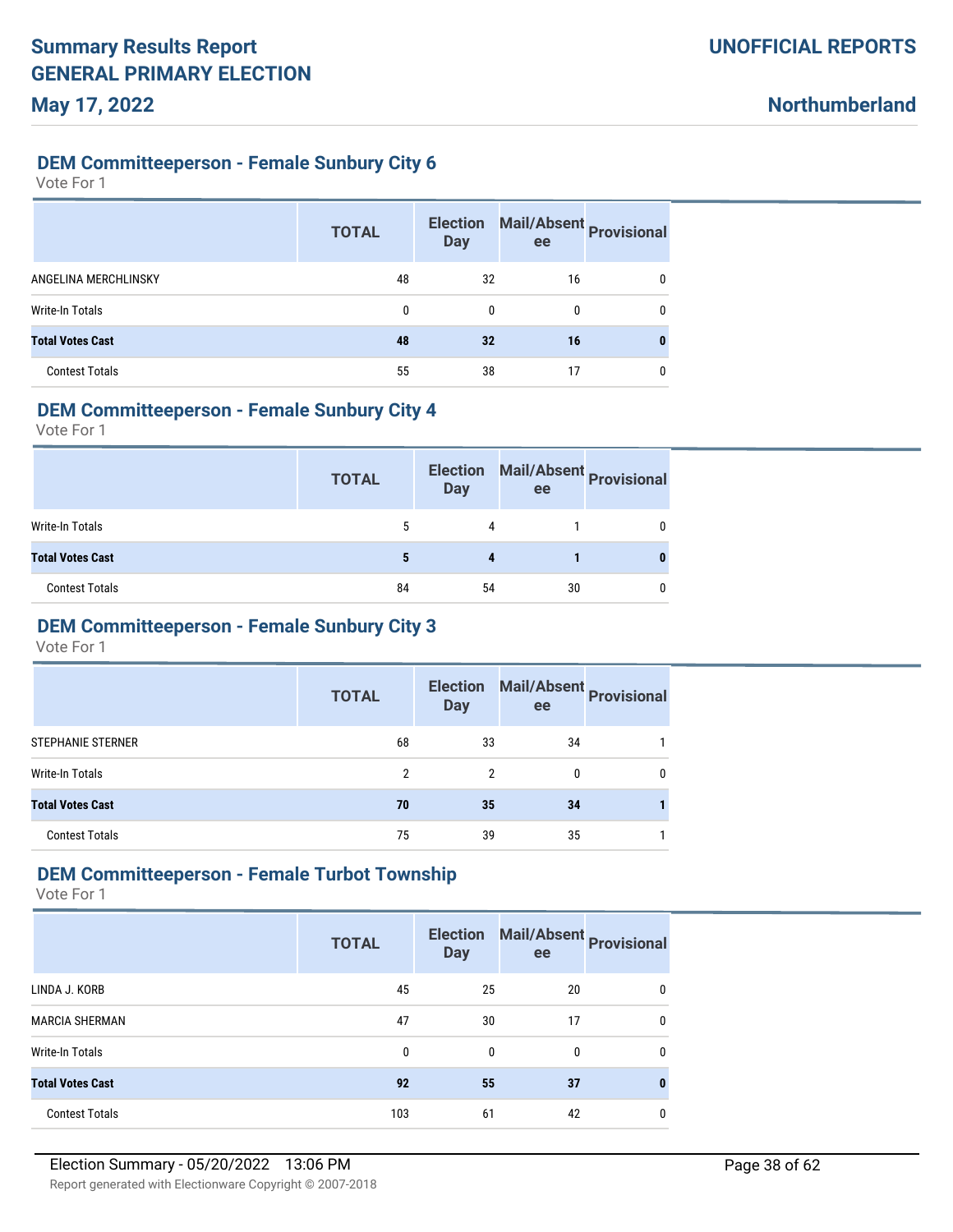## DEM Committeeperson - Female Sunbury City 6

Vote For 1

| | TOTAL | Election Day | Mail/Absentee | Provisional |
|---|---|---|---|---|
| ANGELINA MERCHLINSKY | 48 | 32 | 16 | 0 |
| Write-In Totals | 0 | 0 | 0 | 0 |
| **Total Votes Cast** | **48** | **32** | **16** | **0** |
| Contest Totals | 55 | 38 | 17 | 0 |

## DEM Committeeperson - Female Sunbury City 4

Vote For 1

| | TOTAL | Election Day | Mail/Absentee | Provisional |
|---|---|---|---|---|
| Write-In Totals | 5 | 4 | 1 | 0 |
| **Total Votes Cast** | **5** | **4** | **1** | **0** |
| Contest Totals | 84 | 54 | 30 | 0 |

## DEM Committeeperson - Female Sunbury City 3

Vote For 1

| | TOTAL | Election Day | Mail/Absentee | Provisional |
|---|---|---|---|---|
| STEPHANIE STERNER | 68 | 33 | 34 | 1 |
| Write-In Totals | 2 | 2 | 0 | 0 |
| **Total Votes Cast** | **70** | **35** | **34** | **1** |
| Contest Totals | 75 | 39 | 35 | 1 |

## DEM Committeeperson - Female Turbot Township

Vote For 1

| | TOTAL | Election Day | Mail/Absentee | Provisional |
|---|---|---|---|---|
| LINDA J. KORB | 45 | 25 | 20 | 0 |
| MARCIA SHERMAN | 47 | 30 | 17 | 0 |
| Write-In Totals | 0 | 0 | 0 | 0 |
| **Total Votes Cast** | **92** | **55** | **37** | **0** |
| Contest Totals | 103 | 61 | 42 | 0 |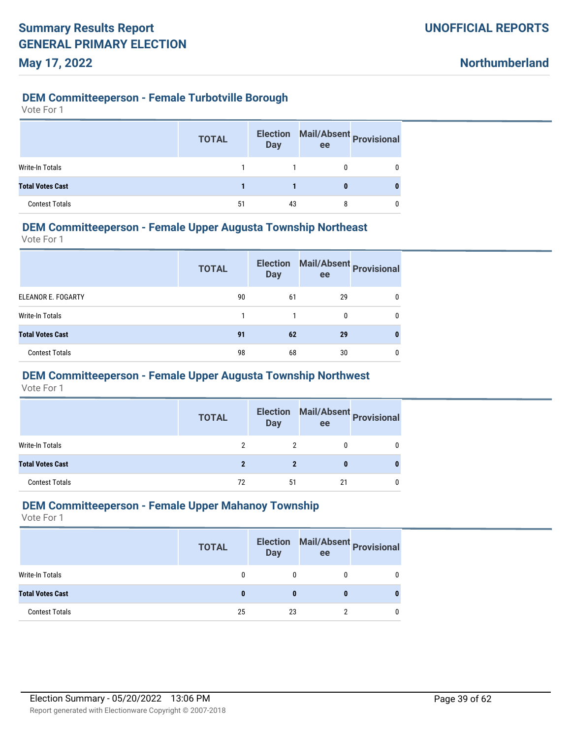### DEM Committeeperson - Female Turbotville Borough

Vote For 1

| | TOTAL | Election Day | Mail/Absentee | Provisional |
|---|---|---|---|---|
| Write-In Totals | 1 | 1 | 0 | 0 |
| **Total Votes Cast** | **1** | **1** | **0** | **0** |
| Contest Totals | 51 | 43 | 8 | 0 |

### DEM Committeeperson - Female Upper Augusta Township Northeast

Vote For 1

| | TOTAL | Election Day | Mail/Absentee | Provisional |
|---|---|---|---|---|
| ELEANOR E. FOGARTY | 90 | 61 | 29 | 0 |
| Write-In Totals | 1 | 1 | 0 | 0 |
| **Total Votes Cast** | **91** | **62** | **29** | **0** |
| Contest Totals | 98 | 68 | 30 | 0 |

### DEM Committeeperson - Female Upper Augusta Township Northwest

Vote For 1

| | TOTAL | Election Day | Mail/Absentee | Provisional |
|---|---|---|---|---|
| Write-In Totals | 2 | 2 | 0 | 0 |
| **Total Votes Cast** | **2** | **2** | **0** | **0** |
| Contest Totals | 72 | 51 | 21 | 0 |

### DEM Committeeperson - Female Upper Mahanoy Township

Vote For 1

| | TOTAL | Election Day | Mail/Absentee | Provisional |
|---|---|---|---|---|
| Write-In Totals | 0 | 0 | 0 | 0 |
| **Total Votes Cast** | **0** | **0** | **0** | **0** |
| Contest Totals | 25 | 23 | 2 | 0 |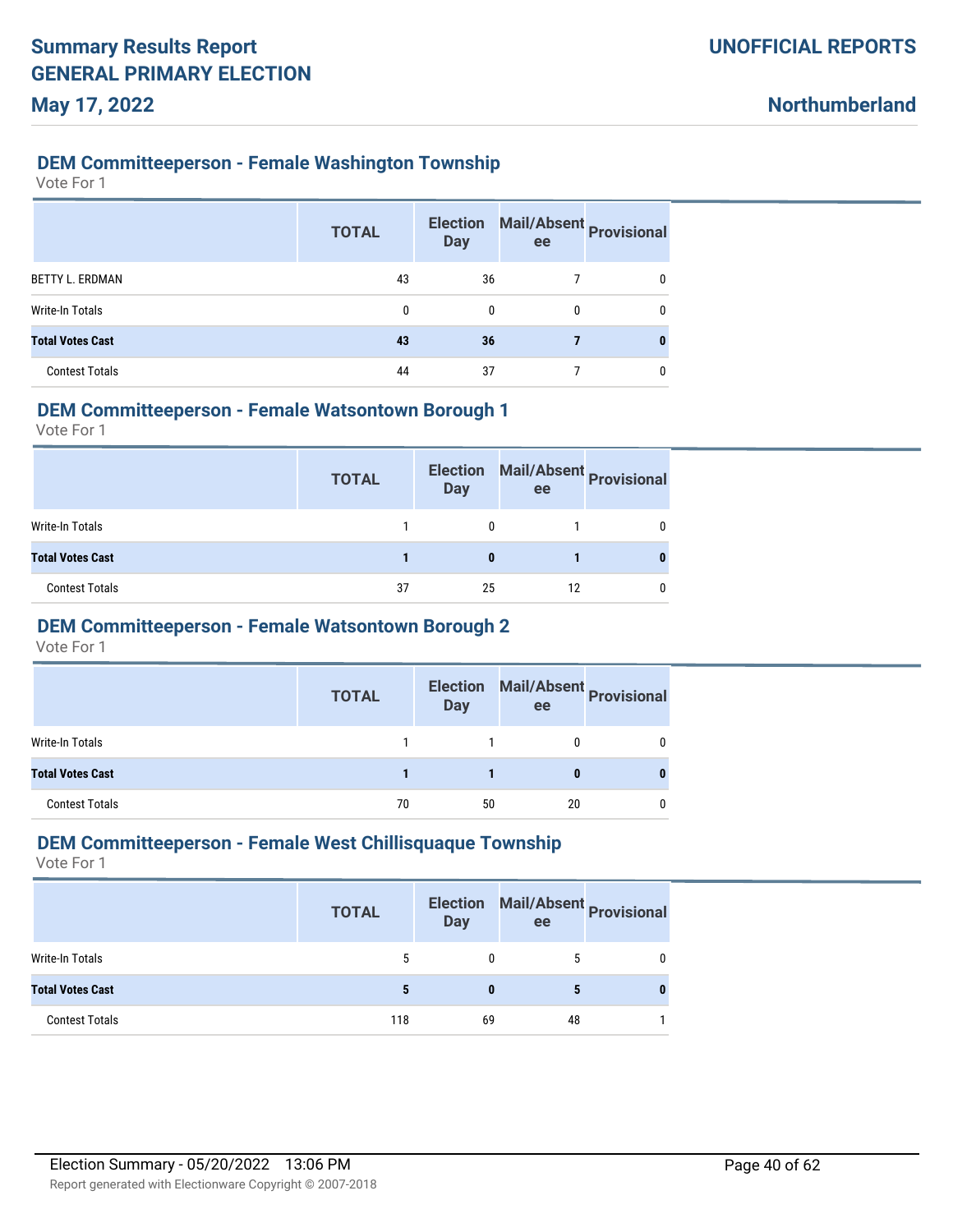### DEM Committeeperson - Female Washington Township

Vote For 1

| | TOTAL | Election Day | Mail/Absentee | Provisional |
|---|---|---|---|---|
| BETTY L. ERDMAN | 43 | 36 | 7 | 0 |
| Write-In Totals | 0 | 0 | 0 | 0 |
| **Total Votes Cast** | **43** | **36** | **7** | **0** |
| Contest Totals | 44 | 37 | 7 | 0 |

### DEM Committeeperson - Female Watsontown Borough 1

Vote For 1

| | TOTAL | Election Day | Mail/Absentee | Provisional |
|---|---|---|---|---|
| Write-In Totals | 1 | 0 | 1 | 0 |
| **Total Votes Cast** | **1** | **0** | **1** | **0** |
| Contest Totals | 37 | 25 | 12 | 0 |

### DEM Committeeperson - Female Watsontown Borough 2

Vote For 1

| | TOTAL | Election Day | Mail/Absentee | Provisional |
|---|---|---|---|---|
| Write-In Totals | 1 | 1 | 0 | 0 |
| **Total Votes Cast** | **1** | **1** | **0** | **0** |
| Contest Totals | 70 | 50 | 20 | 0 |

### DEM Committeeperson - Female West Chillisquaque Township

Vote For 1

| | TOTAL | Election Day | Mail/Absentee | Provisional |
|---|---|---|---|---|
| Write-In Totals | 5 | 0 | 5 | 0 |
| **Total Votes Cast** | **5** | **0** | **5** | **0** |
| Contest Totals | 118 | 69 | 48 | 1 |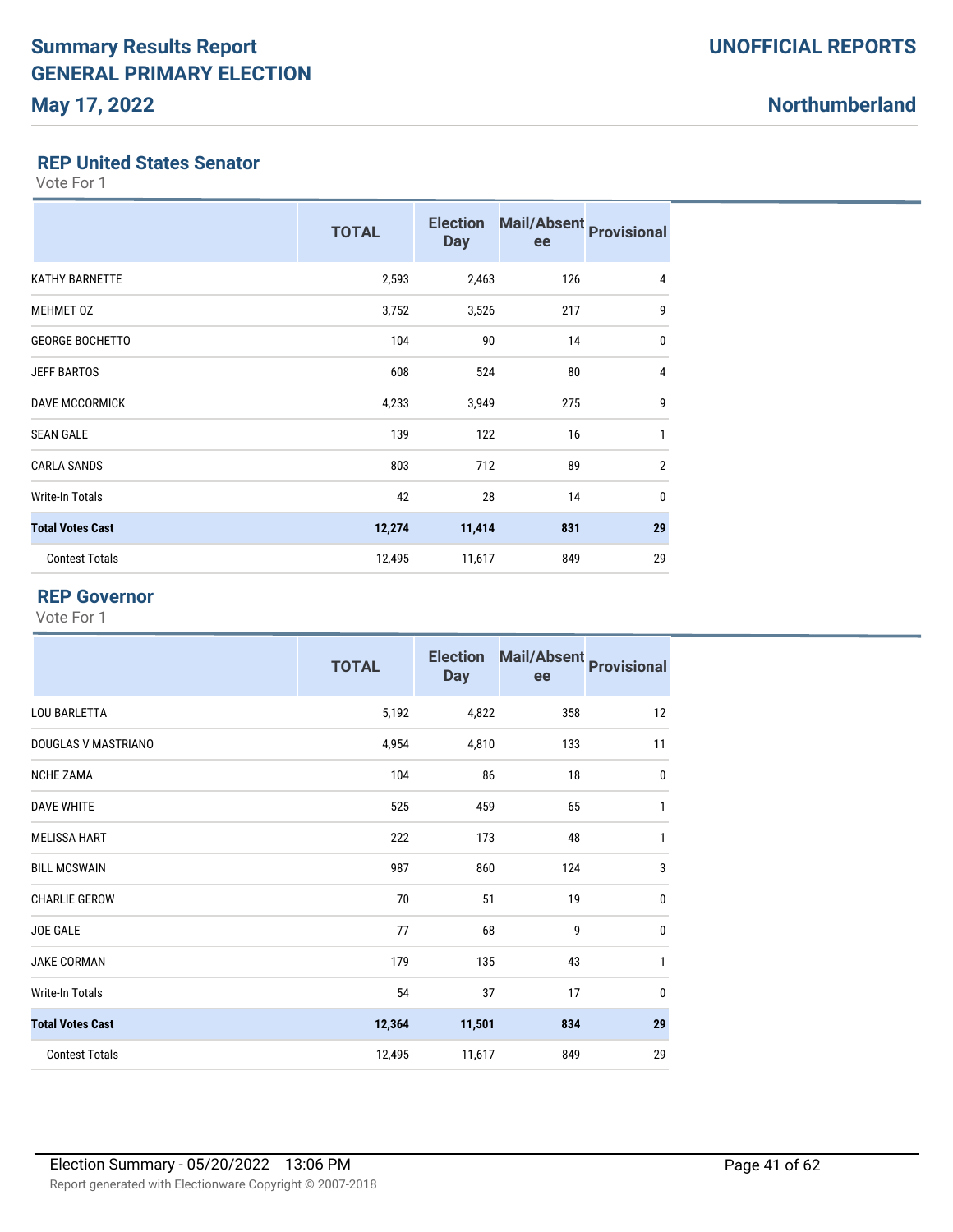# Summary Results Report
# GENERAL PRIMARY ELECTION
## May 17, 2022

**UNOFFICIAL REPORTS**

**Northumberland**

### REP United States Senator

Vote For 1

| | TOTAL | Election Day | Mail/Absentee | Provisional |
|---|---|---|---|---|
| KATHY BARNETTE | 2,593 | 2,463 | 126 | 4 |
| MEHMET OZ | 3,752 | 3,526 | 217 | 9 |
| GEORGE BOCHETTO | 104 | 90 | 14 | 0 |
| JEFF BARTOS | 608 | 524 | 80 | 4 |
| DAVE MCCORMICK | 4,233 | 3,949 | 275 | 9 |
| SEAN GALE | 139 | 122 | 16 | 1 |
| CARLA SANDS | 803 | 712 | 89 | 2 |
| Write-In Totals | 42 | 28 | 14 | 0 |
| **Total Votes Cast** | **12,274** | **11,414** | **831** | **29** |
| Contest Totals | 12,495 | 11,617 | 849 | 29 |

### REP Governor

Vote For 1

| | TOTAL | Election Day | Mail/Absentee | Provisional |
|---|---|---|---|---|
| LOU BARLETTA | 5,192 | 4,822 | 358 | 12 |
| DOUGLAS V MASTRIANO | 4,954 | 4,810 | 133 | 11 |
| NCHE ZAMA | 104 | 86 | 18 | 0 |
| DAVE WHITE | 525 | 459 | 65 | 1 |
| MELISSA HART | 222 | 173 | 48 | 1 |
| BILL MCSWAIN | 987 | 860 | 124 | 3 |
| CHARLIE GEROW | 70 | 51 | 19 | 0 |
| JOE GALE | 77 | 68 | 9 | 0 |
| JAKE CORMAN | 179 | 135 | 43 | 1 |
| Write-In Totals | 54 | 37 | 17 | 0 |
| **Total Votes Cast** | **12,364** | **11,501** | **834** | **29** |
| Contest Totals | 12,495 | 11,617 | 849 | 29 |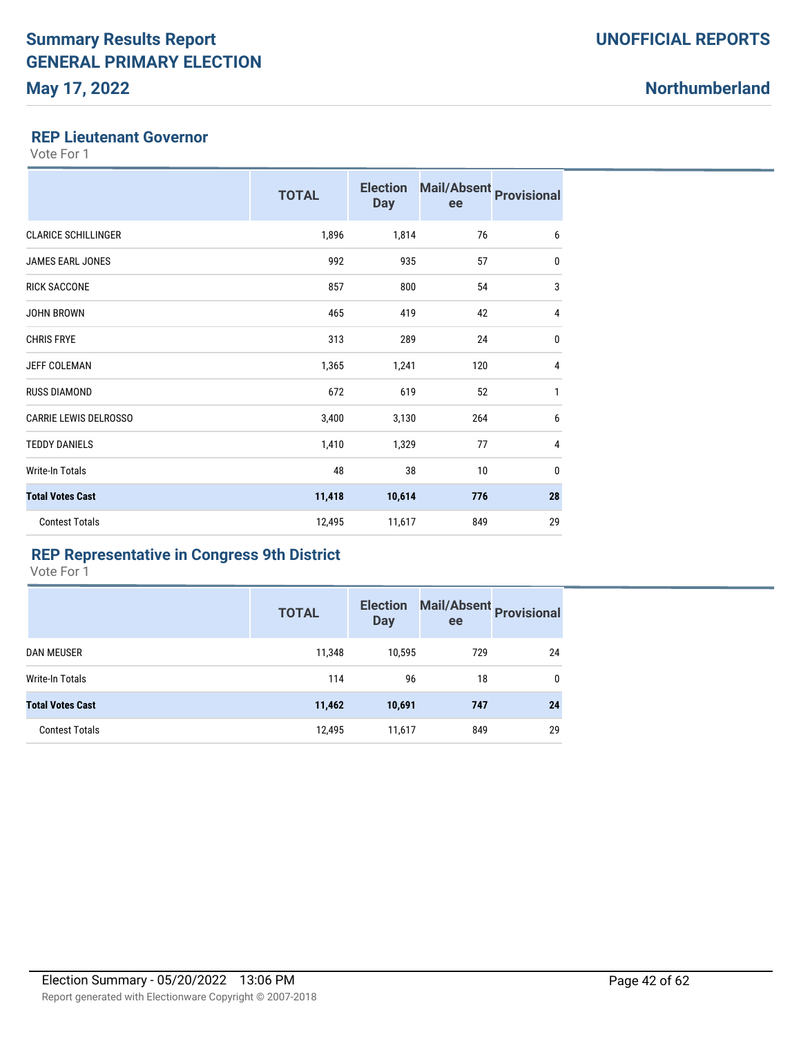# Summary Results Report
# GENERAL PRIMARY ELECTION
## May 17, 2022

**UNOFFICIAL REPORTS**

**Northumberland**

### REP Lieutenant Governor

Vote For 1

| | TOTAL | Election Day | Mail/Absentee | Provisional |
|---|---|---|---|---|
| CLARICE SCHILLINGER | 1,896 | 1,814 | 76 | 6 |
| JAMES EARL JONES | 992 | 935 | 57 | 0 |
| RICK SACCONE | 857 | 800 | 54 | 3 |
| JOHN BROWN | 465 | 419 | 42 | 4 |
| CHRIS FRYE | 313 | 289 | 24 | 0 |
| JEFF COLEMAN | 1,365 | 1,241 | 120 | 4 |
| RUSS DIAMOND | 672 | 619 | 52 | 1 |
| CARRIE LEWIS DELROSSO | 3,400 | 3,130 | 264 | 6 |
| TEDDY DANIELS | 1,410 | 1,329 | 77 | 4 |
| Write-In Totals | 48 | 38 | 10 | 0 |
| **Total Votes Cast** | **11,418** | **10,614** | **776** | **28** |
| Contest Totals | 12,495 | 11,617 | 849 | 29 |

### REP Representative in Congress 9th District

Vote For 1

| | TOTAL | Election Day | Mail/Absentee | Provisional |
|---|---|---|---|---|
| DAN MEUSER | 11,348 | 10,595 | 729 | 24 |
| Write-In Totals | 114 | 96 | 18 | 0 |
| **Total Votes Cast** | **11,462** | **10,691** | **747** | **24** |
| Contest Totals | 12,495 | 11,617 | 849 | 29 |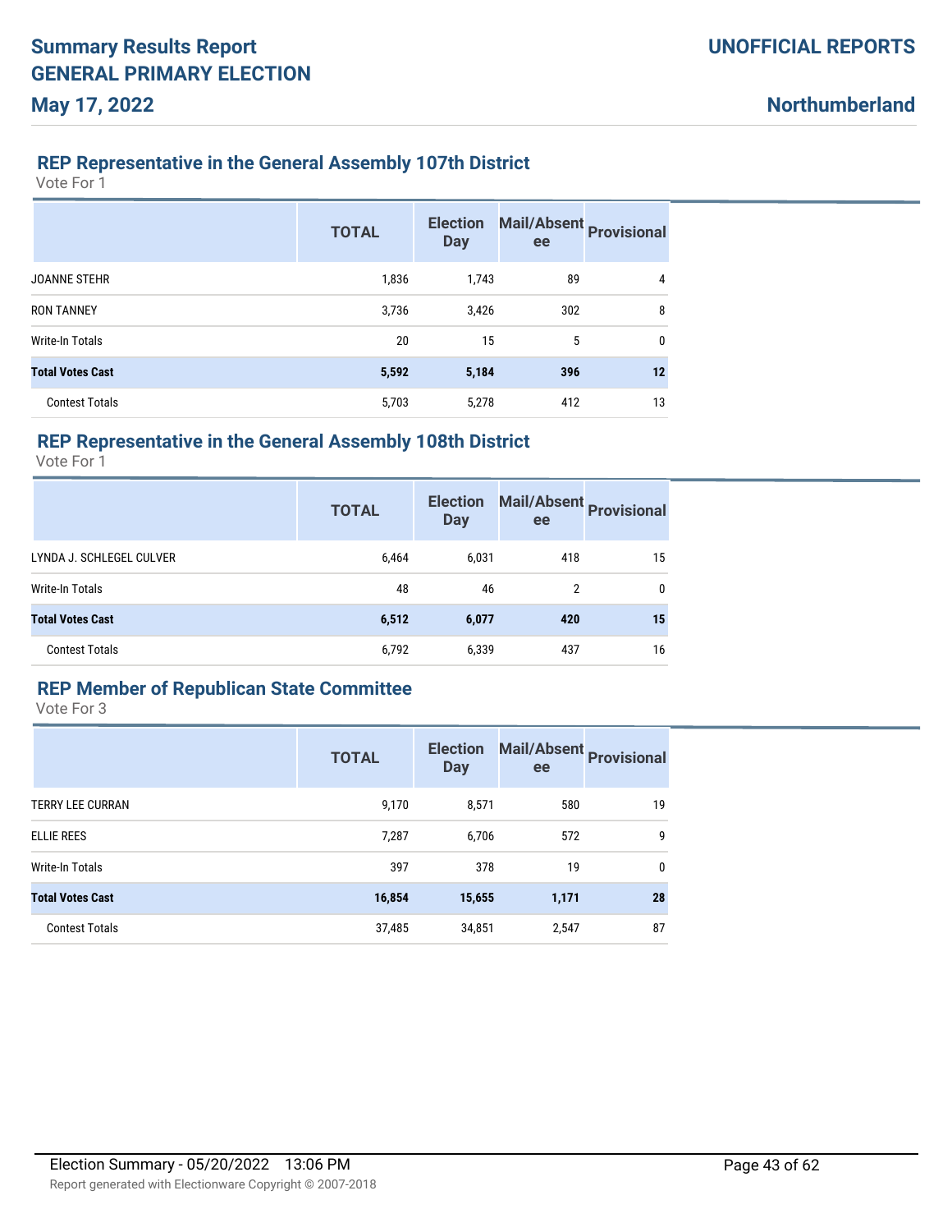# Summary Results Report
# GENERAL PRIMARY ELECTION
## May 17, 2022

**UNOFFICIAL REPORTS**

**Northumberland**

### REP Representative in the General Assembly 107th District

Vote For 1

| | TOTAL | Election Day | Mail/Absentee | Provisional |
|---|---|---|---|---|
| JOANNE STEHR | 1,836 | 1,743 | 89 | 4 |
| RON TANNEY | 3,736 | 3,426 | 302 | 8 |
| Write-In Totals | 20 | 15 | 5 | 0 |
| **Total Votes Cast** | **5,592** | **5,184** | **396** | **12** |
| Contest Totals | 5,703 | 5,278 | 412 | 13 |

### REP Representative in the General Assembly 108th District

Vote For 1

| | TOTAL | Election Day | Mail/Absentee | Provisional |
|---|---|---|---|---|
| LYNDA J. SCHLEGEL CULVER | 6,464 | 6,031 | 418 | 15 |
| Write-In Totals | 48 | 46 | 2 | 0 |
| **Total Votes Cast** | **6,512** | **6,077** | **420** | **15** |
| Contest Totals | 6,792 | 6,339 | 437 | 16 |

### REP Member of Republican State Committee

Vote For 3

| | TOTAL | Election Day | Mail/Absentee | Provisional |
|---|---|---|---|---|
| TERRY LEE CURRAN | 9,170 | 8,571 | 580 | 19 |
| ELLIE REES | 7,287 | 6,706 | 572 | 9 |
| Write-In Totals | 397 | 378 | 19 | 0 |
| **Total Votes Cast** | **16,854** | **15,655** | **1,171** | **28** |
| Contest Totals | 37,485 | 34,851 | 2,547 | 87 |

Election Summary - 05/20/2022 13:06 PM

Report generated with Electionware Copyright © 2007-2018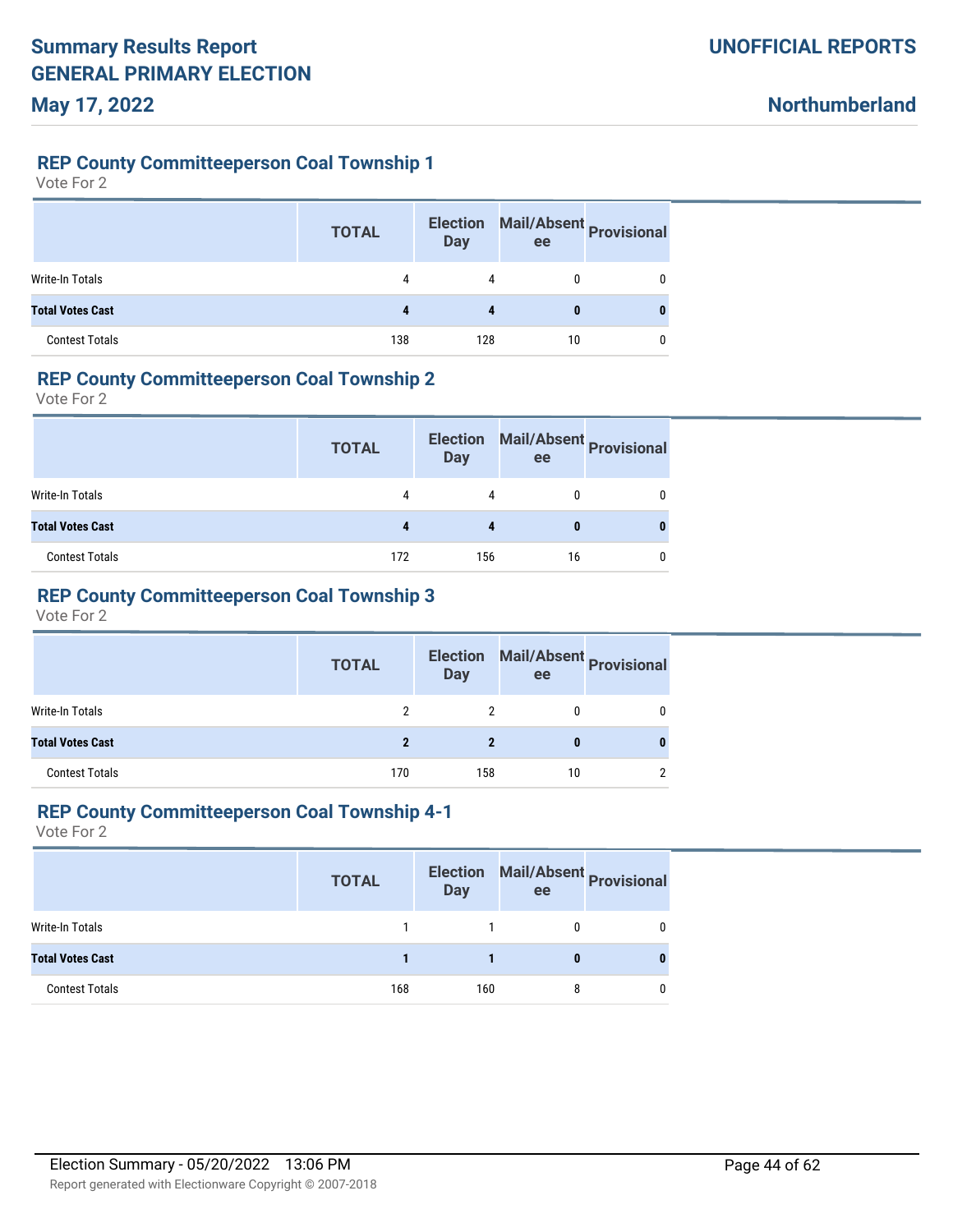## REP County Committeeperson Coal Township 1

Vote For 2

| | TOTAL | Election Day | Mail/Absentee | Provisional |
|---|---|---|---|---|
| Write-In Totals | 4 | 4 | 0 | 0 |
| **Total Votes Cast** | **4** | **4** | **0** | **0** |
| Contest Totals | 138 | 128 | 10 | 0 |

## REP County Committeeperson Coal Township 2

Vote For 2

| | TOTAL | Election Day | Mail/Absentee | Provisional |
|---|---|---|---|---|
| Write-In Totals | 4 | 4 | 0 | 0 |
| **Total Votes Cast** | **4** | **4** | **0** | **0** |
| Contest Totals | 172 | 156 | 16 | 0 |

## REP County Committeeperson Coal Township 3

Vote For 2

| | TOTAL | Election Day | Mail/Absentee | Provisional |
|---|---|---|---|---|
| Write-In Totals | 2 | 2 | 0 | 0 |
| **Total Votes Cast** | **2** | **2** | **0** | **0** |
| Contest Totals | 170 | 158 | 10 | 2 |

## REP County Committeeperson Coal Township 4-1

Vote For 2

| | TOTAL | Election Day | Mail/Absentee | Provisional |
|---|---|---|---|---|
| Write-In Totals | 1 | 1 | 0 | 0 |
| **Total Votes Cast** | **1** | **1** | **0** | **0** |
| Contest Totals | 168 | 160 | 8 | 0 |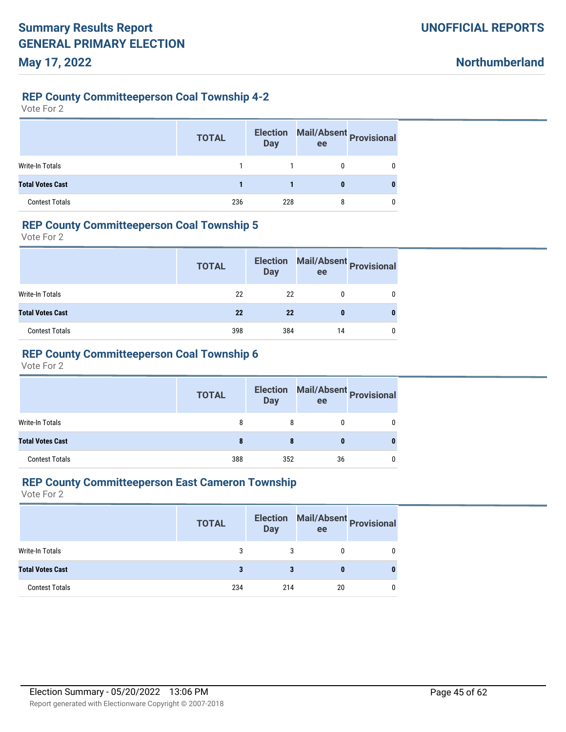## REP County Committeeperson Coal Township 4-2

Vote For 2

| | TOTAL | Election Day | Mail/Absentee | Provisional |
|---|---|---|---|---|
| Write-In Totals | 1 | 1 | 0 | 0 |
| **Total Votes Cast** | **1** | **1** | **0** | **0** |
| Contest Totals | 236 | 228 | 8 | 0 |

## REP County Committeeperson Coal Township 5

Vote For 2

| | TOTAL | Election Day | Mail/Absentee | Provisional |
|---|---|---|---|---|
| Write-In Totals | 22 | 22 | 0 | 0 |
| **Total Votes Cast** | **22** | **22** | **0** | **0** |
| Contest Totals | 398 | 384 | 14 | 0 |

## REP County Committeeperson Coal Township 6

Vote For 2

| | TOTAL | Election Day | Mail/Absentee | Provisional |
|---|---|---|---|---|
| Write-In Totals | 8 | 8 | 0 | 0 |
| **Total Votes Cast** | **8** | **8** | **0** | **0** |
| Contest Totals | 388 | 352 | 36 | 0 |

## REP County Committeeperson East Cameron Township

Vote For 2

| | TOTAL | Election Day | Mail/Absentee | Provisional |
|---|---|---|---|---|
| Write-In Totals | 3 | 3 | 0 | 0 |
| **Total Votes Cast** | **3** | **3** | **0** | **0** |
| Contest Totals | 234 | 214 | 20 | 0 |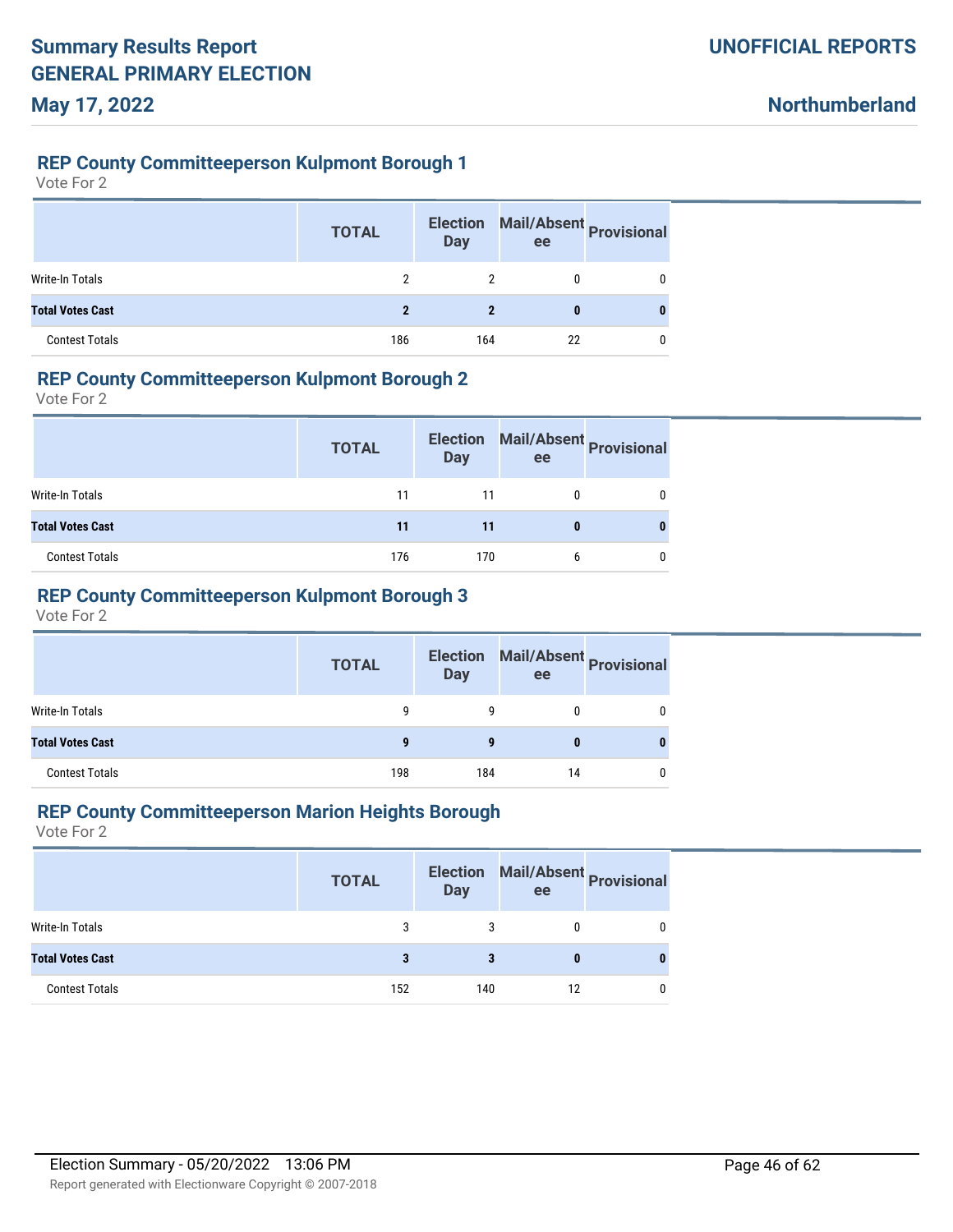## REP County Committeeperson Kulpmont Borough 1

Vote For 2

| | TOTAL | Election Day | Mail/Absentee | Provisional |
|---|---|---|---|---|
| Write-In Totals | 2 | 2 | 0 | 0 |
| **Total Votes Cast** | **2** | **2** | **0** | **0** |
| Contest Totals | 186 | 164 | 22 | 0 |

## REP County Committeeperson Kulpmont Borough 2

Vote For 2

| | TOTAL | Election Day | Mail/Absentee | Provisional |
|---|---|---|---|---|
| Write-In Totals | 11 | 11 | 0 | 0 |
| **Total Votes Cast** | **11** | **11** | **0** | **0** |
| Contest Totals | 176 | 170 | 6 | 0 |

## REP County Committeeperson Kulpmont Borough 3

Vote For 2

| | TOTAL | Election Day | Mail/Absentee | Provisional |
|---|---|---|---|---|
| Write-In Totals | 9 | 9 | 0 | 0 |
| **Total Votes Cast** | **9** | **9** | **0** | **0** |
| Contest Totals | 198 | 184 | 14 | 0 |

## REP County Committeeperson Marion Heights Borough

Vote For 2

| | TOTAL | Election Day | Mail/Absentee | Provisional |
|---|---|---|---|---|
| Write-In Totals | 3 | 3 | 0 | 0 |
| **Total Votes Cast** | **3** | **3** | **0** | **0** |
| Contest Totals | 152 | 140 | 12 | 0 |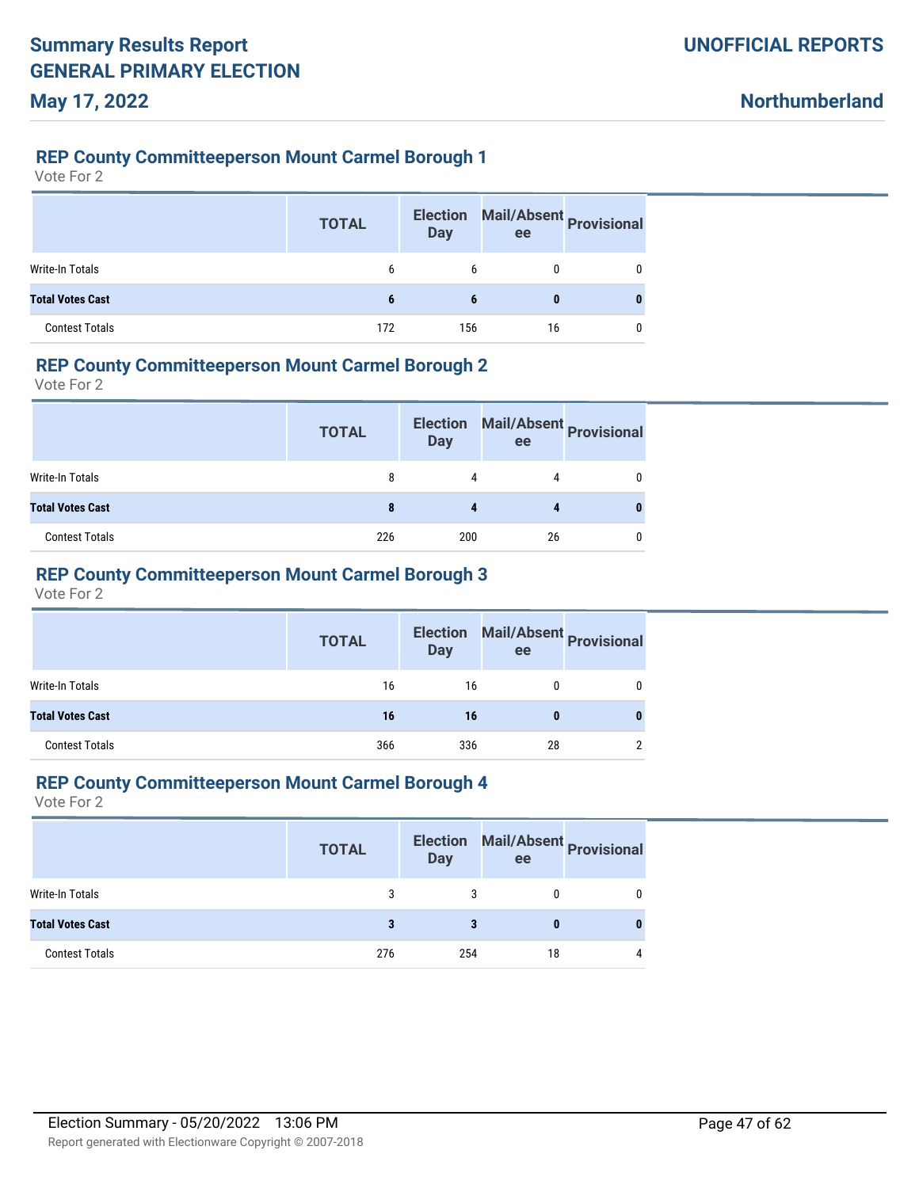## REP County Committeeperson Mount Carmel Borough 1

Vote For 2

| | TOTAL | Election Day | Mail/Absentee | Provisional |
|---|---|---|---|---|
| Write-In Totals | 6 | 6 | 0 | 0 |
| **Total Votes Cast** | **6** | **6** | **0** | **0** |
| Contest Totals | 172 | 156 | 16 | 0 |

## REP County Committeeperson Mount Carmel Borough 2

Vote For 2

| | TOTAL | Election Day | Mail/Absentee | Provisional |
|---|---|---|---|---|
| Write-In Totals | 8 | 4 | 4 | 0 |
| **Total Votes Cast** | **8** | **4** | **4** | **0** |
| Contest Totals | 226 | 200 | 26 | 0 |

## REP County Committeeperson Mount Carmel Borough 3

Vote For 2

| | TOTAL | Election Day | Mail/Absentee | Provisional |
|---|---|---|---|---|
| Write-In Totals | 16 | 16 | 0 | 0 |
| **Total Votes Cast** | **16** | **16** | **0** | **0** |
| Contest Totals | 366 | 336 | 28 | 2 |

## REP County Committeeperson Mount Carmel Borough 4

Vote For 2

| | TOTAL | Election Day | Mail/Absentee | Provisional |
|---|---|---|---|---|
| Write-In Totals | 3 | 3 | 0 | 0 |
| **Total Votes Cast** | **3** | **3** | **0** | **0** |
| Contest Totals | 276 | 254 | 18 | 4 |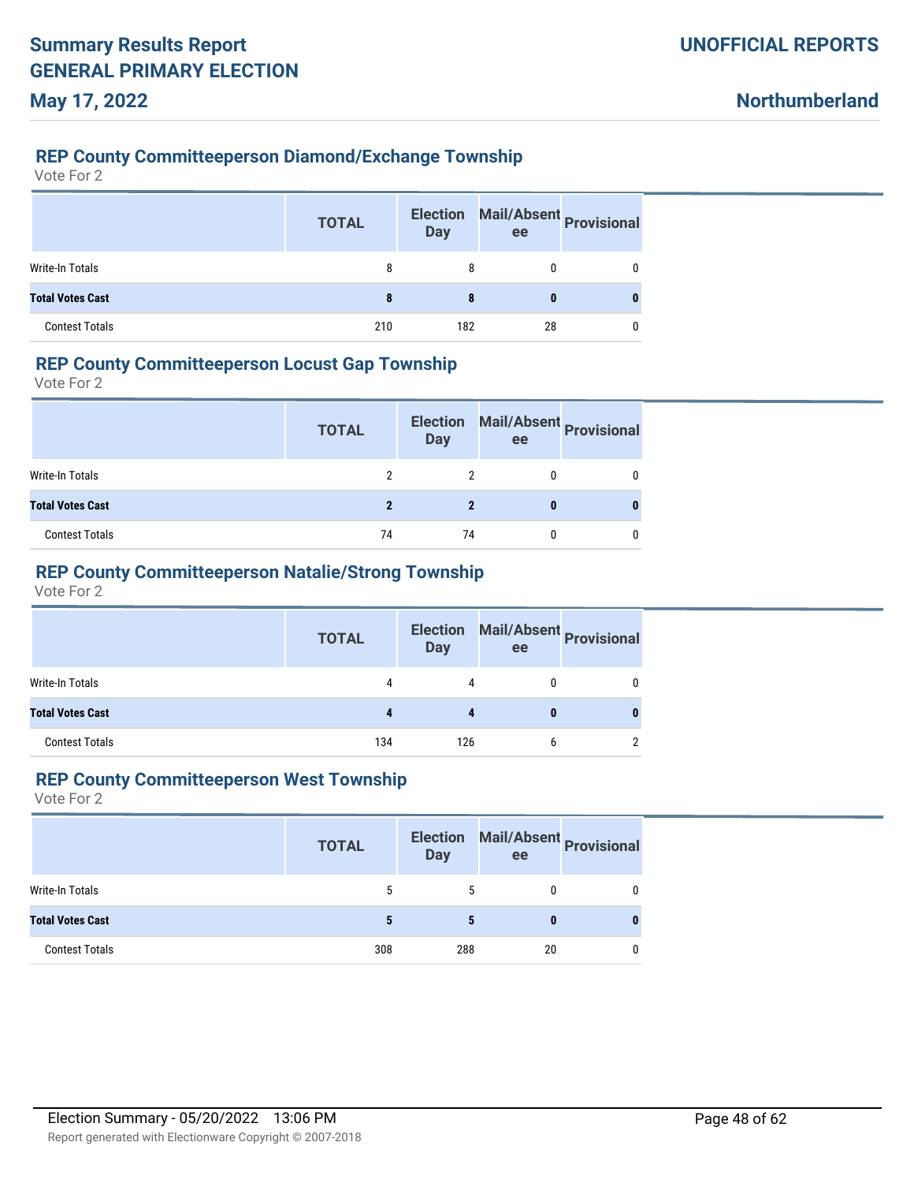### REP County Committeeperson Diamond/Exchange Township

Vote For 2

| | TOTAL | Election Day | Mail/Absentee | Provisional |
|---|---|---|---|---|
| Write-In Totals | 8 | 8 | 0 | 0 |
| **Total Votes Cast** | **8** | **8** | **0** | **0** |
| Contest Totals | 210 | 182 | 28 | 0 |

### REP County Committeeperson Locust Gap Township

Vote For 2

| | TOTAL | Election Day | Mail/Absentee | Provisional |
|---|---|---|---|---|
| Write-In Totals | 2 | 2 | 0 | 0 |
| **Total Votes Cast** | **2** | **2** | **0** | **0** |
| Contest Totals | 74 | 74 | 0 | 0 |

### REP County Committeeperson Natalie/Strong Township

Vote For 2

| | TOTAL | Election Day | Mail/Absentee | Provisional |
|---|---|---|---|---|
| Write-In Totals | 4 | 4 | 0 | 0 |
| **Total Votes Cast** | **4** | **4** | **0** | **0** |
| Contest Totals | 134 | 126 | 6 | 2 |

### REP County Committeeperson West Township

Vote For 2

| | TOTAL | Election Day | Mail/Absentee | Provisional |
|---|---|---|---|---|
| Write-In Totals | 5 | 5 | 0 | 0 |
| **Total Votes Cast** | **5** | **5** | **0** | **0** |
| Contest Totals | 308 | 288 | 20 | 0 |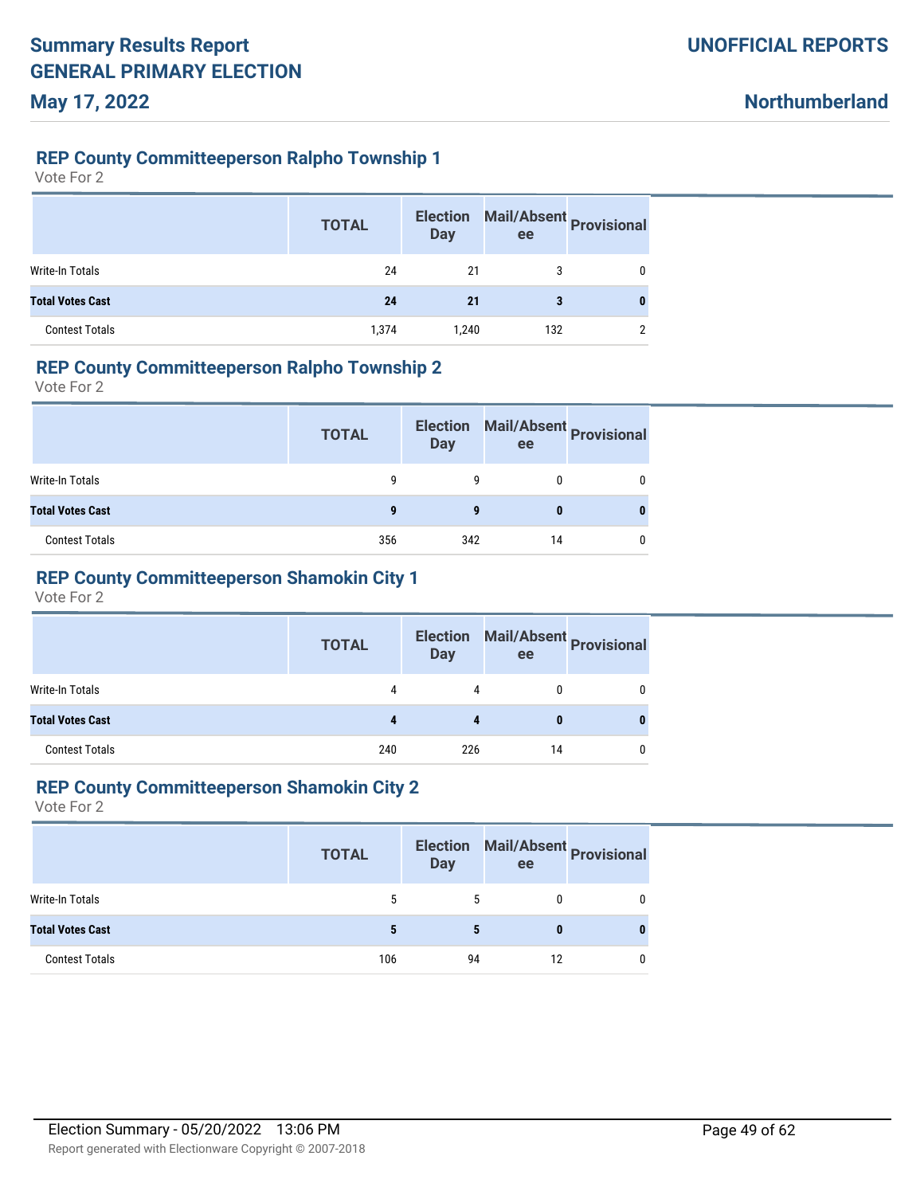## REP County Committeeperson Ralpho Township 1

Vote For 2

| | TOTAL | Election Day | Mail/Absentee | Provisional |
|---|---|---|---|---|
| Write-In Totals | 24 | 21 | 3 | 0 |
| **Total Votes Cast** | **24** | **21** | **3** | **0** |
| Contest Totals | 1,374 | 1,240 | 132 | 2 |

## REP County Committeeperson Ralpho Township 2

Vote For 2

| | TOTAL | Election Day | Mail/Absentee | Provisional |
|---|---|---|---|---|
| Write-In Totals | 9 | 9 | 0 | 0 |
| **Total Votes Cast** | **9** | **9** | **0** | **0** |
| Contest Totals | 356 | 342 | 14 | 0 |

## REP County Committeeperson Shamokin City 1

Vote For 2

| | TOTAL | Election Day | Mail/Absentee | Provisional |
|---|---|---|---|---|
| Write-In Totals | 4 | 4 | 0 | 0 |
| **Total Votes Cast** | **4** | **4** | **0** | **0** |
| Contest Totals | 240 | 226 | 14 | 0 |

## REP County Committeeperson Shamokin City 2

Vote For 2

| | TOTAL | Election Day | Mail/Absentee | Provisional |
|---|---|---|---|---|
| Write-In Totals | 5 | 5 | 0 | 0 |
| **Total Votes Cast** | **5** | **5** | **0** | **0** |
| Contest Totals | 106 | 94 | 12 | 0 |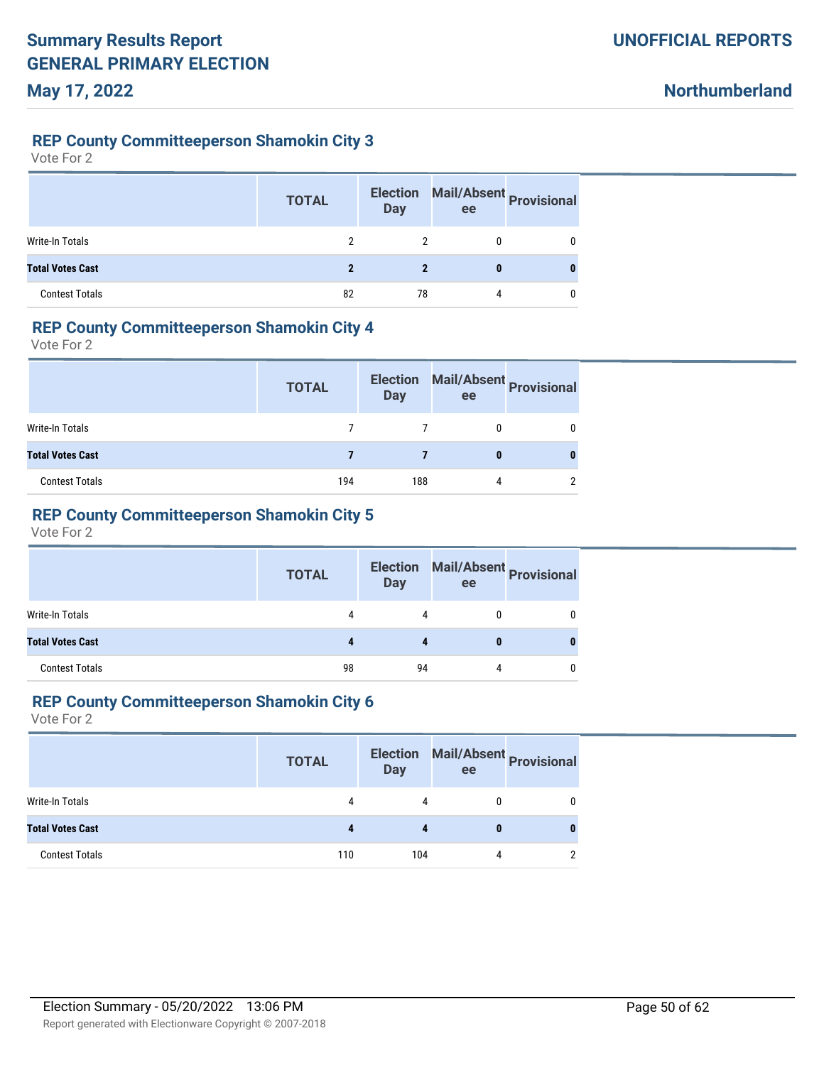## REP County Committeeperson Shamokin City 3

Vote For 2

| | TOTAL | Election Day | Mail/Absentee | Provisional |
|---|---|---|---|---|
| Write-In Totals | 2 | 2 | 0 | 0 |
| **Total Votes Cast** | **2** | **2** | **0** | **0** |
| Contest Totals | 82 | 78 | 4 | 0 |

## REP County Committeeperson Shamokin City 4

Vote For 2

| | TOTAL | Election Day | Mail/Absentee | Provisional |
|---|---|---|---|---|
| Write-In Totals | 7 | 7 | 0 | 0 |
| **Total Votes Cast** | **7** | **7** | **0** | **0** |
| Contest Totals | 194 | 188 | 4 | 2 |

## REP County Committeeperson Shamokin City 5

Vote For 2

| | TOTAL | Election Day | Mail/Absentee | Provisional |
|---|---|---|---|---|
| Write-In Totals | 4 | 4 | 0 | 0 |
| **Total Votes Cast** | **4** | **4** | **0** | **0** |
| Contest Totals | 98 | 94 | 4 | 0 |

## REP County Committeeperson Shamokin City 6

Vote For 2

| | TOTAL | Election Day | Mail/Absentee | Provisional |
|---|---|---|---|---|
| Write-In Totals | 4 | 4 | 0 | 0 |
| **Total Votes Cast** | **4** | **4** | **0** | **0** |
| Contest Totals | 110 | 104 | 4 | 2 |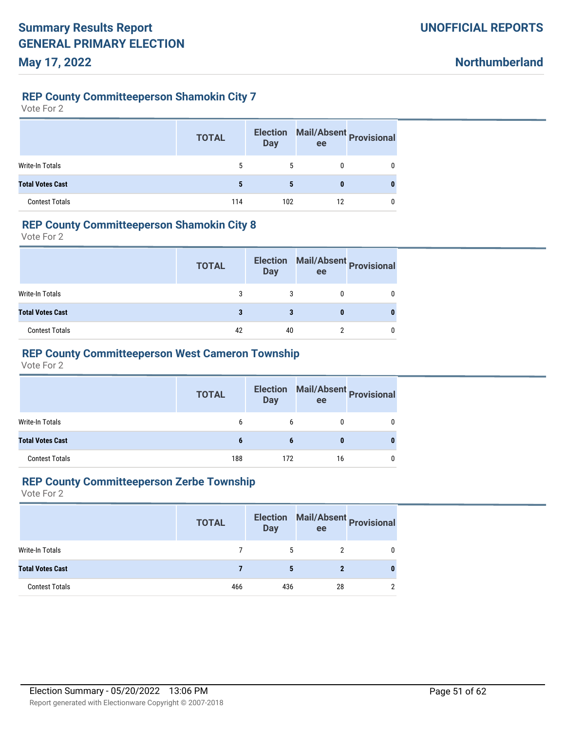## REP County Committeeperson Shamokin City 7

Vote For 2

| | TOTAL | Election Day | Mail/Absentee | Provisional |
|---|---|---|---|---|
| Write-In Totals | 5 | 5 | 0 | 0 |
| **Total Votes Cast** | **5** | **5** | **0** | **0** |
| Contest Totals | 114 | 102 | 12 | 0 |

## REP County Committeeperson Shamokin City 8

Vote For 2

| | TOTAL | Election Day | Mail/Absentee | Provisional |
|---|---|---|---|---|
| Write-In Totals | 3 | 3 | 0 | 0 |
| **Total Votes Cast** | **3** | **3** | **0** | **0** |
| Contest Totals | 42 | 40 | 2 | 0 |

## REP County Committeeperson West Cameron Township

Vote For 2

| | TOTAL | Election Day | Mail/Absentee | Provisional |
|---|---|---|---|---|
| Write-In Totals | 6 | 6 | 0 | 0 |
| **Total Votes Cast** | **6** | **6** | **0** | **0** |
| Contest Totals | 188 | 172 | 16 | 0 |

## REP County Committeeperson Zerbe Township

Vote For 2

| | TOTAL | Election Day | Mail/Absentee | Provisional |
|---|---|---|---|---|
| Write-In Totals | 7 | 5 | 2 | 0 |
| **Total Votes Cast** | **7** | **5** | **2** | **0** |
| Contest Totals | 466 | 436 | 28 | 2 |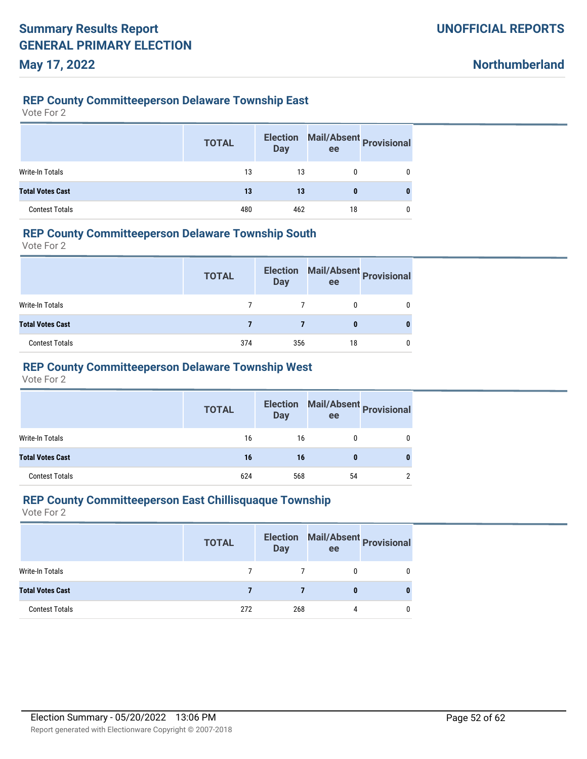## REP County Committeeperson Delaware Township East

Vote For 2

| | TOTAL | Election Day | Mail/Absentee | Provisional |
|---|---|---|---|---|
| Write-In Totals | 13 | 13 | 0 | 0 |
| **Total Votes Cast** | **13** | **13** | **0** | **0** |
| Contest Totals | 480 | 462 | 18 | 0 |

## REP County Committeeperson Delaware Township South

Vote For 2

| | TOTAL | Election Day | Mail/Absentee | Provisional |
|---|---|---|---|---|
| Write-In Totals | 7 | 7 | 0 | 0 |
| **Total Votes Cast** | **7** | **7** | **0** | **0** |
| Contest Totals | 374 | 356 | 18 | 0 |

## REP County Committeeperson Delaware Township West

Vote For 2

| | TOTAL | Election Day | Mail/Absentee | Provisional |
|---|---|---|---|---|
| Write-In Totals | 16 | 16 | 0 | 0 |
| **Total Votes Cast** | **16** | **16** | **0** | **0** |
| Contest Totals | 624 | 568 | 54 | 2 |

## REP County Committeeperson East Chillisquaque Township

Vote For 2

| | TOTAL | Election Day | Mail/Absentee | Provisional |
|---|---|---|---|---|
| Write-In Totals | 7 | 7 | 0 | 0 |
| **Total Votes Cast** | **7** | **7** | **0** | **0** |
| Contest Totals | 272 | 268 | 4 | 0 |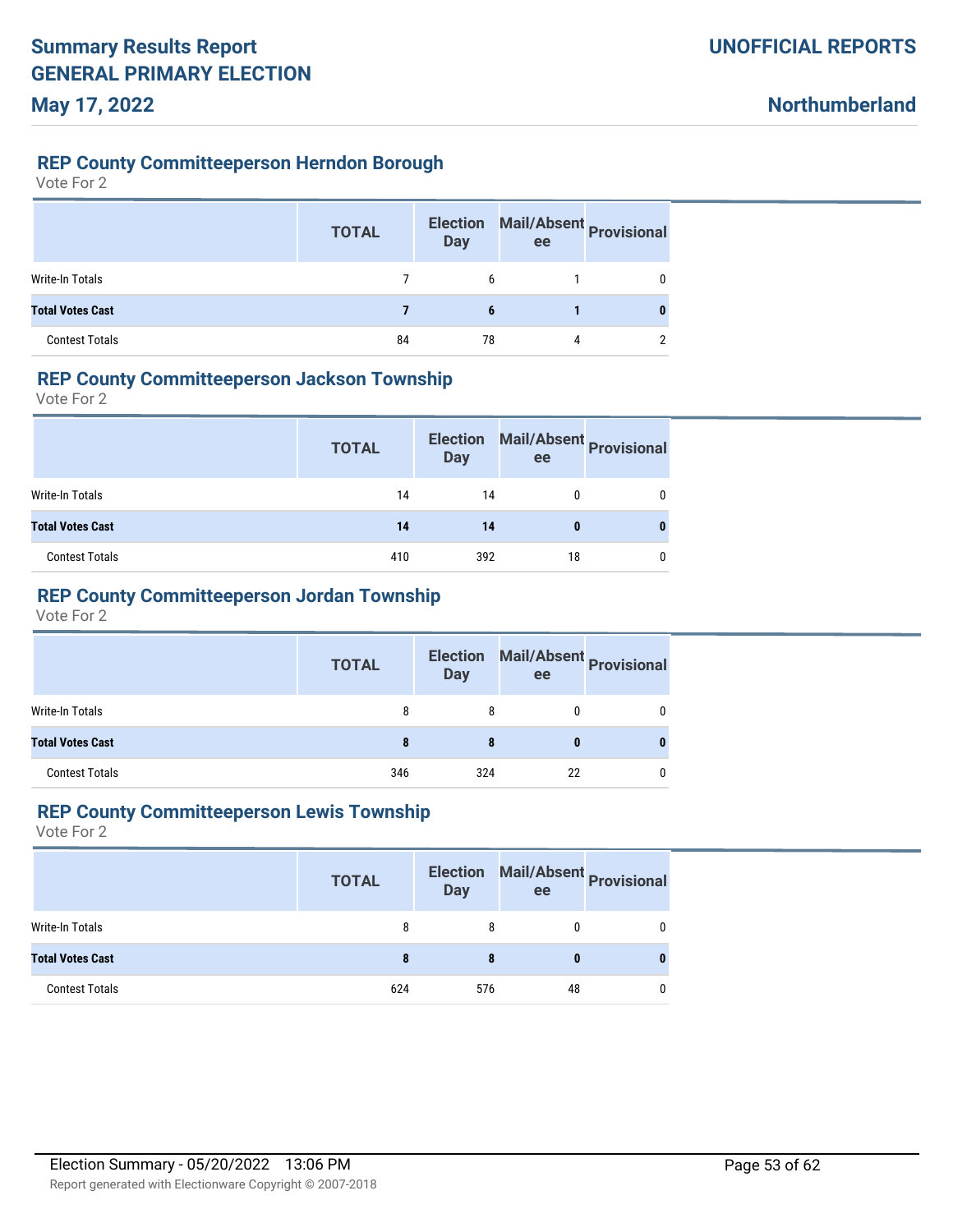## REP County Committeeperson Herndon Borough

Vote For 2

| | TOTAL | Election Day | Mail/Absentee | Provisional |
|---|---|---|---|---|
| Write-In Totals | 7 | 6 | 1 | 0 |
| **Total Votes Cast** | **7** | **6** | **1** | **0** |
| Contest Totals | 84 | 78 | 4 | 2 |

## REP County Committeeperson Jackson Township

Vote For 2

| | TOTAL | Election Day | Mail/Absentee | Provisional |
|---|---|---|---|---|
| Write-In Totals | 14 | 14 | 0 | 0 |
| **Total Votes Cast** | **14** | **14** | **0** | **0** |
| Contest Totals | 410 | 392 | 18 | 0 |

## REP County Committeeperson Jordan Township

Vote For 2

| | TOTAL | Election Day | Mail/Absentee | Provisional |
|---|---|---|---|---|
| Write-In Totals | 8 | 8 | 0 | 0 |
| **Total Votes Cast** | **8** | **8** | **0** | **0** |
| Contest Totals | 346 | 324 | 22 | 0 |

## REP County Committeeperson Lewis Township

Vote For 2

| | TOTAL | Election Day | Mail/Absentee | Provisional |
|---|---|---|---|---|
| Write-In Totals | 8 | 8 | 0 | 0 |
| **Total Votes Cast** | **8** | **8** | **0** | **0** |
| Contest Totals | 624 | 576 | 48 | 0 |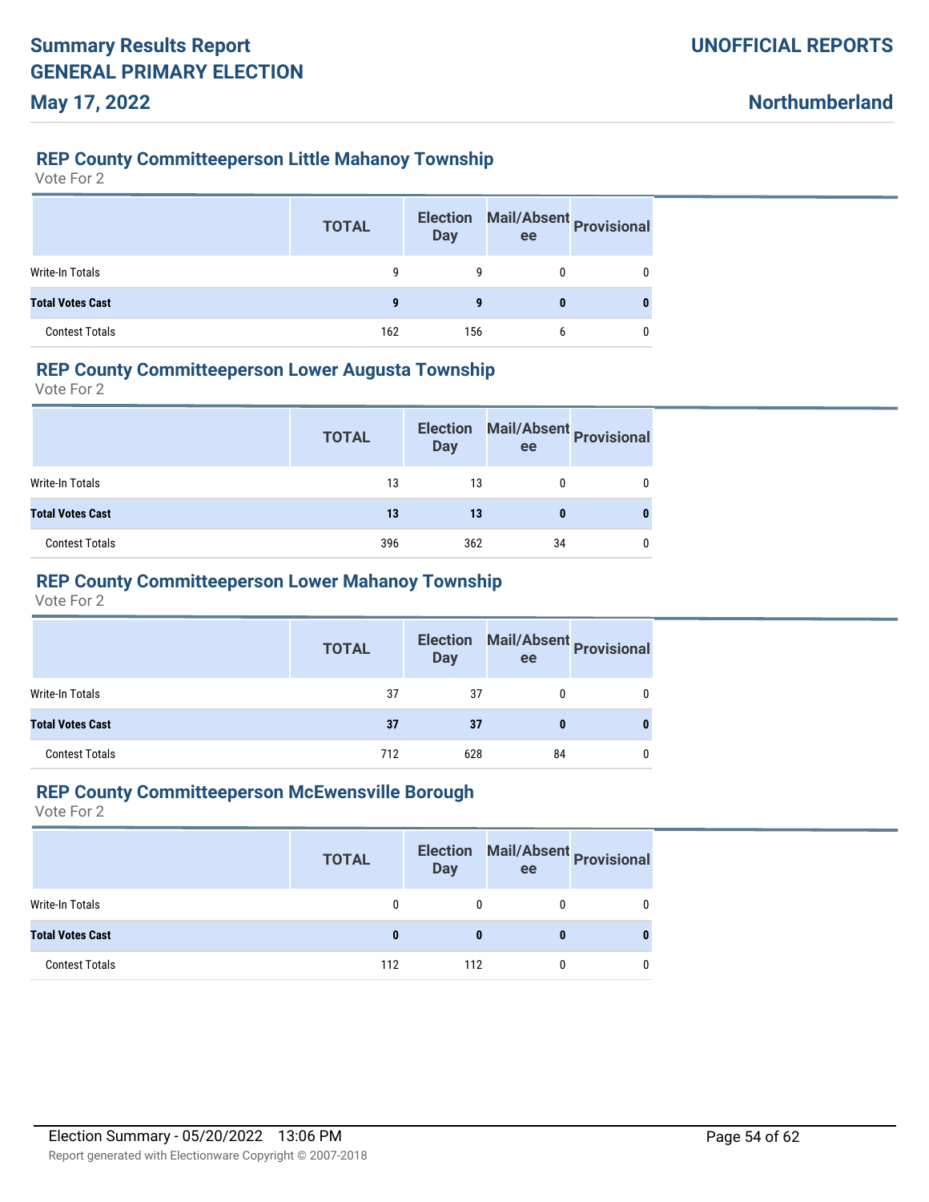## REP County Committeeperson Little Mahanoy Township

Vote For 2

| | TOTAL | Election Day | Mail/Absentee | Provisional |
|---|---|---|---|---|
| Write-In Totals | 9 | 9 | 0 | 0 |
| **Total Votes Cast** | **9** | **9** | **0** | **0** |
| Contest Totals | 162 | 156 | 6 | 0 |

## REP County Committeeperson Lower Augusta Township

Vote For 2

| | TOTAL | Election Day | Mail/Absentee | Provisional |
|---|---|---|---|---|
| Write-In Totals | 13 | 13 | 0 | 0 |
| **Total Votes Cast** | **13** | **13** | **0** | **0** |
| Contest Totals | 396 | 362 | 34 | 0 |

## REP County Committeeperson Lower Mahanoy Township

Vote For 2

| | TOTAL | Election Day | Mail/Absentee | Provisional |
|---|---|---|---|---|
| Write-In Totals | 37 | 37 | 0 | 0 |
| **Total Votes Cast** | **37** | **37** | **0** | **0** |
| Contest Totals | 712 | 628 | 84 | 0 |

## REP County Committeeperson McEwensville Borough

Vote For 2

| | TOTAL | Election Day | Mail/Absentee | Provisional |
|---|---|---|---|---|
| Write-In Totals | 0 | 0 | 0 | 0 |
| **Total Votes Cast** | **0** | **0** | **0** | **0** |
| Contest Totals | 112 | 112 | 0 | 0 |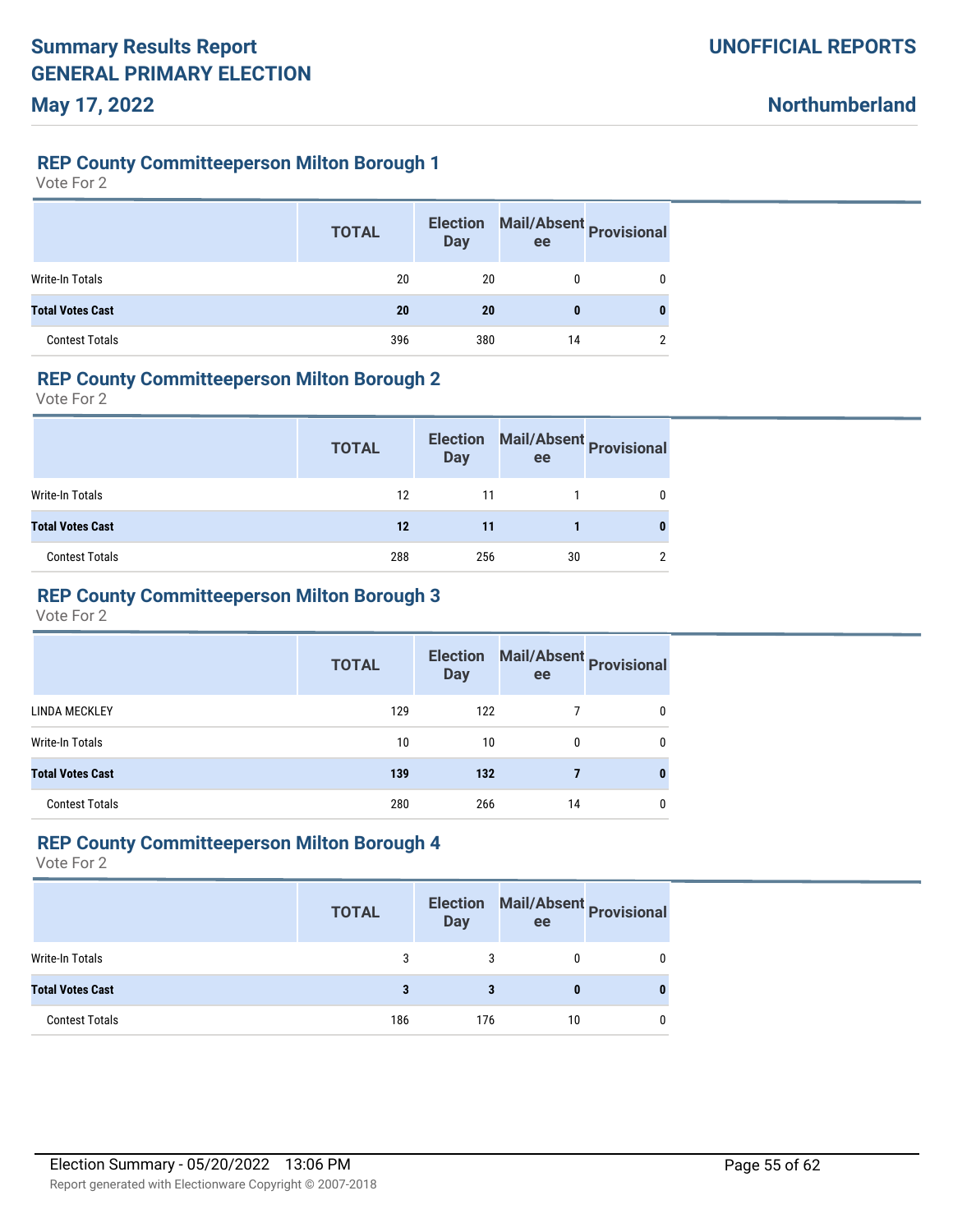## REP County Committeeperson Milton Borough 1

Vote For 2

| | TOTAL | Election Day | Mail/Absentee | Provisional |
|---|---|---|---|---|
| Write-In Totals | 20 | 20 | 0 | 0 |
| **Total Votes Cast** | **20** | **20** | **0** | **0** |
| Contest Totals | 396 | 380 | 14 | 2 |

## REP County Committeeperson Milton Borough 2

Vote For 2

| | TOTAL | Election Day | Mail/Absentee | Provisional |
|---|---|---|---|---|
| Write-In Totals | 12 | 11 | 1 | 0 |
| **Total Votes Cast** | **12** | **11** | **1** | **0** |
| Contest Totals | 288 | 256 | 30 | 2 |

## REP County Committeeperson Milton Borough 3

Vote For 2

| | TOTAL | Election Day | Mail/Absentee | Provisional |
|---|---|---|---|---|
| LINDA MECKLEY | 129 | 122 | 7 | 0 |
| Write-In Totals | 10 | 10 | 0 | 0 |
| **Total Votes Cast** | **139** | **132** | **7** | **0** |
| Contest Totals | 280 | 266 | 14 | 0 |

## REP County Committeeperson Milton Borough 4

Vote For 2

| | TOTAL | Election Day | Mail/Absentee | Provisional |
|---|---|---|---|---|
| Write-In Totals | 3 | 3 | 0 | 0 |
| **Total Votes Cast** | **3** | **3** | **0** | **0** |
| Contest Totals | 186 | 176 | 10 | 0 |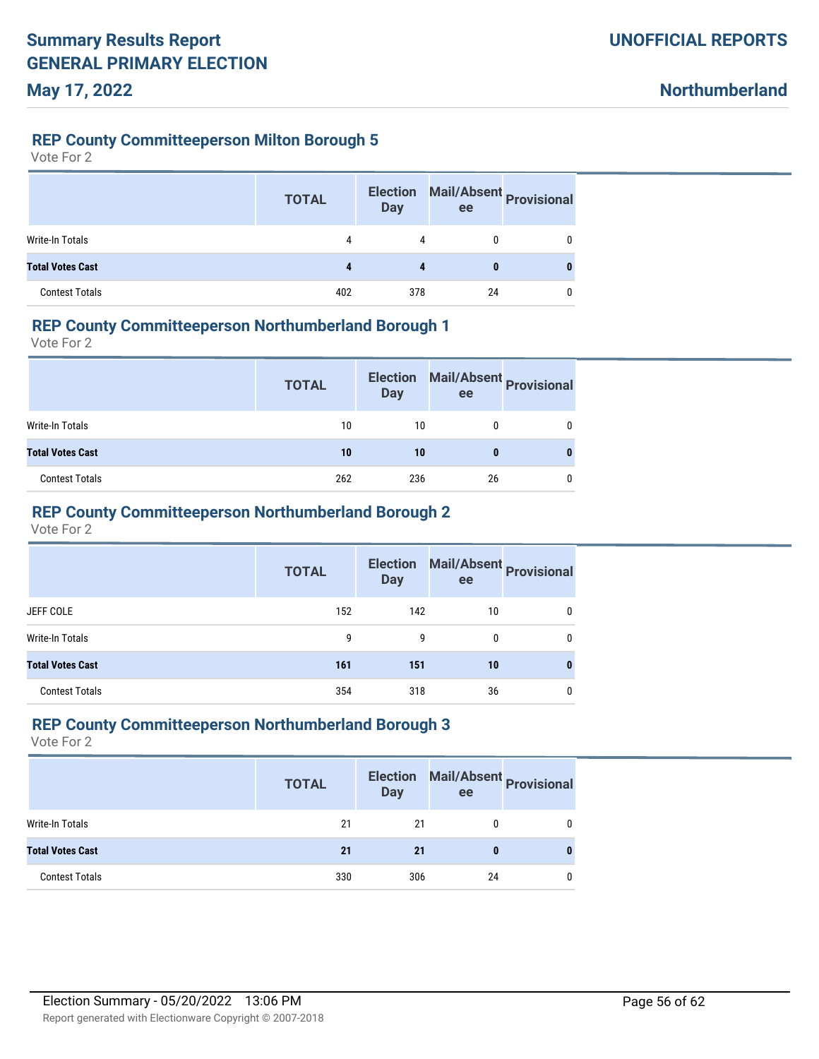### REP County Committeeperson Milton Borough 5

Vote For 2

| | TOTAL | Election Day | Mail/Absentee | Provisional |
|---|---|---|---|---|
| Write-In Totals | 4 | 4 | 0 | 0 |
| **Total Votes Cast** | **4** | **4** | **0** | **0** |
| Contest Totals | 402 | 378 | 24 | 0 |

### REP County Committeeperson Northumberland Borough 1

Vote For 2

| | TOTAL | Election Day | Mail/Absentee | Provisional |
|---|---|---|---|---|
| Write-In Totals | 10 | 10 | 0 | 0 |
| **Total Votes Cast** | **10** | **10** | **0** | **0** |
| Contest Totals | 262 | 236 | 26 | 0 |

### REP County Committeeperson Northumberland Borough 2

Vote For 2

| | TOTAL | Election Day | Mail/Absentee | Provisional |
|---|---|---|---|---|
| JEFF COLE | 152 | 142 | 10 | 0 |
| Write-In Totals | 9 | 9 | 0 | 0 |
| **Total Votes Cast** | **161** | **151** | **10** | **0** |
| Contest Totals | 354 | 318 | 36 | 0 |

### REP County Committeeperson Northumberland Borough 3

Vote For 2

| | TOTAL | Election Day | Mail/Absentee | Provisional |
|---|---|---|---|---|
| Write-In Totals | 21 | 21 | 0 | 0 |
| **Total Votes Cast** | **21** | **21** | **0** | **0** |
| Contest Totals | 330 | 306 | 24 | 0 |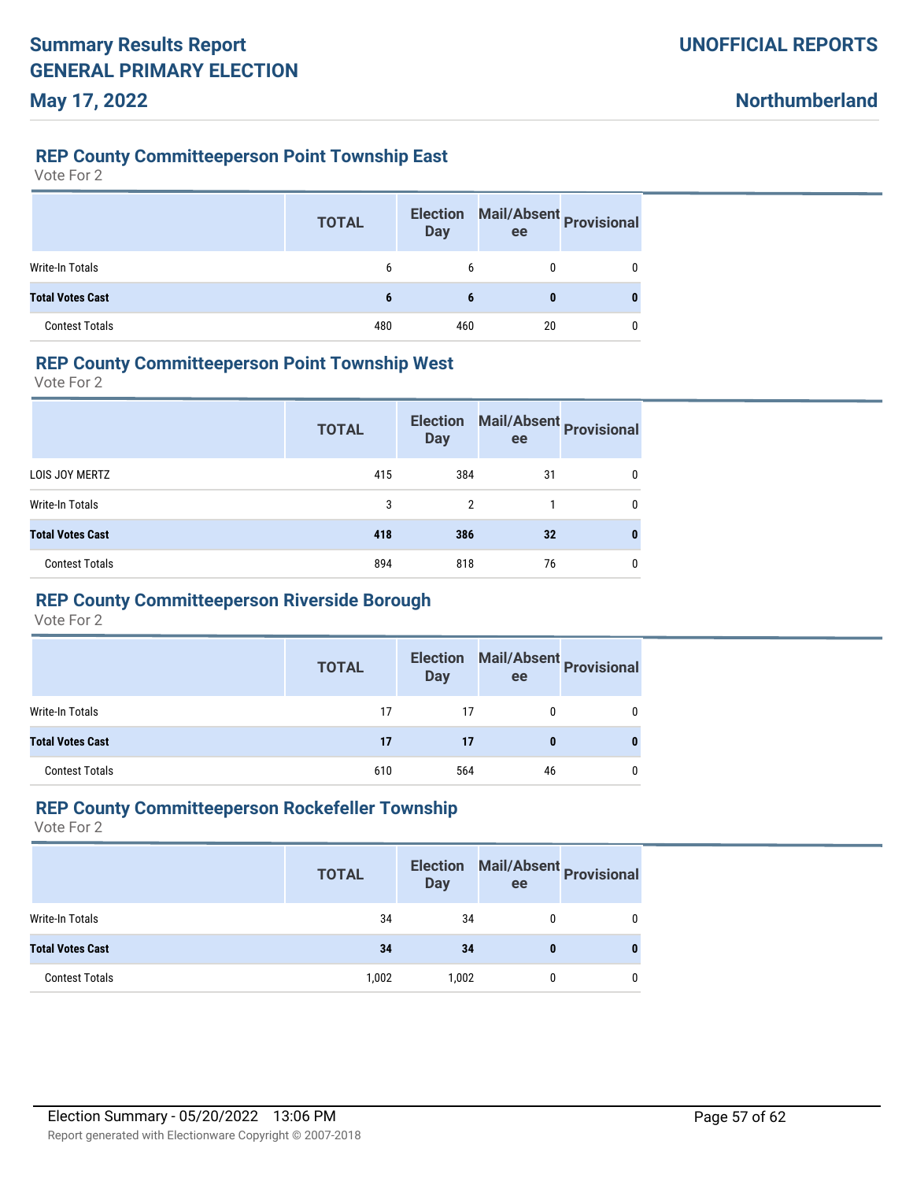## REP County Committeeperson Point Township East

Vote For 2

| | TOTAL | Election Day | Mail/Absentee | Provisional |
|---|---|---|---|---|
| Write-In Totals | 6 | 6 | 0 | 0 |
| **Total Votes Cast** | **6** | **6** | **0** | **0** |
| Contest Totals | 480 | 460 | 20 | 0 |

## REP County Committeeperson Point Township West

Vote For 2

| | TOTAL | Election Day | Mail/Absentee | Provisional |
|---|---|---|---|---|
| LOIS JOY MERTZ | 415 | 384 | 31 | 0 |
| Write-In Totals | 3 | 2 | 1 | 0 |
| **Total Votes Cast** | **418** | **386** | **32** | **0** |
| Contest Totals | 894 | 818 | 76 | 0 |

## REP County Committeeperson Riverside Borough

Vote For 2

| | TOTAL | Election Day | Mail/Absentee | Provisional |
|---|---|---|---|---|
| Write-In Totals | 17 | 17 | 0 | 0 |
| **Total Votes Cast** | **17** | **17** | **0** | **0** |
| Contest Totals | 610 | 564 | 46 | 0 |

## REP County Committeeperson Rockefeller Township

Vote For 2

| | TOTAL | Election Day | Mail/Absentee | Provisional |
|---|---|---|---|---|
| Write-In Totals | 34 | 34 | 0 | 0 |
| **Total Votes Cast** | **34** | **34** | **0** | **0** |
| Contest Totals | 1,002 | 1,002 | 0 | 0 |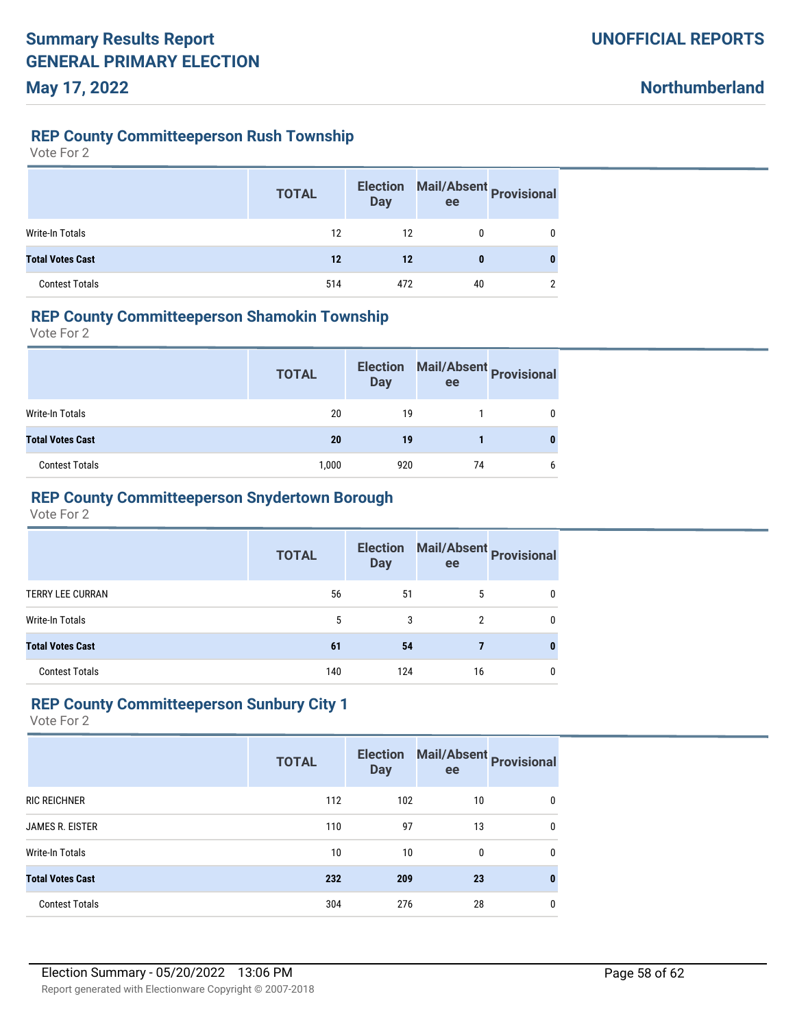## REP County Committeeperson Rush Township

Vote For 2

| | TOTAL | Election Day | Mail/Absentee | Provisional |
|---|---|---|---|---|
| Write-In Totals | 12 | 12 | 0 | 0 |
| **Total Votes Cast** | **12** | **12** | **0** | **0** |
| Contest Totals | 514 | 472 | 40 | 2 |

## REP County Committeeperson Shamokin Township

Vote For 2

| | TOTAL | Election Day | Mail/Absentee | Provisional |
|---|---|---|---|---|
| Write-In Totals | 20 | 19 | 1 | 0 |
| **Total Votes Cast** | **20** | **19** | **1** | **0** |
| Contest Totals | 1,000 | 920 | 74 | 6 |

## REP County Committeeperson Snydertown Borough

Vote For 2

| | TOTAL | Election Day | Mail/Absentee | Provisional |
|---|---|---|---|---|
| TERRY LEE CURRAN | 56 | 51 | 5 | 0 |
| Write-In Totals | 5 | 3 | 2 | 0 |
| **Total Votes Cast** | **61** | **54** | **7** | **0** |
| Contest Totals | 140 | 124 | 16 | 0 |

## REP County Committeeperson Sunbury City 1

Vote For 2

| | TOTAL | Election Day | Mail/Absentee | Provisional |
|---|---|---|---|---|
| RIC REICHNER | 112 | 102 | 10 | 0 |
| JAMES R. EISTER | 110 | 97 | 13 | 0 |
| Write-In Totals | 10 | 10 | 0 | 0 |
| **Total Votes Cast** | **232** | **209** | **23** | **0** |
| Contest Totals | 304 | 276 | 28 | 0 |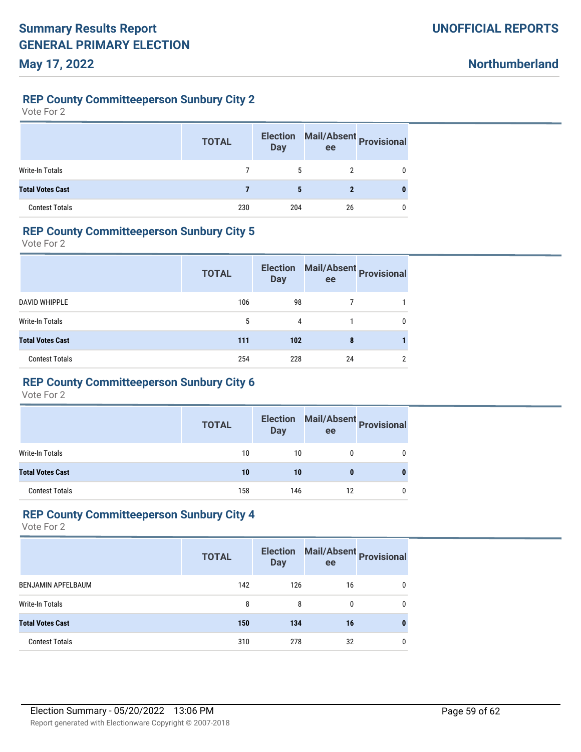## REP County Committeeperson Sunbury City 2

Vote For 2

| | TOTAL | Election Day | Mail/Absentee | Provisional |
|---|---|---|---|---|
| Write-In Totals | 7 | 5 | 2 | 0 |
| **Total Votes Cast** | **7** | **5** | **2** | **0** |
| Contest Totals | 230 | 204 | 26 | 0 |

## REP County Committeeperson Sunbury City 5

Vote For 2

| | TOTAL | Election Day | Mail/Absentee | Provisional |
|---|---|---|---|---|
| DAVID WHIPPLE | 106 | 98 | 7 | 1 |
| Write-In Totals | 5 | 4 | 1 | 0 |
| **Total Votes Cast** | **111** | **102** | **8** | **1** |
| Contest Totals | 254 | 228 | 24 | 2 |

## REP County Committeeperson Sunbury City 6

Vote For 2

| | TOTAL | Election Day | Mail/Absentee | Provisional |
|---|---|---|---|---|
| Write-In Totals | 10 | 10 | 0 | 0 |
| **Total Votes Cast** | **10** | **10** | **0** | **0** |
| Contest Totals | 158 | 146 | 12 | 0 |

## REP County Committeeperson Sunbury City 4

Vote For 2

| | TOTAL | Election Day | Mail/Absentee | Provisional |
|---|---|---|---|---|
| BENJAMIN APFELBAUM | 142 | 126 | 16 | 0 |
| Write-In Totals | 8 | 8 | 0 | 0 |
| **Total Votes Cast** | **150** | **134** | **16** | **0** |
| Contest Totals | 310 | 278 | 32 | 0 |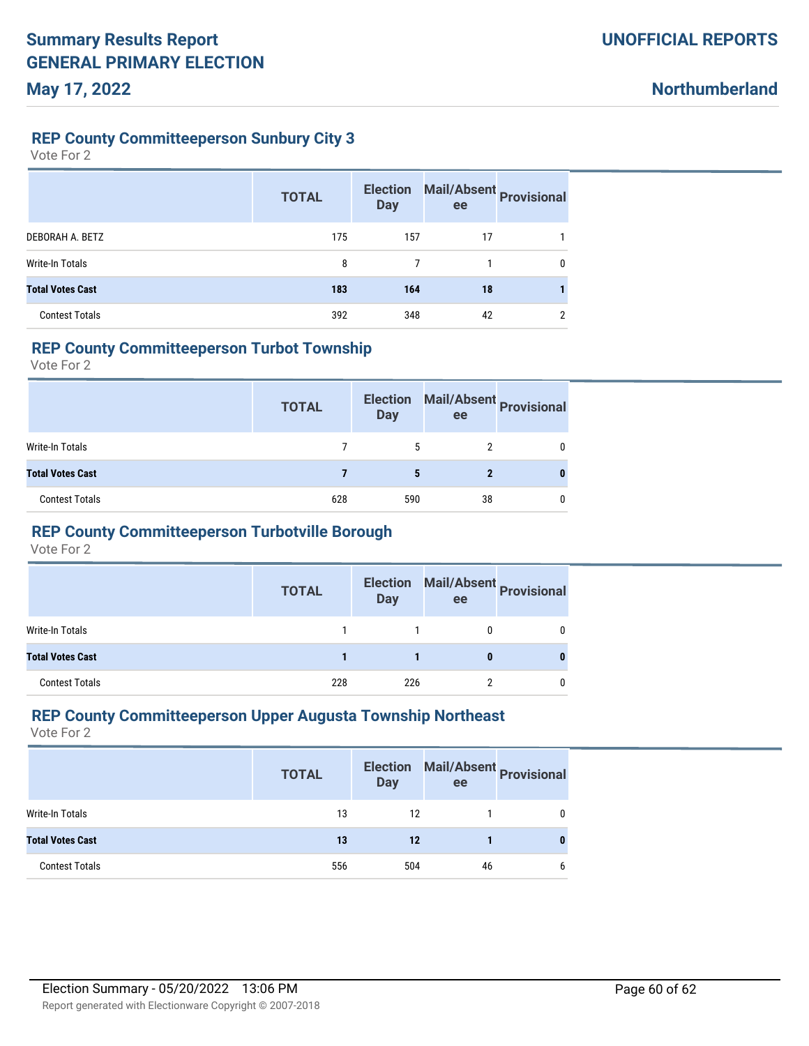## REP County Committeeperson Sunbury City 3

Vote For 2

| | TOTAL | Election Day | Mail/Absentee | Provisional |
|---|---|---|---|---|
| DEBORAH A. BETZ | 175 | 157 | 17 | 1 |
| Write-In Totals | 8 | 7 | 1 | 0 |
| **Total Votes Cast** | **183** | **164** | **18** | **1** |
| Contest Totals | 392 | 348 | 42 | 2 |

## REP County Committeeperson Turbot Township

Vote For 2

| | TOTAL | Election Day | Mail/Absentee | Provisional |
|---|---|---|---|---|
| Write-In Totals | 7 | 5 | 2 | 0 |
| **Total Votes Cast** | **7** | **5** | **2** | **0** |
| Contest Totals | 628 | 590 | 38 | 0 |

## REP County Committeeperson Turbotville Borough

Vote For 2

| | TOTAL | Election Day | Mail/Absentee | Provisional |
|---|---|---|---|---|
| Write-In Totals | 1 | 1 | 0 | 0 |
| **Total Votes Cast** | **1** | **1** | **0** | **0** |
| Contest Totals | 228 | 226 | 2 | 0 |

## REP County Committeeperson Upper Augusta Township Northeast

Vote For 2

| | TOTAL | Election Day | Mail/Absentee | Provisional |
|---|---|---|---|---|
| Write-In Totals | 13 | 12 | 1 | 0 |
| **Total Votes Cast** | **13** | **12** | **1** | **0** |
| Contest Totals | 556 | 504 | 46 | 6 |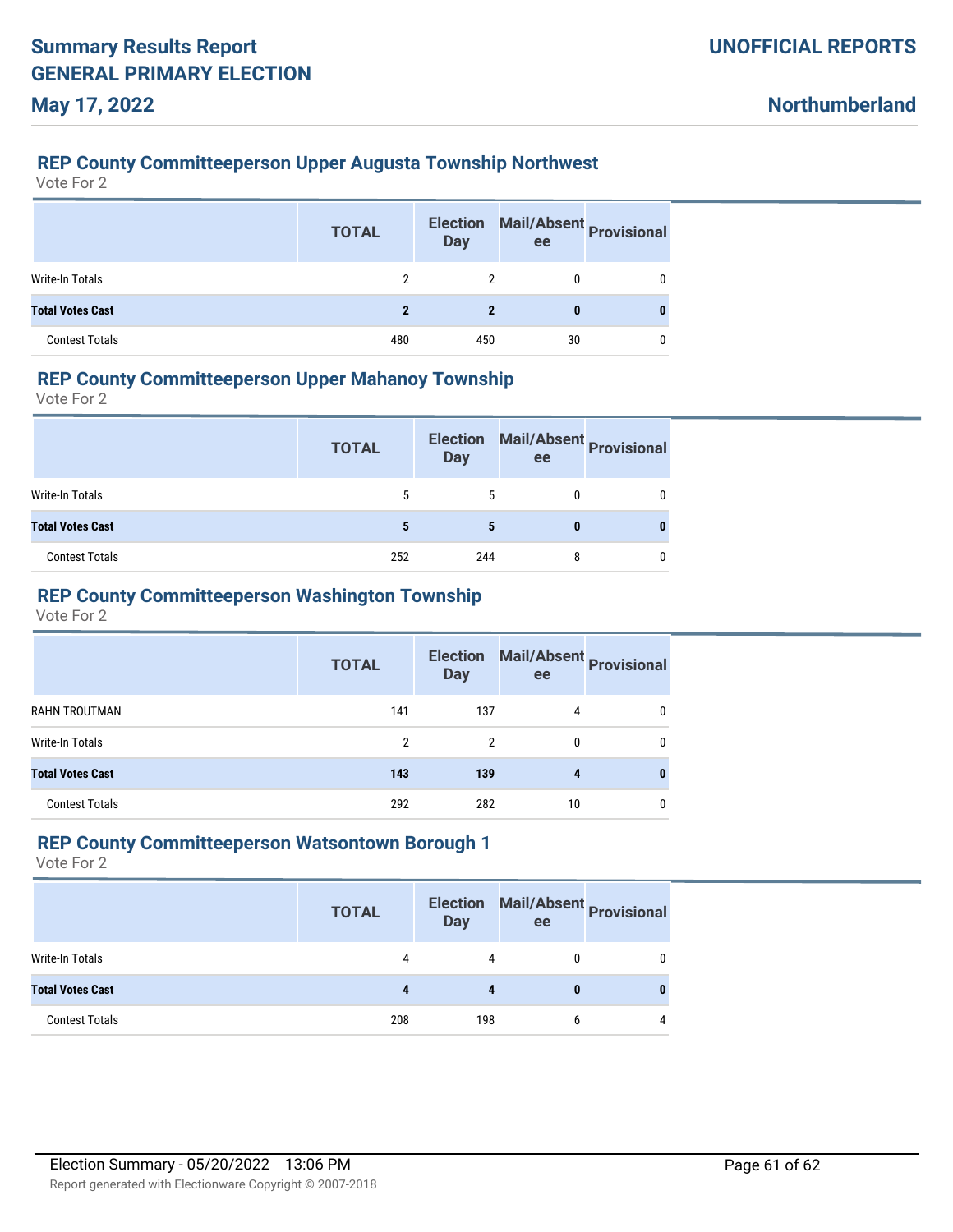## REP County Committeeperson Upper Augusta Township Northwest

Vote For 2

| | TOTAL | Election Day | Mail/Absentee | Provisional |
|---|---|---|---|---|
| Write-In Totals | 2 | 2 | 0 | 0 |
| **Total Votes Cast** | **2** | **2** | **0** | **0** |
| Contest Totals | 480 | 450 | 30 | 0 |

## REP County Committeeperson Upper Mahanoy Township

Vote For 2

| | TOTAL | Election Day | Mail/Absentee | Provisional |
|---|---|---|---|---|
| Write-In Totals | 5 | 5 | 0 | 0 |
| **Total Votes Cast** | **5** | **5** | **0** | **0** |
| Contest Totals | 252 | 244 | 8 | 0 |

## REP County Committeeperson Washington Township

Vote For 2

| | TOTAL | Election Day | Mail/Absentee | Provisional |
|---|---|---|---|---|
| RAHN TROUTMAN | 141 | 137 | 4 | 0 |
| Write-In Totals | 2 | 2 | 0 | 0 |
| **Total Votes Cast** | **143** | **139** | **4** | **0** |
| Contest Totals | 292 | 282 | 10 | 0 |

## REP County Committeeperson Watsontown Borough 1

Vote For 2

| | TOTAL | Election Day | Mail/Absentee | Provisional |
|---|---|---|---|---|
| Write-In Totals | 4 | 4 | 0 | 0 |
| **Total Votes Cast** | **4** | **4** | **0** | **0** |
| Contest Totals | 208 | 198 | 6 | 4 |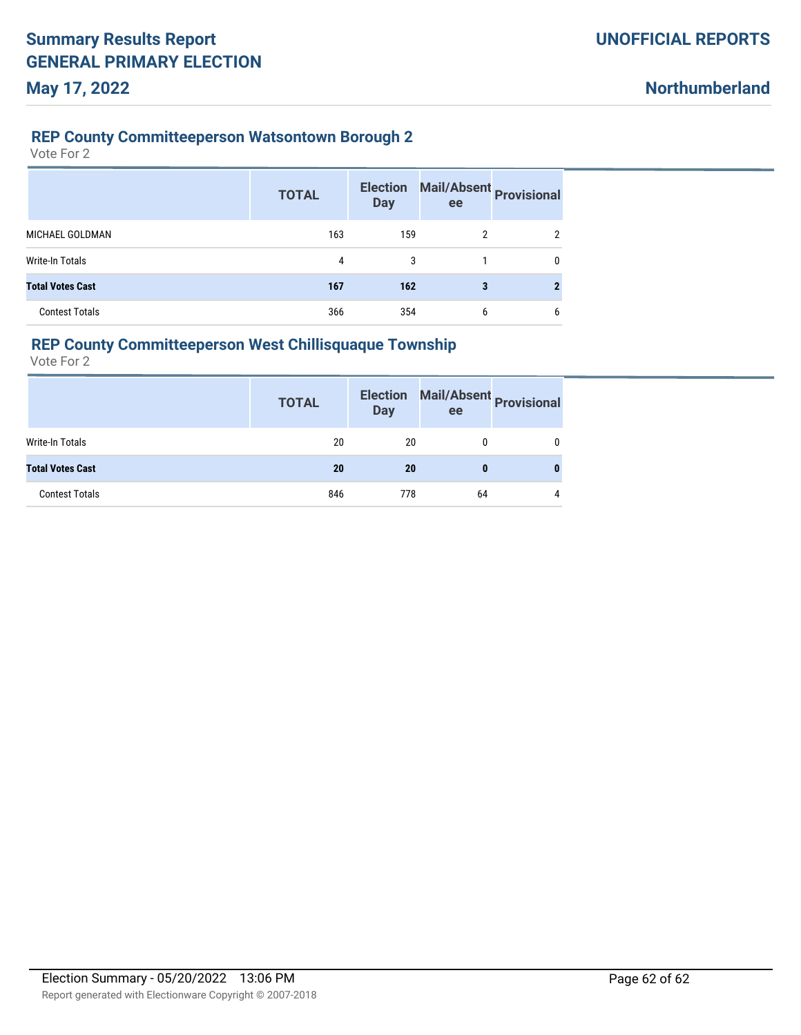## REP County Committeeperson Watsontown Borough 2

Vote For 2

| | TOTAL | Election Day | Mail/Absentee | Provisional |
|---|---|---|---|---|
| MICHAEL GOLDMAN | 163 | 159 | 2 | 2 |
| Write-In Totals | 4 | 3 | 1 | 0 |
| **Total Votes Cast** | **167** | **162** | **3** | **2** |
| Contest Totals | 366 | 354 | 6 | 6 |

## REP County Committeeperson West Chillisquaque Township

Vote For 2

| | TOTAL | Election Day | Mail/Absentee | Provisional |
|---|---|---|---|---|
| Write-In Totals | 20 | 20 | 0 | 0 |
| **Total Votes Cast** | **20** | **20** | **0** | **0** |
| Contest Totals | 846 | 778 | 64 | 4 |